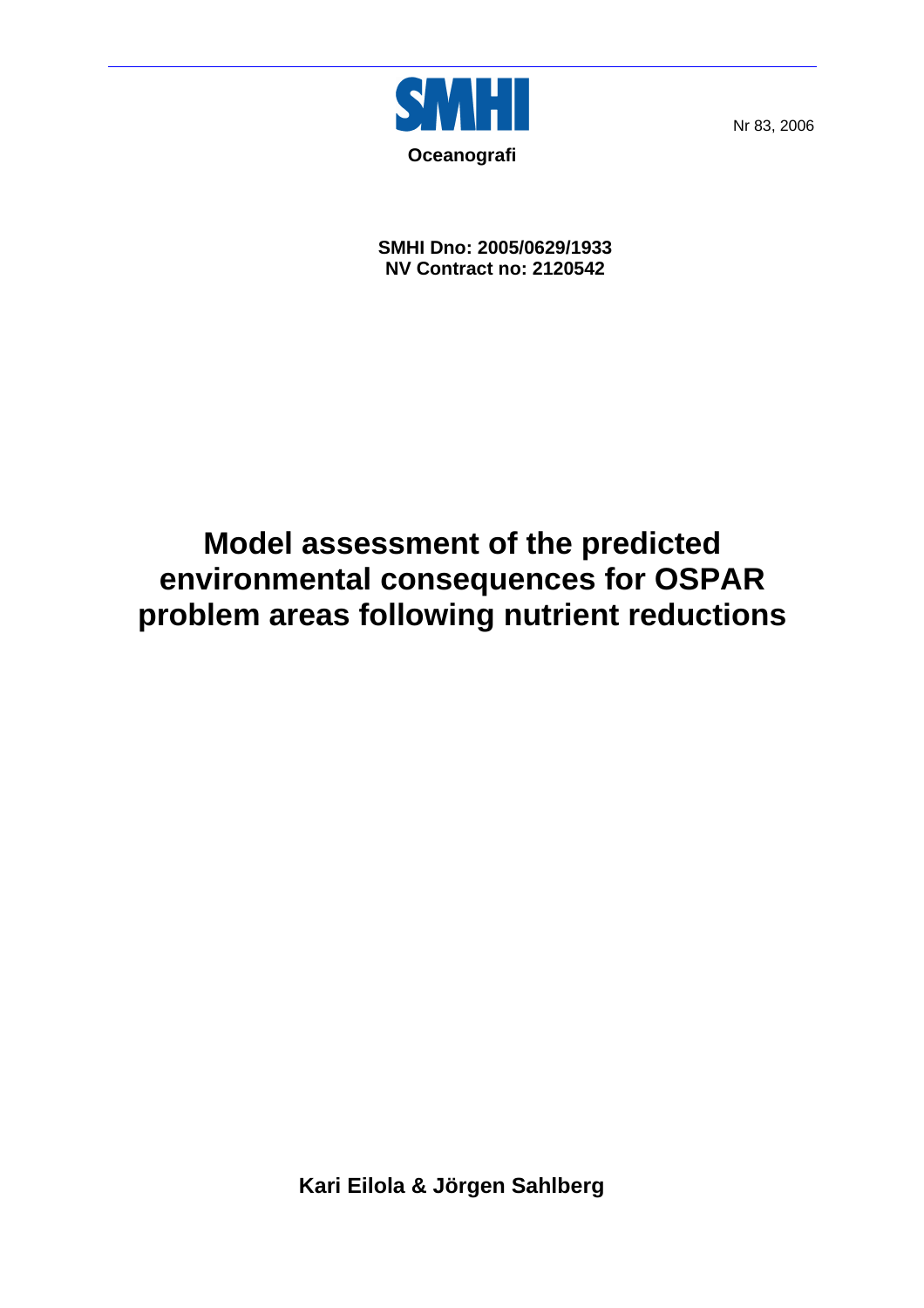SMHI

**Oceanografi**

Nr 83, 2006

**SMHI Dno: 2005/0629/1933**
**NV Contract no: 2120542**

# Model assessment of the predicted environmental consequences for OSPAR problem areas following nutrient reductions

**Kari Eilola & Jörgen Sahlberg**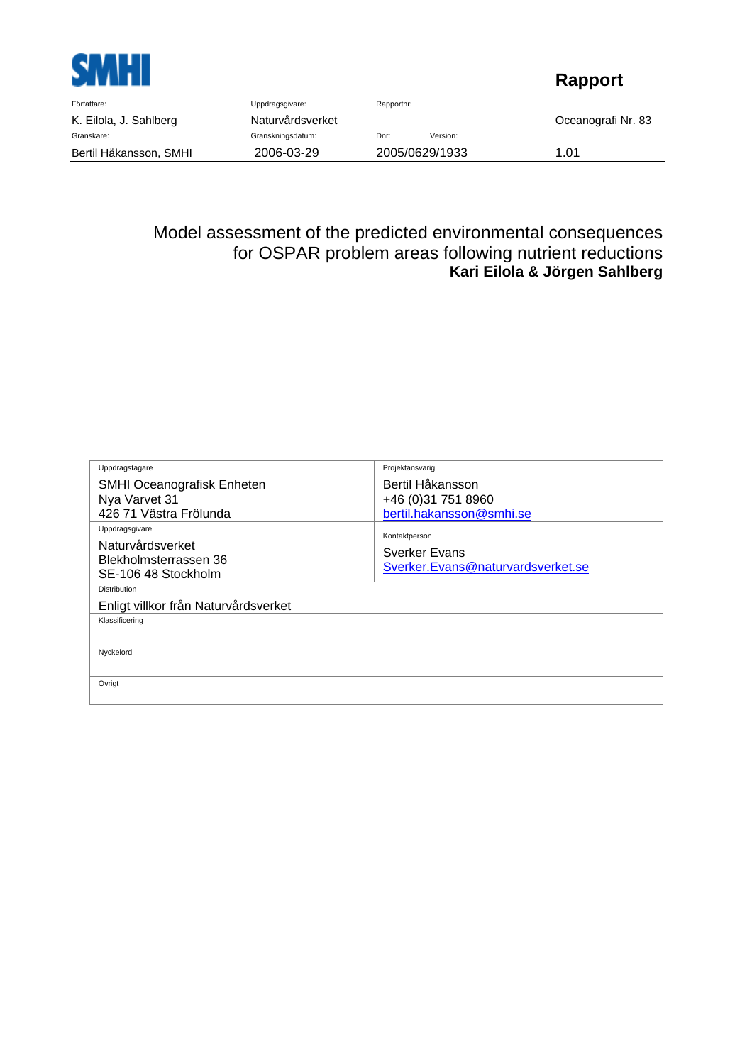**SMHI**

**Rapport**

| Författare: | Uppdragsgivare: | Rapportnr: | |
| --- | --- | --- | --- |
| K. Eilola, J. Sahlberg | Naturvårdsverket | | Oceanografi Nr. 83 |
| Granskare: | Granskningsdatum: | Dnr: Version: | |
| Bertil Håkansson, SMHI | 2006-03-29 | 2005/0629/1933 | 1.01 |

# Model assessment of the predicted environmental consequences for OSPAR problem areas following nutrient reductions

**Kari Eilola & Jörgen Sahlberg**

| Uppdragstagare | Projektansvarig |
| --- | --- |
| SMHI Oceanografisk Enheten<br>Nya Varvet 31<br>426 71 Västra Frölunda | Bertil Håkansson<br>+46 (0)31 751 8960<br>bertil.hakansson@smhi.se |
| Uppdragsgivare<br>Naturvårdsverket<br>Blekholmsterrassen 36<br>SE-106 48 Stockholm | Kontaktperson<br>Sverker Evans<br>Sverker.Evans@naturvardsverket.se |
| Distribution<br>Enligt villkor från Naturvårdsverket | |
| Klassificering | |
| Nyckelord | |
| Övrigt | |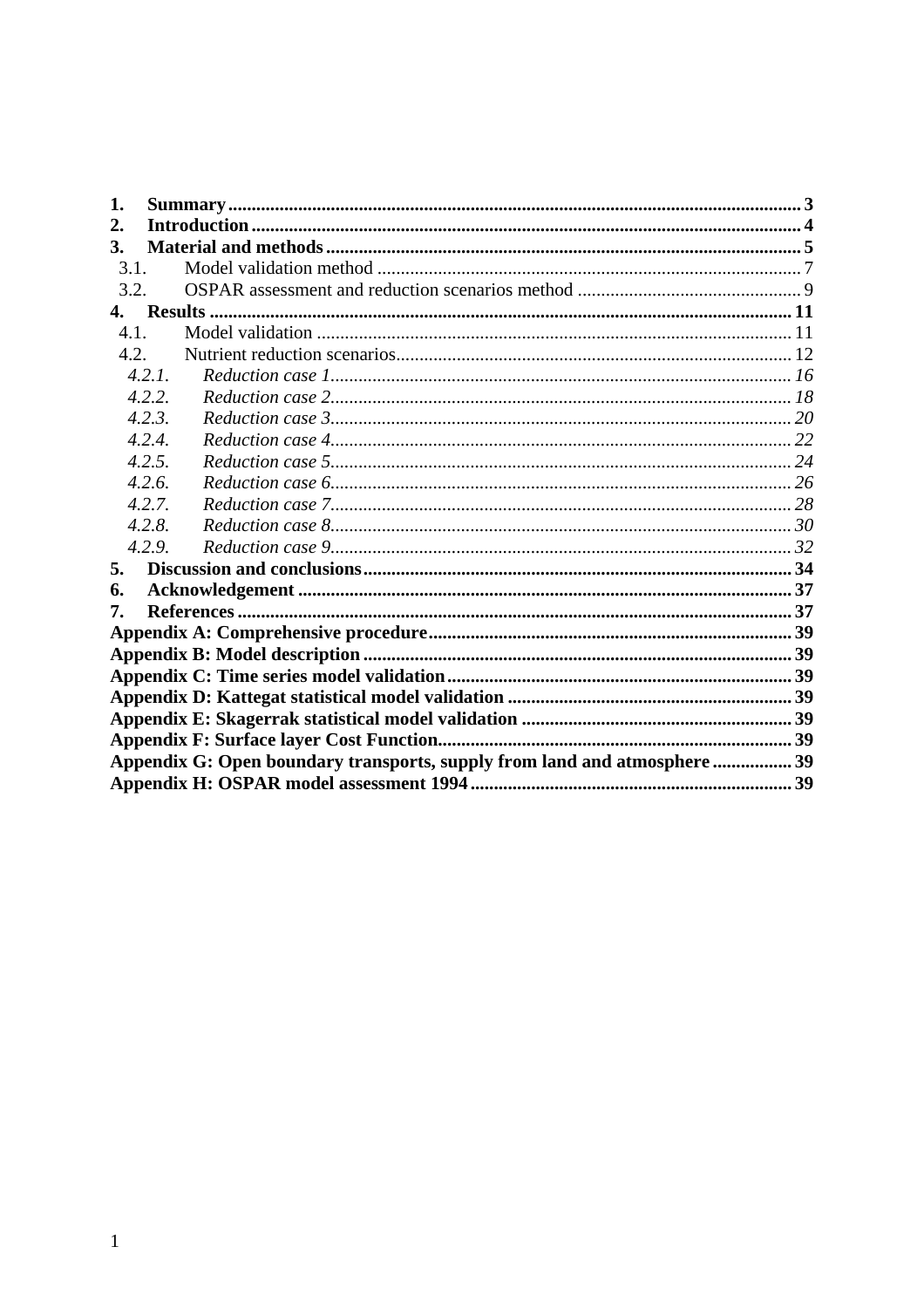- **1. Summary** .......... **3**
- **2. Introduction** .......... **4**
- **3. Material and methods** .......... **5**
  - 3.1. Model validation method .......... 7
  - 3.2. OSPAR assessment and reduction scenarios method .......... 9
- **4. Results** .......... **11**
  - 4.1. Model validation .......... 11
  - 4.2. Nutrient reduction scenarios .......... 12
    - *4.2.1. Reduction case 1* .......... *16*
    - *4.2.2. Reduction case 2* .......... *18*
    - *4.2.3. Reduction case 3* .......... *20*
    - *4.2.4. Reduction case 4* .......... *22*
    - *4.2.5. Reduction case 5* .......... *24*
    - *4.2.6. Reduction case 6* .......... *26*
    - *4.2.7. Reduction case 7* .......... *28*
    - *4.2.8. Reduction case 8* .......... *30*
    - *4.2.9. Reduction case 9* .......... *32*
- **5. Discussion and conclusions** .......... **34**
- **6. Acknowledgement** .......... **37**
- **7. References** .......... **37**
- **Appendix A: Comprehensive procedure** .......... **39**
- **Appendix B: Model description** .......... **39**
- **Appendix C: Time series model validation** .......... **39**
- **Appendix D: Kattegat statistical model validation** .......... **39**
- **Appendix E: Skagerrak statistical model validation** .......... **39**
- **Appendix F: Surface layer Cost Function** .......... **39**
- **Appendix G: Open boundary transports, supply from land and atmosphere** .......... **39**
- **Appendix H: OSPAR model assessment 1994** .......... **39**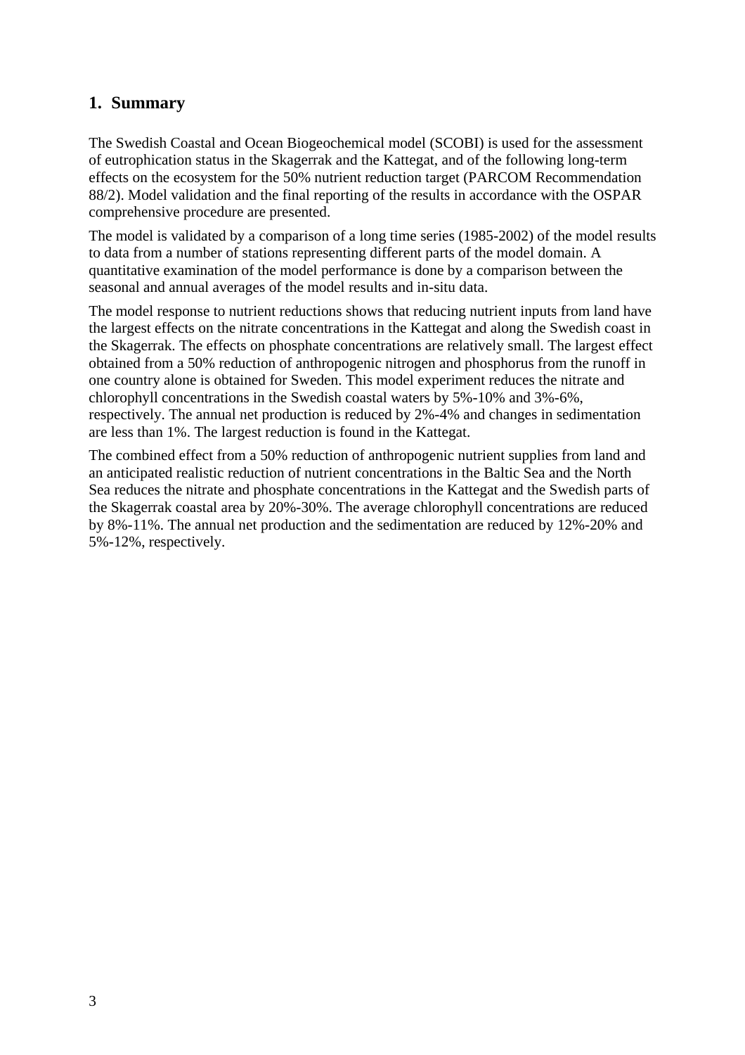## 1. Summary

The Swedish Coastal and Ocean Biogeochemical model (SCOBI) is used for the assessment of eutrophication status in the Skagerrak and the Kattegat, and of the following long-term effects on the ecosystem for the 50% nutrient reduction target (PARCOM Recommendation 88/2). Model validation and the final reporting of the results in accordance with the OSPAR comprehensive procedure are presented.

The model is validated by a comparison of a long time series (1985-2002) of the model results to data from a number of stations representing different parts of the model domain. A quantitative examination of the model performance is done by a comparison between the seasonal and annual averages of the model results and in-situ data.

The model response to nutrient reductions shows that reducing nutrient inputs from land have the largest effects on the nitrate concentrations in the Kattegat and along the Swedish coast in the Skagerrak. The effects on phosphate concentrations are relatively small. The largest effect obtained from a 50% reduction of anthropogenic nitrogen and phosphorus from the runoff in one country alone is obtained for Sweden. This model experiment reduces the nitrate and chlorophyll concentrations in the Swedish coastal waters by 5%-10% and 3%-6%, respectively. The annual net production is reduced by 2%-4% and changes in sedimentation are less than 1%. The largest reduction is found in the Kattegat.

The combined effect from a 50% reduction of anthropogenic nutrient supplies from land and an anticipated realistic reduction of nutrient concentrations in the Baltic Sea and the North Sea reduces the nitrate and phosphate concentrations in the Kattegat and the Swedish parts of the Skagerrak coastal area by 20%-30%. The average chlorophyll concentrations are reduced by 8%-11%. The annual net production and the sedimentation are reduced by 12%-20% and 5%-12%, respectively.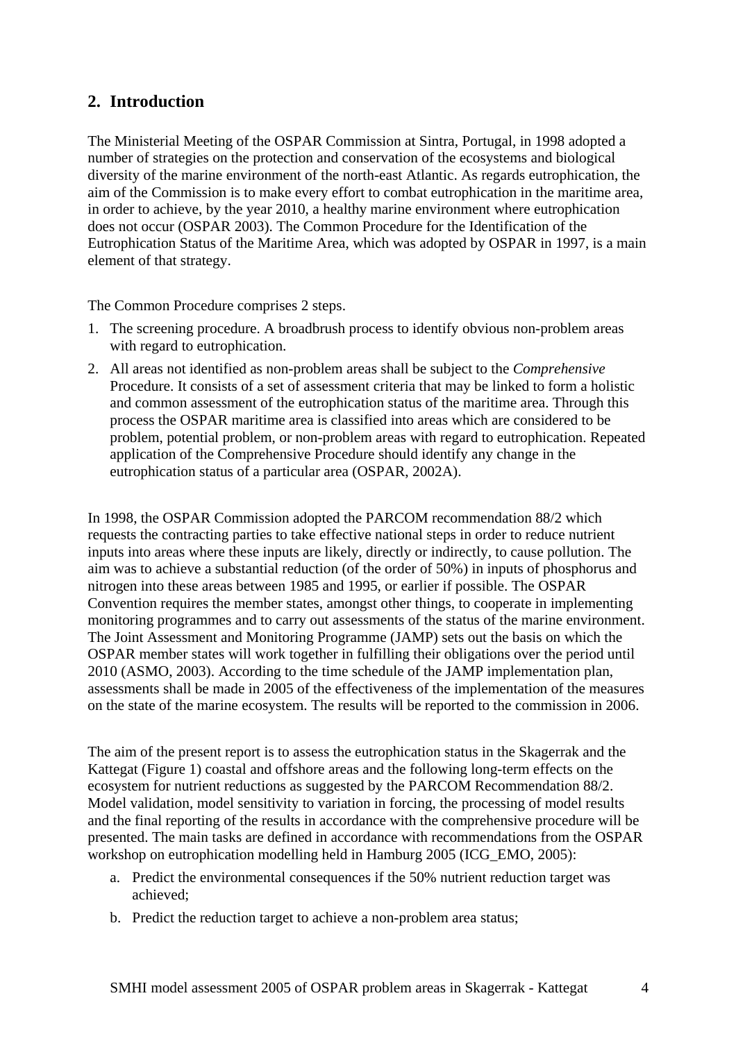## 2. Introduction

The Ministerial Meeting of the OSPAR Commission at Sintra, Portugal, in 1998 adopted a number of strategies on the protection and conservation of the ecosystems and biological diversity of the marine environment of the north-east Atlantic. As regards eutrophication, the aim of the Commission is to make every effort to combat eutrophication in the maritime area, in order to achieve, by the year 2010, a healthy marine environment where eutrophication does not occur (OSPAR 2003). The Common Procedure for the Identification of the Eutrophication Status of the Maritime Area, which was adopted by OSPAR in 1997, is a main element of that strategy.

The Common Procedure comprises 2 steps.

1. The screening procedure. A broadbrush process to identify obvious non-problem areas with regard to eutrophication.
2. All areas not identified as non-problem areas shall be subject to the *Comprehensive* Procedure. It consists of a set of assessment criteria that may be linked to form a holistic and common assessment of the eutrophication status of the maritime area. Through this process the OSPAR maritime area is classified into areas which are considered to be problem, potential problem, or non-problem areas with regard to eutrophication. Repeated application of the Comprehensive Procedure should identify any change in the eutrophication status of a particular area (OSPAR, 2002A).

In 1998, the OSPAR Commission adopted the PARCOM recommendation 88/2 which requests the contracting parties to take effective national steps in order to reduce nutrient inputs into areas where these inputs are likely, directly or indirectly, to cause pollution. The aim was to achieve a substantial reduction (of the order of 50%) in inputs of phosphorus and nitrogen into these areas between 1985 and 1995, or earlier if possible. The OSPAR Convention requires the member states, amongst other things, to cooperate in implementing monitoring programmes and to carry out assessments of the status of the marine environment. The Joint Assessment and Monitoring Programme (JAMP) sets out the basis on which the OSPAR member states will work together in fulfilling their obligations over the period until 2010 (ASMO, 2003). According to the time schedule of the JAMP implementation plan, assessments shall be made in 2005 of the effectiveness of the implementation of the measures on the state of the marine ecosystem. The results will be reported to the commission in 2006.

The aim of the present report is to assess the eutrophication status in the Skagerrak and the Kattegat (Figure 1) coastal and offshore areas and the following long-term effects on the ecosystem for nutrient reductions as suggested by the PARCOM Recommendation 88/2. Model validation, model sensitivity to variation in forcing, the processing of model results and the final reporting of the results in accordance with the comprehensive procedure will be presented. The main tasks are defined in accordance with recommendations from the OSPAR workshop on eutrophication modelling held in Hamburg 2005 (ICG_EMO, 2005):

a. Predict the environmental consequences if the 50% nutrient reduction target was achieved;
b. Predict the reduction target to achieve a non-problem area status;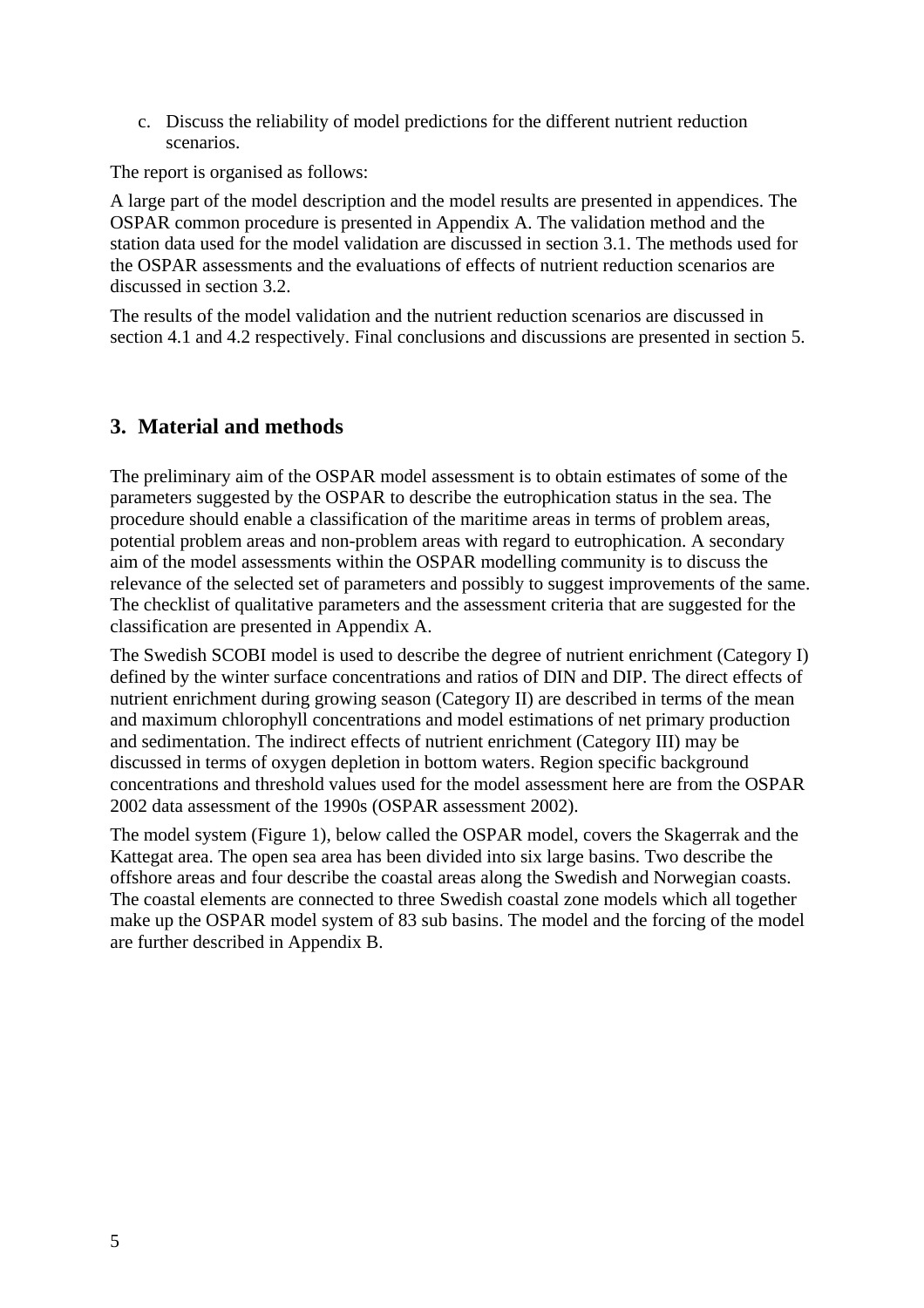c. Discuss the reliability of model predictions for the different nutrient reduction scenarios.

The report is organised as follows:

A large part of the model description and the model results are presented in appendices. The OSPAR common procedure is presented in Appendix A. The validation method and the station data used for the model validation are discussed in section 3.1. The methods used for the OSPAR assessments and the evaluations of effects of nutrient reduction scenarios are discussed in section 3.2.

The results of the model validation and the nutrient reduction scenarios are discussed in section 4.1 and 4.2 respectively. Final conclusions and discussions are presented in section 5.

## 3. Material and methods

The preliminary aim of the OSPAR model assessment is to obtain estimates of some of the parameters suggested by the OSPAR to describe the eutrophication status in the sea. The procedure should enable a classification of the maritime areas in terms of problem areas, potential problem areas and non-problem areas with regard to eutrophication. A secondary aim of the model assessments within the OSPAR modelling community is to discuss the relevance of the selected set of parameters and possibly to suggest improvements of the same. The checklist of qualitative parameters and the assessment criteria that are suggested for the classification are presented in Appendix A.

The Swedish SCOBI model is used to describe the degree of nutrient enrichment (Category I) defined by the winter surface concentrations and ratios of DIN and DIP. The direct effects of nutrient enrichment during growing season (Category II) are described in terms of the mean and maximum chlorophyll concentrations and model estimations of net primary production and sedimentation. The indirect effects of nutrient enrichment (Category III) may be discussed in terms of oxygen depletion in bottom waters. Region specific background concentrations and threshold values used for the model assessment here are from the OSPAR 2002 data assessment of the 1990s (OSPAR assessment 2002).

The model system (Figure 1), below called the OSPAR model, covers the Skagerrak and the Kattegat area. The open sea area has been divided into six large basins. Two describe the offshore areas and four describe the coastal areas along the Swedish and Norwegian coasts. The coastal elements are connected to three Swedish coastal zone models which all together make up the OSPAR model system of 83 sub basins. The model and the forcing of the model are further described in Appendix B.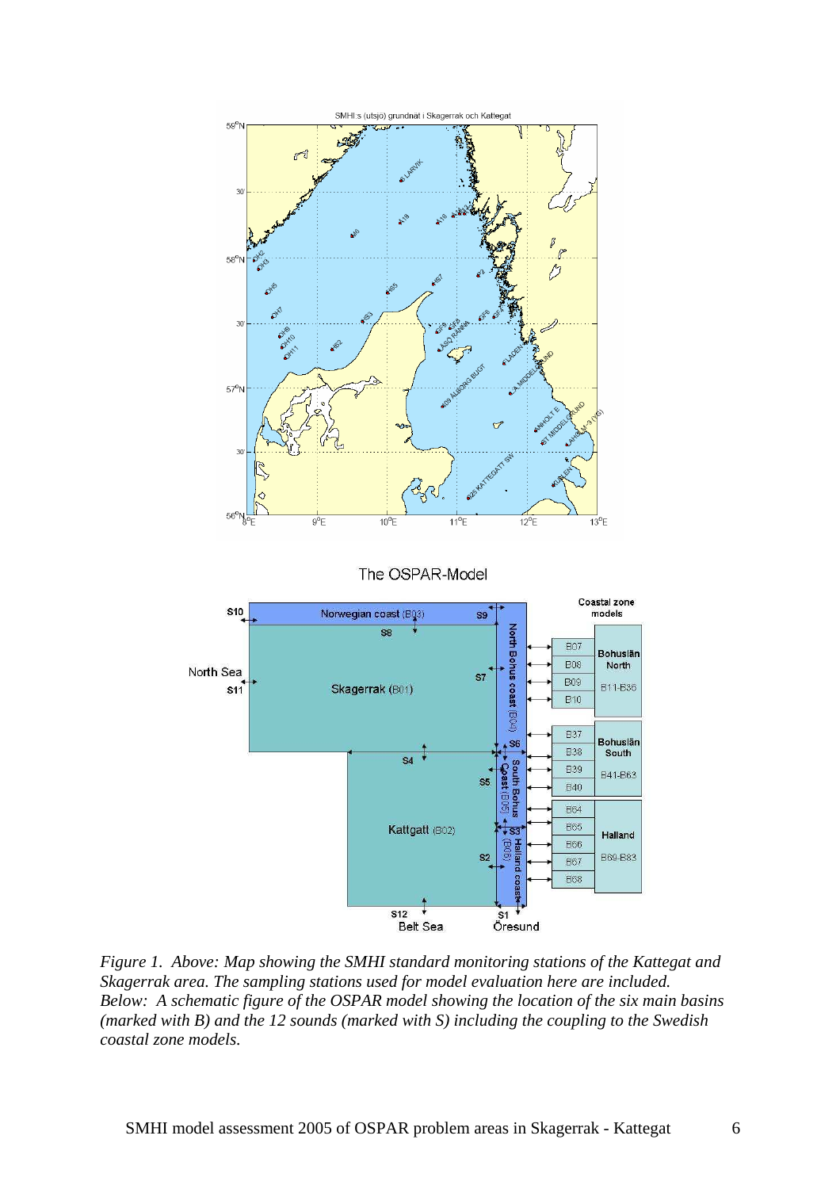*Figure 1. Above: Map showing the SMHI standard monitoring stations of the Kattegat and Skagerrak area. The sampling stations used for model evaluation here are included. Below: A schematic figure of the OSPAR model showing the location of the six main basins (marked with B) and the 12 sounds (marked with S) including the coupling to the Swedish coastal zone models.*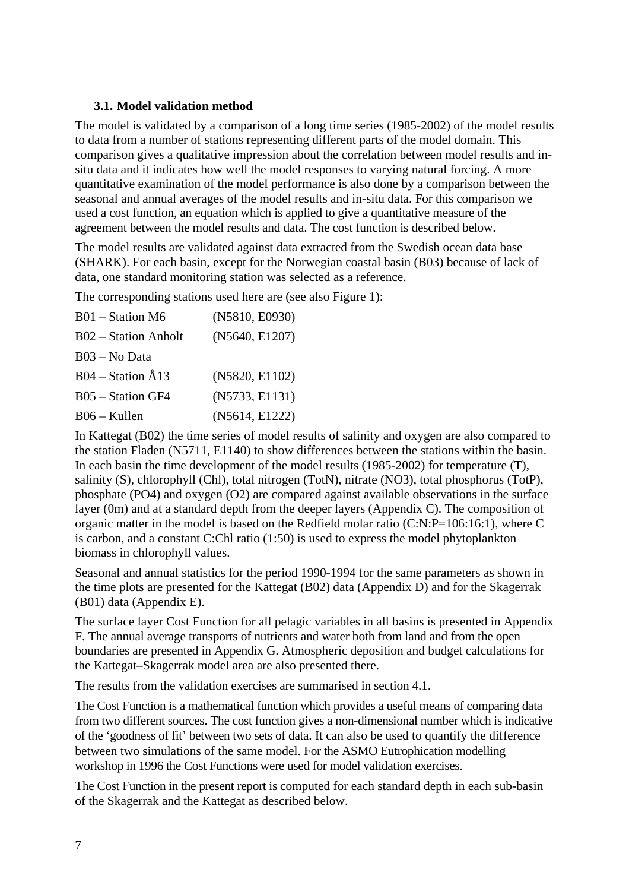### 3.1. Model validation method

The model is validated by a comparison of a long time series (1985-2002) of the model results to data from a number of stations representing different parts of the model domain. This comparison gives a qualitative impression about the correlation between model results and in-situ data and it indicates how well the model responses to varying natural forcing. A more quantitative examination of the model performance is also done by a comparison between the seasonal and annual averages of the model results and in-situ data. For this comparison we used a cost function, an equation which is applied to give a quantitative measure of the agreement between the model results and data. The cost function is described below.

The model results are validated against data extracted from the Swedish ocean data base (SHARK). For each basin, except for the Norwegian coastal basin (B03) because of lack of data, one standard monitoring station was selected as a reference.

The corresponding stations used here are (see also Figure 1):

| | |
|---|---|
| B01 – Station M6 | (N5810, E0930) |
| B02 – Station Anholt | (N5640, E1207) |
| B03 – No Data | |
| B04 – Station Å13 | (N5820, E1102) |
| B05 – Station GF4 | (N5733, E1131) |
| B06 – Kullen | (N5614, E1222) |

In Kattegat (B02) the time series of model results of salinity and oxygen are also compared to the station Fladen (N5711, E1140) to show differences between the stations within the basin. In each basin the time development of the model results (1985-2002) for temperature (T), salinity (S), chlorophyll (Chl), total nitrogen (TotN), nitrate (NO3), total phosphorus (TotP), phosphate (PO4) and oxygen (O2) are compared against available observations in the surface layer (0m) and at a standard depth from the deeper layers (Appendix C). The composition of organic matter in the model is based on the Redfield molar ratio (C:N:P=106:16:1), where C is carbon, and a constant C:Chl ratio (1:50) is used to express the model phytoplankton biomass in chlorophyll values.

Seasonal and annual statistics for the period 1990-1994 for the same parameters as shown in the time plots are presented for the Kattegat (B02) data (Appendix D) and for the Skagerrak (B01) data (Appendix E).

The surface layer Cost Function for all pelagic variables in all basins is presented in Appendix F. The annual average transports of nutrients and water both from land and from the open boundaries are presented in Appendix G. Atmospheric deposition and budget calculations for the Kattegat–Skagerrak model area are also presented there.

The results from the validation exercises are summarised in section 4.1.

The Cost Function is a mathematical function which provides a useful means of comparing data from two different sources. The cost function gives a non-dimensional number which is indicative of the 'goodness of fit' between two sets of data. It can also be used to quantify the difference between two simulations of the same model. For the ASMO Eutrophication modelling workshop in 1996 the Cost Functions were used for model validation exercises.

The Cost Function in the present report is computed for each standard depth in each sub-basin of the Skagerrak and the Kattegat as described below.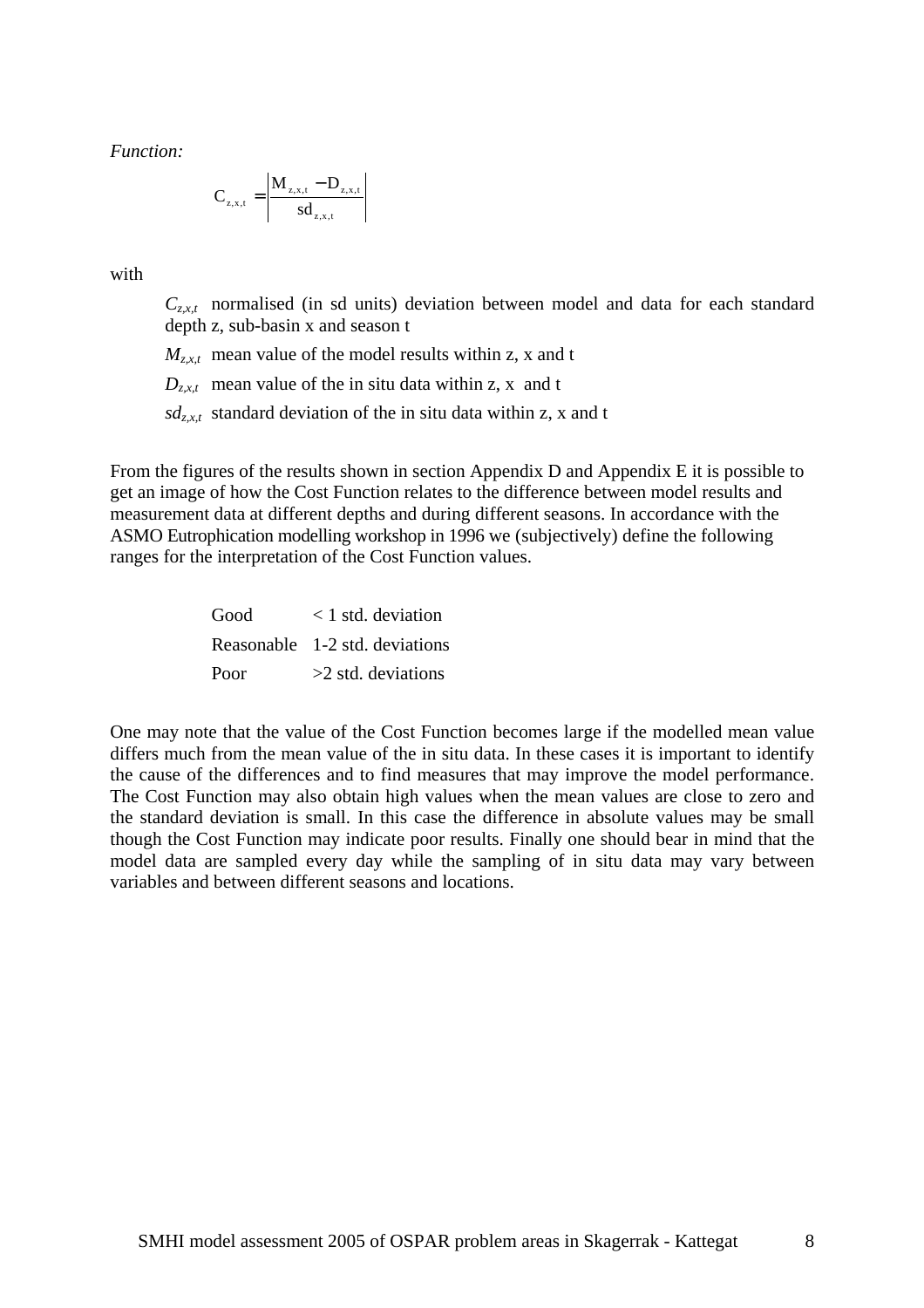*Function:*

$$C_{z,x,t} = \left| \frac{M_{z,x,t} - D_{z,x,t}}{sd_{z,x,t}} \right|$$

with

$C_{z,x,t}$ normalised (in sd units) deviation between model and data for each standard depth z, sub-basin x and season t

$M_{z,x,t}$ mean value of the model results within z, x and t

$D_{z,x,t}$ mean value of the in situ data within z, x and t

$sd_{z,x,t}$ standard deviation of the in situ data within z, x and t

From the figures of the results shown in section Appendix D and Appendix E it is possible to get an image of how the Cost Function relates to the difference between model results and measurement data at different depths and during different seasons. In accordance with the ASMO Eutrophication modelling workshop in 1996 we (subjectively) define the following ranges for the interpretation of the Cost Function values.

| | |
|---|---|
| Good | < 1 std. deviation |
| Reasonable | 1-2 std. deviations |
| Poor | >2 std. deviations |

One may note that the value of the Cost Function becomes large if the modelled mean value differs much from the mean value of the in situ data. In these cases it is important to identify the cause of the differences and to find measures that may improve the model performance. The Cost Function may also obtain high values when the mean values are close to zero and the standard deviation is small. In this case the difference in absolute values may be small though the Cost Function may indicate poor results. Finally one should bear in mind that the model data are sampled every day while the sampling of in situ data may vary between variables and between different seasons and locations.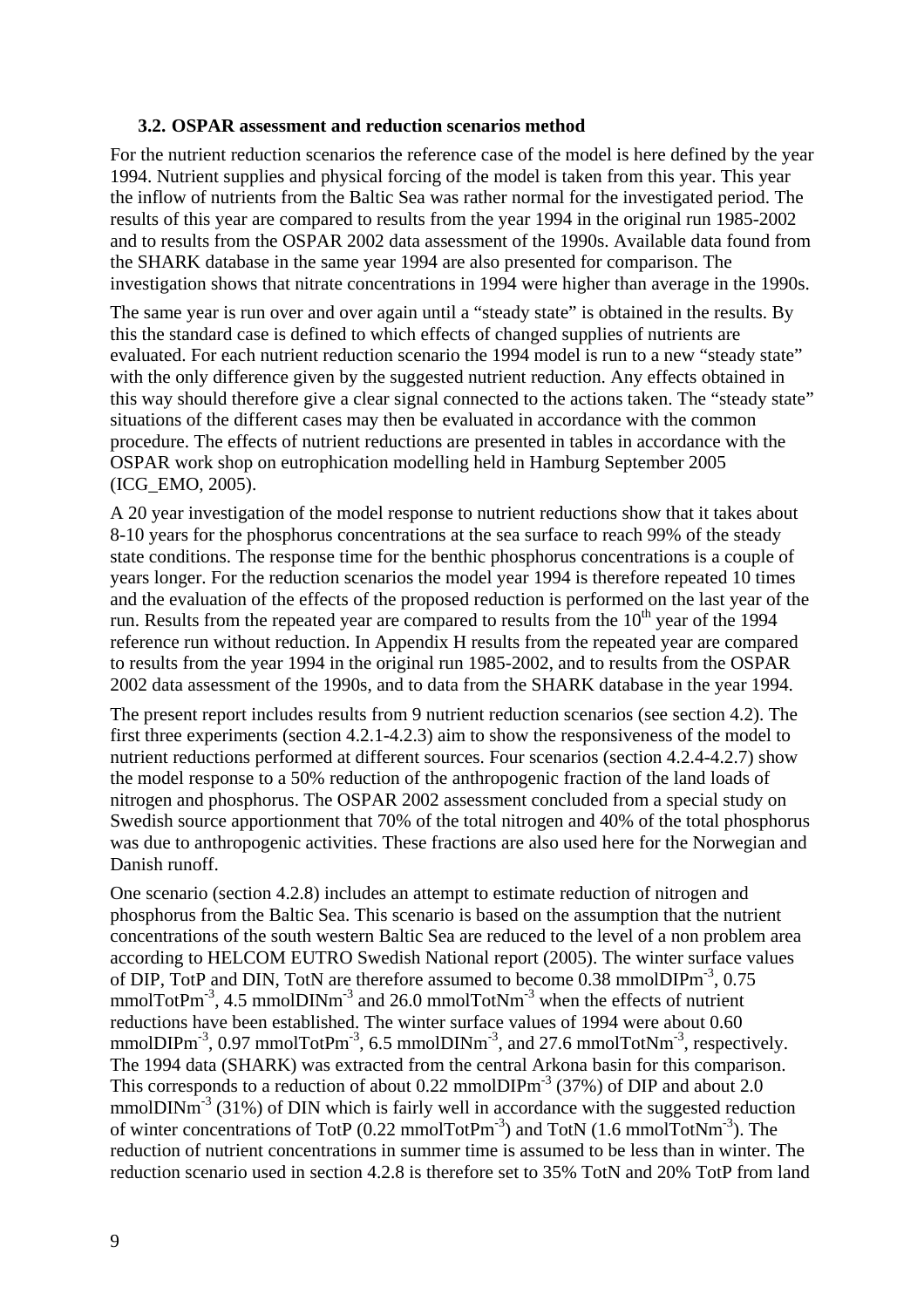### 3.2. OSPAR assessment and reduction scenarios method

For the nutrient reduction scenarios the reference case of the model is here defined by the year 1994. Nutrient supplies and physical forcing of the model is taken from this year. This year the inflow of nutrients from the Baltic Sea was rather normal for the investigated period. The results of this year are compared to results from the year 1994 in the original run 1985-2002 and to results from the OSPAR 2002 data assessment of the 1990s. Available data found from the SHARK database in the same year 1994 are also presented for comparison. The investigation shows that nitrate concentrations in 1994 were higher than average in the 1990s.

The same year is run over and over again until a "steady state" is obtained in the results. By this the standard case is defined to which effects of changed supplies of nutrients are evaluated. For each nutrient reduction scenario the 1994 model is run to a new "steady state" with the only difference given by the suggested nutrient reduction. Any effects obtained in this way should therefore give a clear signal connected to the actions taken. The "steady state" situations of the different cases may then be evaluated in accordance with the common procedure. The effects of nutrient reductions are presented in tables in accordance with the OSPAR work shop on eutrophication modelling held in Hamburg September 2005 (ICG_EMO, 2005).

A 20 year investigation of the model response to nutrient reductions show that it takes about 8-10 years for the phosphorus concentrations at the sea surface to reach 99% of the steady state conditions. The response time for the benthic phosphorus concentrations is a couple of years longer. For the reduction scenarios the model year 1994 is therefore repeated 10 times and the evaluation of the effects of the proposed reduction is performed on the last year of the run. Results from the repeated year are compared to results from the 10$^{th}$ year of the 1994 reference run without reduction. In Appendix H results from the repeated year are compared to results from the year 1994 in the original run 1985-2002, and to results from the OSPAR 2002 data assessment of the 1990s, and to data from the SHARK database in the year 1994.

The present report includes results from 9 nutrient reduction scenarios (see section 4.2). The first three experiments (section 4.2.1-4.2.3) aim to show the responsiveness of the model to nutrient reductions performed at different sources. Four scenarios (section 4.2.4-4.2.7) show the model response to a 50% reduction of the anthropogenic fraction of the land loads of nitrogen and phosphorus. The OSPAR 2002 assessment concluded from a special study on Swedish source apportionment that 70% of the total nitrogen and 40% of the total phosphorus was due to anthropogenic activities. These fractions are also used here for the Norwegian and Danish runoff.

One scenario (section 4.2.8) includes an attempt to estimate reduction of nitrogen and phosphorus from the Baltic Sea. This scenario is based on the assumption that the nutrient concentrations of the south western Baltic Sea are reduced to the level of a non problem area according to HELCOM EUTRO Swedish National report (2005). The winter surface values of DIP, TotP and DIN, TotN are therefore assumed to become 0.38 mmolDIPm$^{-3}$, 0.75 mmolTotPm$^{-3}$, 4.5 mmolDINm$^{-3}$ and 26.0 mmolTotNm$^{-3}$ when the effects of nutrient reductions have been established. The winter surface values of 1994 were about 0.60 mmolDIPm$^{-3}$, 0.97 mmolTotPm$^{-3}$, 6.5 mmolDINm$^{-3}$, and 27.6 mmolTotNm$^{-3}$, respectively. The 1994 data (SHARK) was extracted from the central Arkona basin for this comparison. This corresponds to a reduction of about 0.22 mmolDIPm$^{-3}$ (37%) of DIP and about 2.0 mmolDINm$^{-3}$ (31%) of DIN which is fairly well in accordance with the suggested reduction of winter concentrations of TotP (0.22 mmolTotPm$^{-3}$) and TotN (1.6 mmolTotNm$^{-3}$). The reduction of nutrient concentrations in summer time is assumed to be less than in winter. The reduction scenario used in section 4.2.8 is therefore set to 35% TotN and 20% TotP from land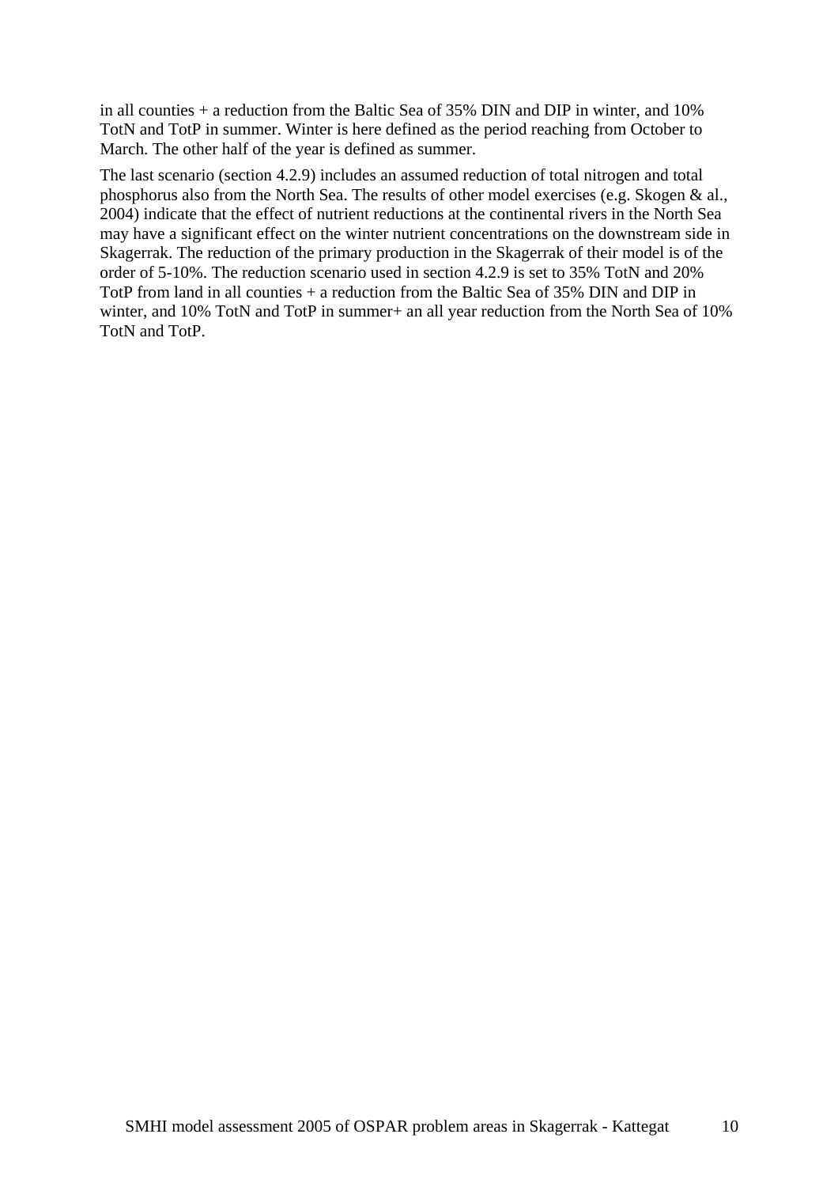in all counties + a reduction from the Baltic Sea of 35% DIN and DIP in winter, and 10% TotN and TotP in summer. Winter is here defined as the period reaching from October to March. The other half of the year is defined as summer.

The last scenario (section 4.2.9) includes an assumed reduction of total nitrogen and total phosphorus also from the North Sea. The results of other model exercises (e.g. Skogen & al., 2004) indicate that the effect of nutrient reductions at the continental rivers in the North Sea may have a significant effect on the winter nutrient concentrations on the downstream side in Skagerrak. The reduction of the primary production in the Skagerrak of their model is of the order of 5-10%. The reduction scenario used in section 4.2.9 is set to 35% TotN and 20% TotP from land in all counties + a reduction from the Baltic Sea of 35% DIN and DIP in winter, and 10% TotN and TotP in summer+ an all year reduction from the North Sea of 10% TotN and TotP.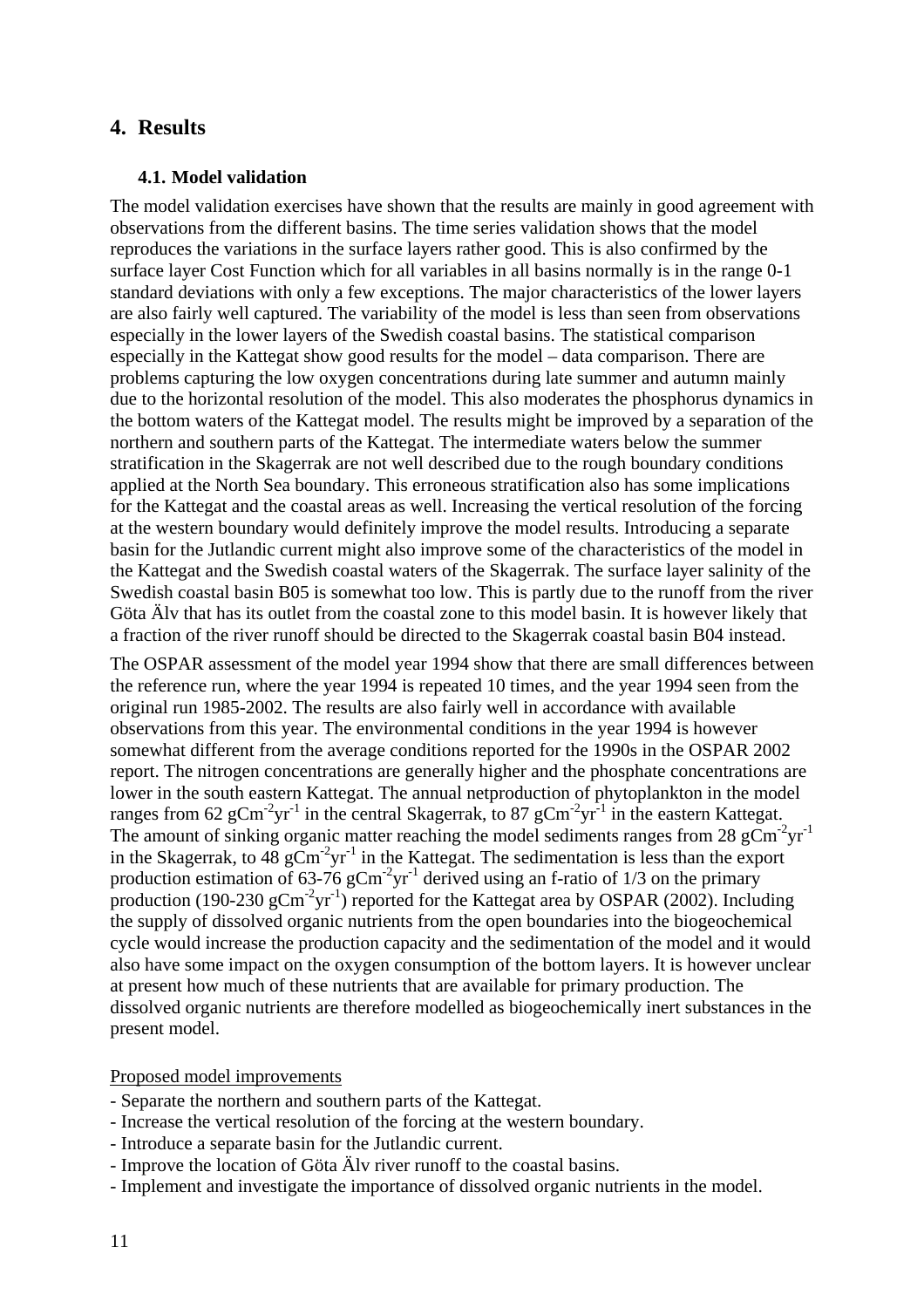# 4. Results

## 4.1. Model validation

The model validation exercises have shown that the results are mainly in good agreement with observations from the different basins. The time series validation shows that the model reproduces the variations in the surface layers rather good. This is also confirmed by the surface layer Cost Function which for all variables in all basins normally is in the range 0-1 standard deviations with only a few exceptions. The major characteristics of the lower layers are also fairly well captured. The variability of the model is less than seen from observations especially in the lower layers of the Swedish coastal basins. The statistical comparison especially in the Kattegat show good results for the model – data comparison. There are problems capturing the low oxygen concentrations during late summer and autumn mainly due to the horizontal resolution of the model. This also moderates the phosphorus dynamics in the bottom waters of the Kattegat model. The results might be improved by a separation of the northern and southern parts of the Kattegat. The intermediate waters below the summer stratification in the Skagerrak are not well described due to the rough boundary conditions applied at the North Sea boundary. This erroneous stratification also has some implications for the Kattegat and the coastal areas as well. Increasing the vertical resolution of the forcing at the western boundary would definitely improve the model results. Introducing a separate basin for the Jutlandic current might also improve some of the characteristics of the model in the Kattegat and the Swedish coastal waters of the Skagerrak. The surface layer salinity of the Swedish coastal basin B05 is somewhat too low. This is partly due to the runoff from the river Göta Älv that has its outlet from the coastal zone to this model basin. It is however likely that a fraction of the river runoff should be directed to the Skagerrak coastal basin B04 instead.

The OSPAR assessment of the model year 1994 show that there are small differences between the reference run, where the year 1994 is repeated 10 times, and the year 1994 seen from the original run 1985-2002. The results are also fairly well in accordance with available observations from this year. The environmental conditions in the year 1994 is however somewhat different from the average conditions reported for the 1990s in the OSPAR 2002 report. The nitrogen concentrations are generally higher and the phosphate concentrations are lower in the south eastern Kattegat. The annual netproduction of phytoplankton in the model ranges from 62 $gCm^{-2}yr^{-1}$ in the central Skagerrak, to 87 $gCm^{-2}yr^{-1}$ in the eastern Kattegat. The amount of sinking organic matter reaching the model sediments ranges from 28 $gCm^{-2}yr^{-1}$ in the Skagerrak, to 48 $gCm^{-2}yr^{-1}$ in the Kattegat. The sedimentation is less than the export production estimation of 63-76 $gCm^{-2}yr^{-1}$ derived using an f-ratio of 1/3 on the primary production (190-230 $gCm^{-2}yr^{-1}$) reported for the Kattegat area by OSPAR (2002). Including the supply of dissolved organic nutrients from the open boundaries into the biogeochemical cycle would increase the production capacity and the sedimentation of the model and it would also have some impact on the oxygen consumption of the bottom layers. It is however unclear at present how much of these nutrients that are available for primary production. The dissolved organic nutrients are therefore modelled as biogeochemically inert substances in the present model.

Proposed model improvements

- Separate the northern and southern parts of the Kattegat.
- Increase the vertical resolution of the forcing at the western boundary.
- Introduce a separate basin for the Jutlandic current.
- Improve the location of Göta Älv river runoff to the coastal basins.
- Implement and investigate the importance of dissolved organic nutrients in the model.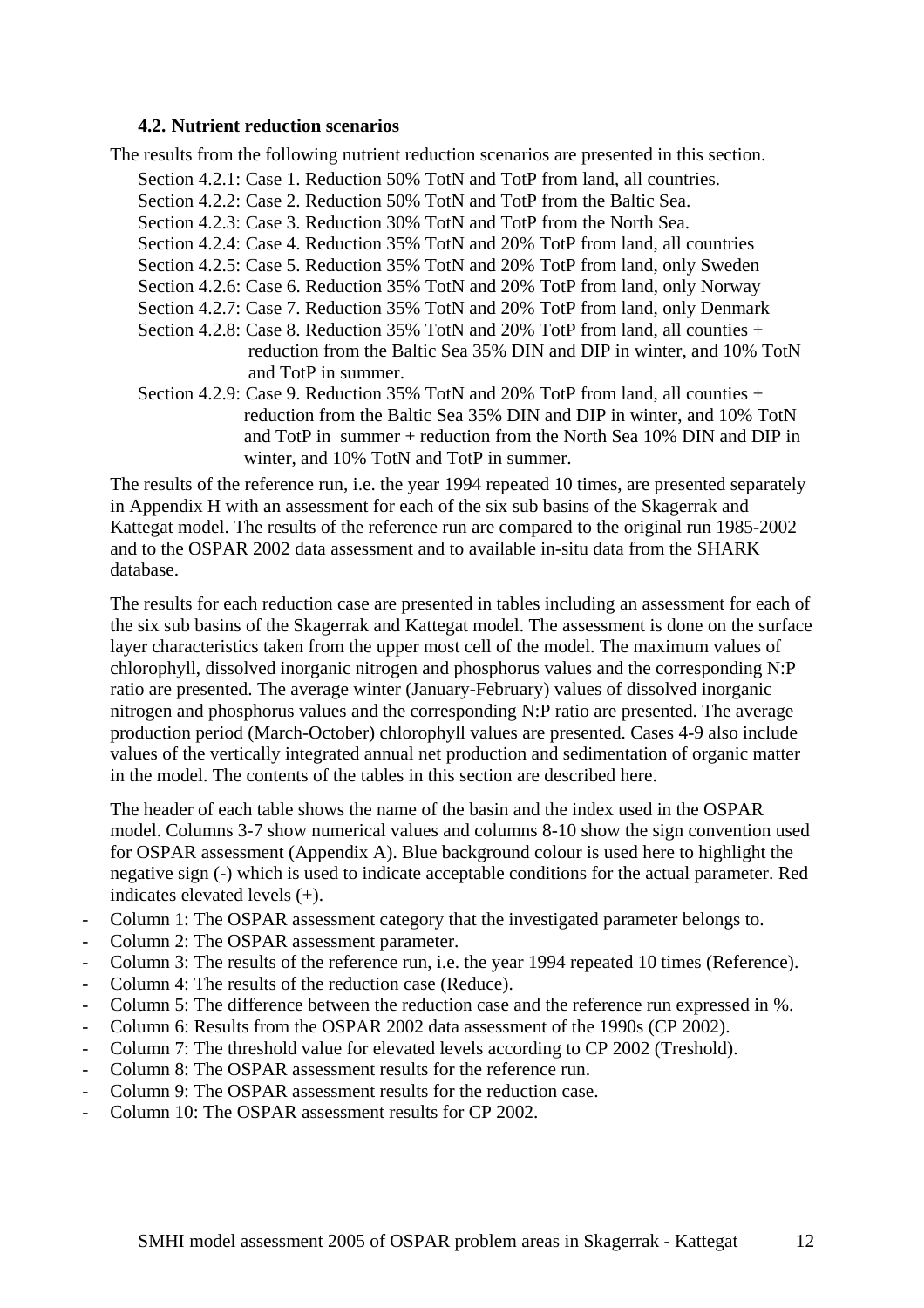### 4.2. Nutrient reduction scenarios

The results from the following nutrient reduction scenarios are presented in this section.

Section 4.2.1: Case 1. Reduction 50% TotN and TotP from land, all countries.
Section 4.2.2: Case 2. Reduction 50% TotN and TotP from the Baltic Sea.
Section 4.2.3: Case 3. Reduction 30% TotN and TotP from the North Sea.
Section 4.2.4: Case 4. Reduction 35% TotN and 20% TotP from land, all countries
Section 4.2.5: Case 5. Reduction 35% TotN and 20% TotP from land, only Sweden
Section 4.2.6: Case 6. Reduction 35% TotN and 20% TotP from land, only Norway
Section 4.2.7: Case 7. Reduction 35% TotN and 20% TotP from land, only Denmark
Section 4.2.8: Case 8. Reduction 35% TotN and 20% TotP from land, all counties + reduction from the Baltic Sea 35% DIN and DIP in winter, and 10% TotN and TotP in summer.
Section 4.2.9: Case 9. Reduction 35% TotN and 20% TotP from land, all counties + reduction from the Baltic Sea 35% DIN and DIP in winter, and 10% TotN and TotP in summer + reduction from the North Sea 10% DIN and DIP in winter, and 10% TotN and TotP in summer.

The results of the reference run, i.e. the year 1994 repeated 10 times, are presented separately in Appendix H with an assessment for each of the six sub basins of the Skagerrak and Kattegat model. The results of the reference run are compared to the original run 1985-2002 and to the OSPAR 2002 data assessment and to available in-situ data from the SHARK database.

The results for each reduction case are presented in tables including an assessment for each of the six sub basins of the Skagerrak and Kattegat model. The assessment is done on the surface layer characteristics taken from the upper most cell of the model. The maximum values of chlorophyll, dissolved inorganic nitrogen and phosphorus values and the corresponding N:P ratio are presented. The average winter (January-February) values of dissolved inorganic nitrogen and phosphorus values and the corresponding N:P ratio are presented. The average production period (March-October) chlorophyll values are presented. Cases 4-9 also include values of the vertically integrated annual net production and sedimentation of organic matter in the model. The contents of the tables in this section are described here.

The header of each table shows the name of the basin and the index used in the OSPAR model. Columns 3-7 show numerical values and columns 8-10 show the sign convention used for OSPAR assessment (Appendix A). Blue background colour is used here to highlight the negative sign (-) which is used to indicate acceptable conditions for the actual parameter. Red indicates elevated levels (+).

- Column 1: The OSPAR assessment category that the investigated parameter belongs to.
- Column 2: The OSPAR assessment parameter.
- Column 3: The results of the reference run, i.e. the year 1994 repeated 10 times (Reference).
- Column 4: The results of the reduction case (Reduce).
- Column 5: The difference between the reduction case and the reference run expressed in %.
- Column 6: Results from the OSPAR 2002 data assessment of the 1990s (CP 2002).
- Column 7: The threshold value for elevated levels according to CP 2002 (Treshold).
- Column 8: The OSPAR assessment results for the reference run.
- Column 9: The OSPAR assessment results for the reduction case.
- Column 10: The OSPAR assessment results for CP 2002.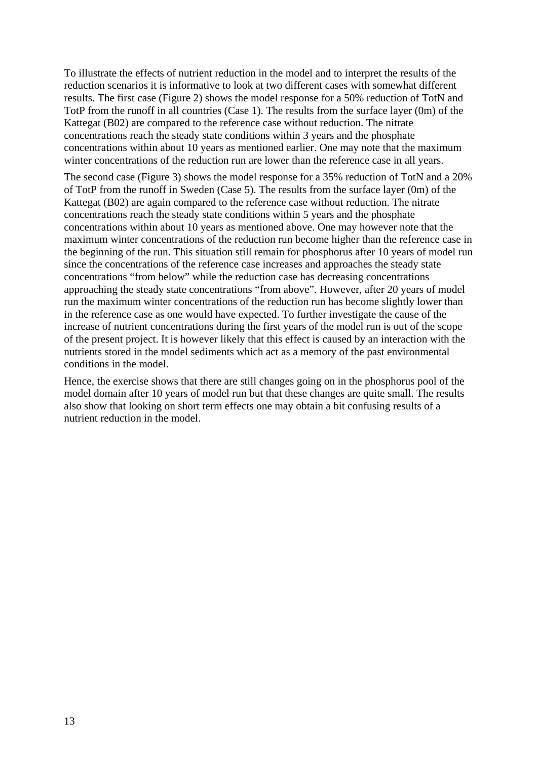To illustrate the effects of nutrient reduction in the model and to interpret the results of the reduction scenarios it is informative to look at two different cases with somewhat different results. The first case (Figure 2) shows the model response for a 50% reduction of TotN and TotP from the runoff in all countries (Case 1). The results from the surface layer (0m) of the Kattegat (B02) are compared to the reference case without reduction. The nitrate concentrations reach the steady state conditions within 3 years and the phosphate concentrations within about 10 years as mentioned earlier. One may note that the maximum winter concentrations of the reduction run are lower than the reference case in all years.

The second case (Figure 3) shows the model response for a 35% reduction of TotN and a 20% of TotP from the runoff in Sweden (Case 5). The results from the surface layer (0m) of the Kattegat (B02) are again compared to the reference case without reduction. The nitrate concentrations reach the steady state conditions within 5 years and the phosphate concentrations within about 10 years as mentioned above. One may however note that the maximum winter concentrations of the reduction run become higher than the reference case in the beginning of the run. This situation still remain for phosphorus after 10 years of model run since the concentrations of the reference case increases and approaches the steady state concentrations "from below" while the reduction case has decreasing concentrations approaching the steady state concentrations "from above". However, after 20 years of model run the maximum winter concentrations of the reduction run has become slightly lower than in the reference case as one would have expected. To further investigate the cause of the increase of nutrient concentrations during the first years of the model run is out of the scope of the present project. It is however likely that this effect is caused by an interaction with the nutrients stored in the model sediments which act as a memory of the past environmental conditions in the model.

Hence, the exercise shows that there are still changes going on in the phosphorus pool of the model domain after 10 years of model run but that these changes are quite small. The results also show that looking on short term effects one may obtain a bit confusing results of a nutrient reduction in the model.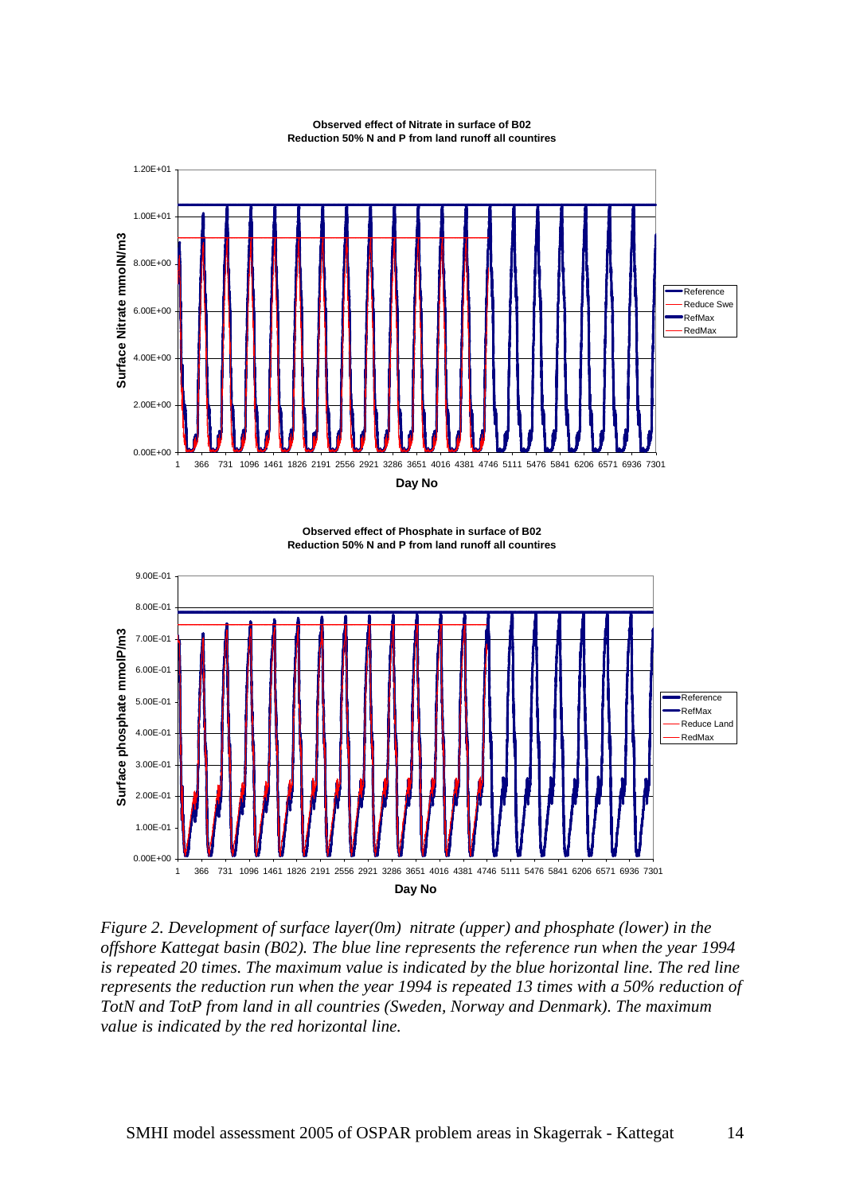**Observed effect of Nitrate in surface of B02**
**Reduction 50% N and P from land runoff all countires**

**Observed effect of Phosphate in surface of B02**
**Reduction 50% N and P from land runoff all countires**

*Figure 2. Development of surface layer(0m) nitrate (upper) and phosphate (lower) in the offshore Kattegat basin (B02). The blue line represents the reference run when the year 1994 is repeated 20 times. The maximum value is indicated by the blue horizontal line. The red line represents the reduction run when the year 1994 is repeated 13 times with a 50% reduction of TotN and TotP from land in all countries (Sweden, Norway and Denmark). The maximum value is indicated by the red horizontal line.*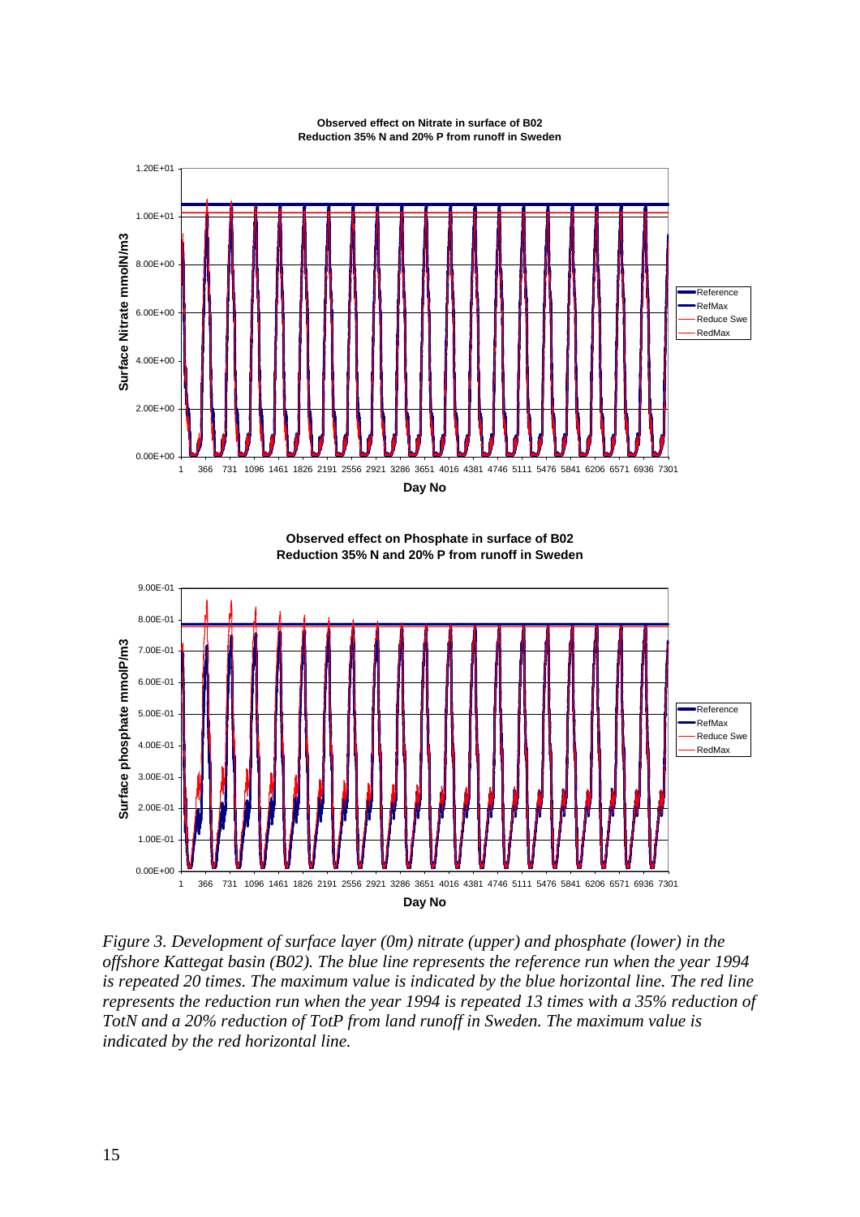*Figure 3. Development of surface layer (0m) nitrate (upper) and phosphate (lower) in the offshore Kattegat basin (B02). The blue line represents the reference run when the year 1994 is repeated 20 times. The maximum value is indicated by the blue horizontal line. The red line represents the reduction run when the year 1994 is repeated 13 times with a 35% reduction of TotN and a 20% reduction of TotP from land runoff in Sweden. The maximum value is indicated by the red horizontal line.*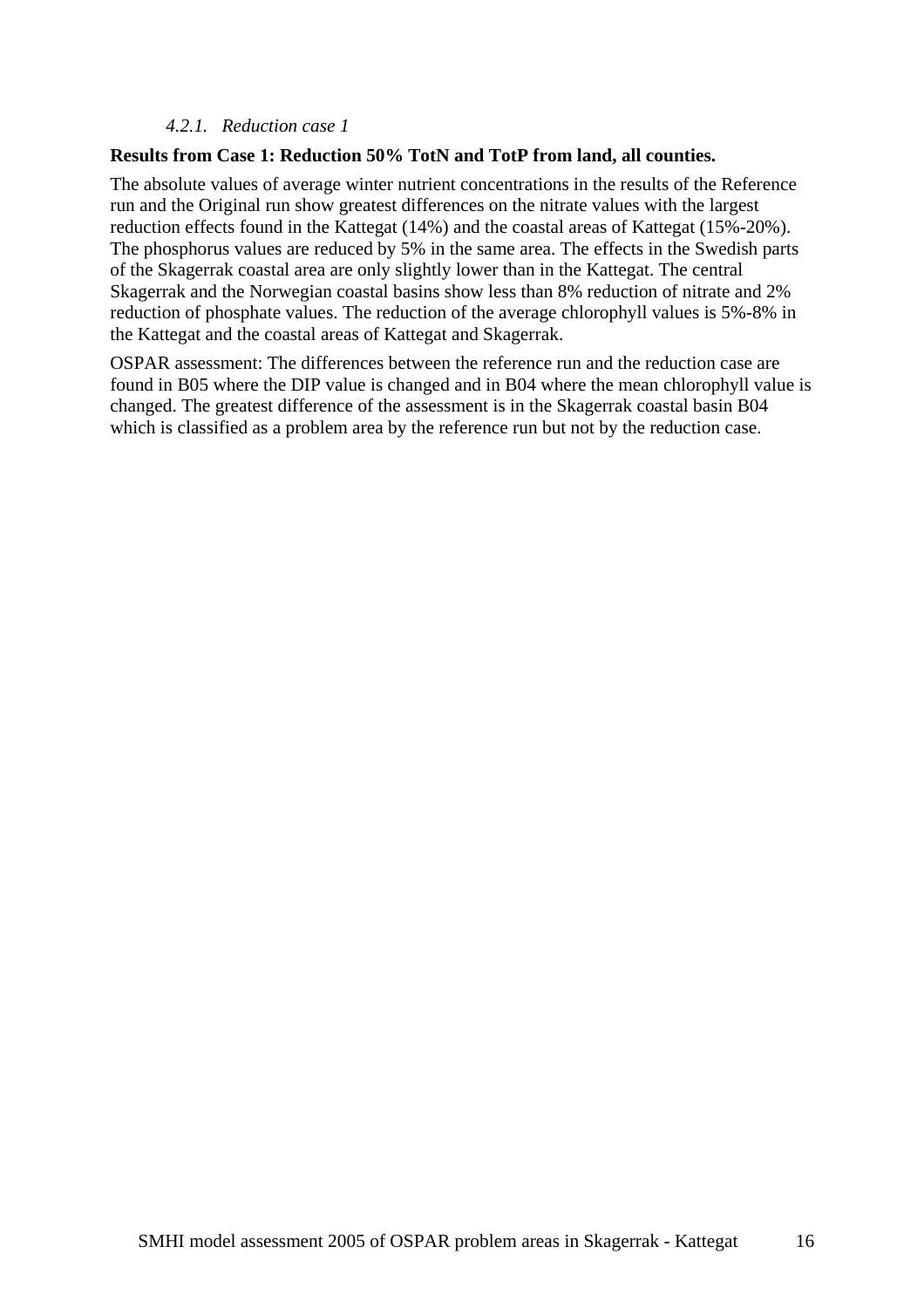#### *4.2.1. Reduction case 1*

**Results from Case 1: Reduction 50% TotN and TotP from land, all counties.**

The absolute values of average winter nutrient concentrations in the results of the Reference run and the Original run show greatest differences on the nitrate values with the largest reduction effects found in the Kattegat (14%) and the coastal areas of Kattegat (15%-20%). The phosphorus values are reduced by 5% in the same area. The effects in the Swedish parts of the Skagerrak coastal area are only slightly lower than in the Kattegat. The central Skagerrak and the Norwegian coastal basins show less than 8% reduction of nitrate and 2% reduction of phosphate values. The reduction of the average chlorophyll values is 5%-8% in the Kattegat and the coastal areas of Kattegat and Skagerrak.

OSPAR assessment: The differences between the reference run and the reduction case are found in B05 where the DIP value is changed and in B04 where the mean chlorophyll value is changed. The greatest difference of the assessment is in the Skagerrak coastal basin B04 which is classified as a problem area by the reference run but not by the reduction case.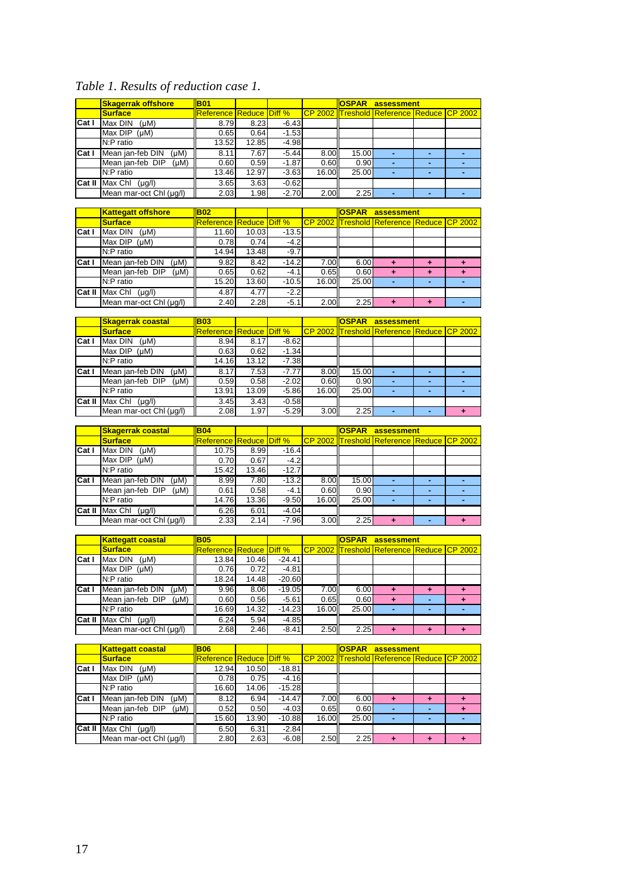*Table 1. Results of reduction case 1.*

| | Skagerrak offshore | B01 | | | | OSPAR | assessment | | |
|---|---|---|---|---|---|---|---|---|---|
| | Surface | Reference | Reduce | Diff % | CP 2002 | Treshold | Reference | Reduce | CP 2002 |
| Cat I | Max DIN (µM) | 8.79 | 8.23 | -6.43 | | | | | |
| | Max DIP (µM) | 0.65 | 0.64 | -1.53 | | | | | |
| | N:P ratio | 13.52 | 12.85 | -4.98 | | | | | |
| Cat I | Mean jan-feb DIN (µM) | 8.11 | 7.67 | -5.44 | 8.00 | 15.00 | - | - | - |
| | Mean jan-feb DIP (µM) | 0.60 | 0.59 | -1.87 | 0.60 | 0.90 | - | - | - |
| | N:P ratio | 13.46 | 12.97 | -3.63 | 16.00 | 25.00 | - | - | - |
| Cat II | Max Chl (µg/l) | 3.65 | 3.63 | -0.62 | | | | | |
| | Mean mar-oct Chl (µg/l) | 2.03 | 1.98 | -2.70 | 2.00 | 2.25 | - | - | - |

| | Kattegatt offshore | B02 | | | | OSPAR | assessment | | |
|---|---|---|---|---|---|---|---|---|---|
| | Surface | Reference | Reduce | Diff % | CP 2002 | Treshold | Reference | Reduce | CP 2002 |
| Cat I | Max DIN (µM) | 11.60 | 10.03 | -13.5 | | | | | |
| | Max DIP (µM) | 0.78 | 0.74 | -4.2 | | | | | |
| | N:P ratio | 14.94 | 13.48 | -9.7 | | | | | |
| Cat I | Mean jan-feb DIN (µM) | 9.82 | 8.42 | -14.2 | 7.00 | 6.00 | + | + | + |
| | Mean jan-feb DIP (µM) | 0.65 | 0.62 | -4.1 | 0.65 | 0.60 | + | + | + |
| | N:P ratio | 15.20 | 13.60 | -10.5 | 16.00 | 25.00 | - | - | - |
| Cat II | Max Chl (µg/l) | 4.87 | 4.77 | -2.2 | | | | | |
| | Mean mar-oct Chl (µg/l) | 2.40 | 2.28 | -5.1 | 2.00 | 2.25 | + | + | - |

| | Skagerrak coastal | B03 | | | | OSPAR | assessment | | |
|---|---|---|---|---|---|---|---|---|---|
| | Surface | Reference | Reduce | Diff % | CP 2002 | Treshold | Reference | Reduce | CP 2002 |
| Cat I | Max DIN (µM) | 8.94 | 8.17 | -8.62 | | | | | |
| | Max DIP (µM) | 0.63 | 0.62 | -1.34 | | | | | |
| | N:P ratio | 14.16 | 13.12 | -7.38 | | | | | |
| Cat I | Mean jan-feb DIN (µM) | 8.17 | 7.53 | -7.77 | 8.00 | 15.00 | - | - | - |
| | Mean jan-feb DIP (µM) | 0.59 | 0.58 | -2.02 | 0.60 | 0.90 | - | - | - |
| | N:P ratio | 13.91 | 13.09 | -5.86 | 16.00 | 25.00 | - | - | - |
| Cat II | Max Chl (µg/l) | 3.45 | 3.43 | -0.58 | | | | | |
| | Mean mar-oct Chl (µg/l) | 2.08 | 1.97 | -5.29 | 3.00 | 2.25 | - | - | + |

| | Skagerrak coastal | B04 | | | | OSPAR | assessment | | |
|---|---|---|---|---|---|---|---|---|---|
| | Surface | Reference | Reduce | Diff % | CP 2002 | Treshold | Reference | Reduce | CP 2002 |
| Cat I | Max DIN (µM) | 10.75 | 8.99 | -16.4 | | | | | |
| | Max DIP (µM) | 0.70 | 0.67 | -4.2 | | | | | |
| | N:P ratio | 15.42 | 13.46 | -12.7 | | | | | |
| Cat I | Mean jan-feb DIN (µM) | 8.99 | 7.80 | -13.2 | 8.00 | 15.00 | - | - | - |
| | Mean jan-feb DIP (µM) | 0.61 | 0.58 | -4.1 | 0.60 | 0.90 | - | - | - |
| | N:P ratio | 14.76 | 13.36 | -9.50 | 16.00 | 25.00 | - | - | - |
| Cat II | Max Chl (µg/l) | 6.26 | 6.01 | -4.04 | | | | | |
| | Mean mar-oct Chl (µg/l) | 2.33 | 2.14 | -7.96 | 3.00 | 2.25 | + | - | + |

| | Kattegatt coastal | B05 | | | | OSPAR | assessment | | |
|---|---|---|---|---|---|---|---|---|---|
| | Surface | Reference | Reduce | Diff % | CP 2002 | Treshold | Reference | Reduce | CP 2002 |
| Cat I | Max DIN (µM) | 13.84 | 10.46 | -24.41 | | | | | |
| | Max DIP (µM) | 0.76 | 0.72 | -4.81 | | | | | |
| | N:P ratio | 18.24 | 14.48 | -20.60 | | | | | |
| Cat I | Mean jan-feb DIN (µM) | 9.96 | 8.06 | -19.05 | 7.00 | 6.00 | + | + | + |
| | Mean jan-feb DIP (µM) | 0.60 | 0.56 | -5.61 | 0.65 | 0.60 | + | - | + |
| | N:P ratio | 16.69 | 14.32 | -14.23 | 16.00 | 25.00 | - | - | - |
| Cat II | Max Chl (µg/l) | 6.24 | 5.94 | -4.85 | | | | | |
| | Mean mar-oct Chl (µg/l) | 2.68 | 2.46 | -8.41 | 2.50 | 2.25 | + | + | + |

| | Kattegatt coastal | B06 | | | | OSPAR | assessment | | |
|---|---|---|---|---|---|---|---|---|---|
| | Surface | Reference | Reduce | Diff % | CP 2002 | Treshold | Reference | Reduce | CP 2002 |
| Cat I | Max DIN (µM) | 12.94 | 10.50 | -18.81 | | | | | |
| | Max DIP (µM) | 0.78 | 0.75 | -4.16 | | | | | |
| | N:P ratio | 16.60 | 14.06 | -15.28 | | | | | |
| Cat I | Mean jan-feb DIN (µM) | 8.12 | 6.94 | -14.47 | 7.00 | 6.00 | + | + | + |
| | Mean jan-feb DIP (µM) | 0.52 | 0.50 | -4.03 | 0.65 | 0.60 | - | - | + |
| | N:P ratio | 15.60 | 13.90 | -10.88 | 16.00 | 25.00 | - | - | - |
| Cat II | Max Chl (µg/l) | 6.50 | 6.31 | -2.84 | | | | | |
| | Mean mar-oct Chl (µg/l) | 2.80 | 2.63 | -6.08 | 2.50 | 2.25 | + | + | + |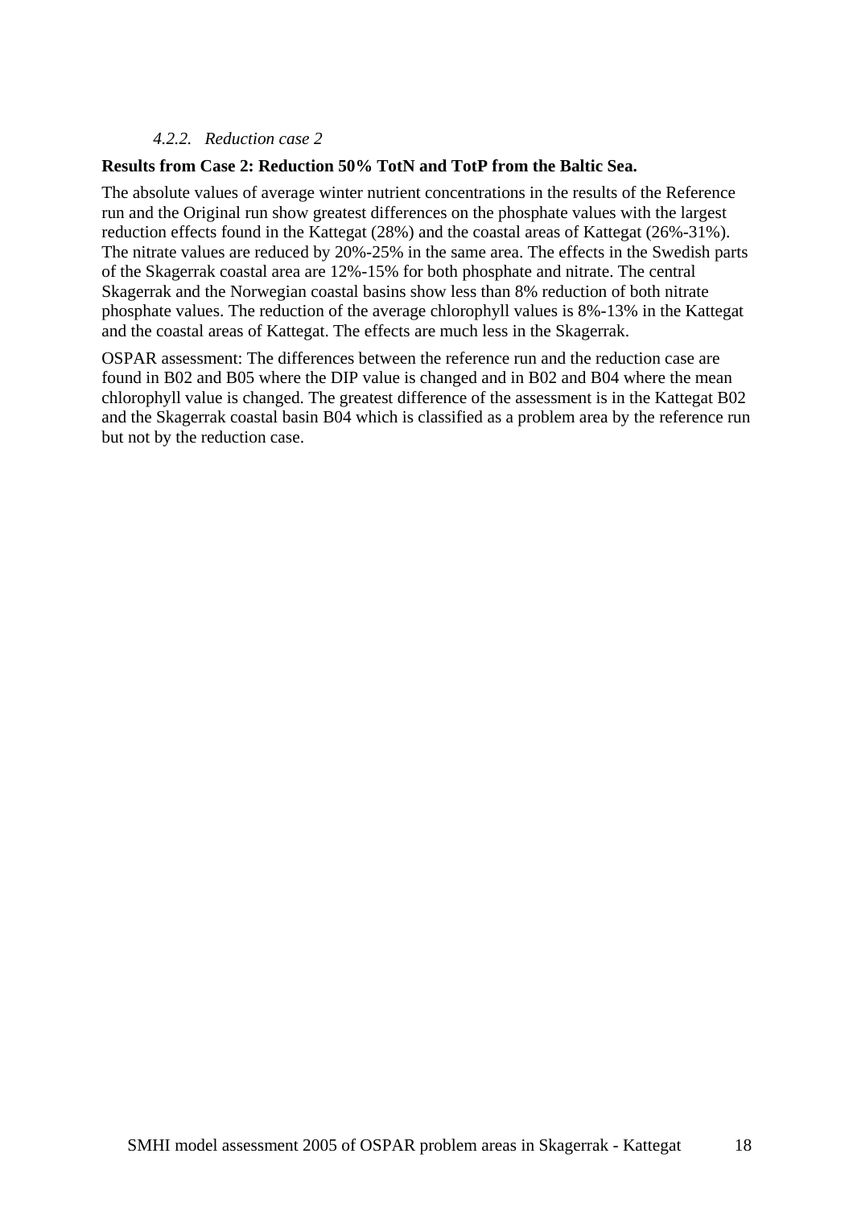#### *4.2.2. Reduction case 2*

**Results from Case 2: Reduction 50% TotN and TotP from the Baltic Sea.**

The absolute values of average winter nutrient concentrations in the results of the Reference run and the Original run show greatest differences on the phosphate values with the largest reduction effects found in the Kattegat (28%) and the coastal areas of Kattegat (26%-31%). The nitrate values are reduced by 20%-25% in the same area. The effects in the Swedish parts of the Skagerrak coastal area are 12%-15% for both phosphate and nitrate. The central Skagerrak and the Norwegian coastal basins show less than 8% reduction of both nitrate phosphate values. The reduction of the average chlorophyll values is 8%-13% in the Kattegat and the coastal areas of Kattegat. The effects are much less in the Skagerrak.

OSPAR assessment: The differences between the reference run and the reduction case are found in B02 and B05 where the DIP value is changed and in B02 and B04 where the mean chlorophyll value is changed. The greatest difference of the assessment is in the Kattegat B02 and the Skagerrak coastal basin B04 which is classified as a problem area by the reference run but not by the reduction case.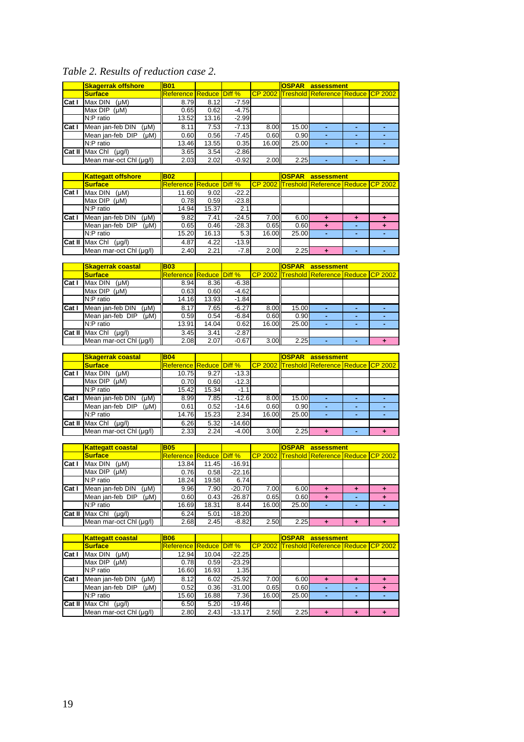*Table 2. Results of reduction case 2.*

| | Skagerrak offshore | B01 | | | | OSPAR | assessment | | |
|---|---|---|---|---|---|---|---|---|---|
| | Surface | Reference | Reduce | Diff % | CP 2002 | Treshold | Reference | Reduce | CP 2002 |
| Cat I | Max DIN (µM) | 8.79 | 8.12 | -7.59 | | | | | |
| | Max DIP (µM) | 0.65 | 0.62 | -4.75 | | | | | |
| | N:P ratio | 13.52 | 13.16 | -2.99 | | | | | |
| Cat I | Mean jan-feb DIN (µM) | 8.11 | 7.53 | -7.13 | 8.00 | 15.00 | - | - | - |
| | Mean jan-feb DIP (µM) | 0.60 | 0.56 | -7.45 | 0.60 | 0.90 | - | - | - |
| | N:P ratio | 13.46 | 13.55 | 0.35 | 16.00 | 25.00 | - | - | - |
| Cat II | Max Chl (µg/l) | 3.65 | 3.54 | -2.86 | | | | | |
| | Mean mar-oct Chl (µg/l) | 2.03 | 2.02 | -0.92 | 2.00 | 2.25 | - | - | - |

| | Kattegatt offshore | B02 | | | | OSPAR | assessment | | |
|---|---|---|---|---|---|---|---|---|---|
| | Surface | Reference | Reduce | Diff % | CP 2002 | Treshold | Reference | Reduce | CP 2002 |
| Cat I | Max DIN (µM) | 11.60 | 9.02 | -22.2 | | | | | |
| | Max DIP (µM) | 0.78 | 0.59 | -23.8 | | | | | |
| | N:P ratio | 14.94 | 15.37 | 2.1 | | | | | |
| Cat I | Mean jan-feb DIN (µM) | 9.82 | 7.41 | -24.5 | 7.00 | 6.00 | + | + | + |
| | Mean jan-feb DIP (µM) | 0.65 | 0.46 | -28.3 | 0.65 | 0.60 | + | - | + |
| | N:P ratio | 15.20 | 16.13 | 5.3 | 16.00 | 25.00 | - | - | - |
| Cat II | Max Chl (µg/l) | 4.87 | 4.22 | -13.9 | | | | | |
| | Mean mar-oct Chl (µg/l) | 2.40 | 2.21 | -7.8 | 2.00 | 2.25 | + | - | - |

| | Skagerrak coastal | B03 | | | | OSPAR | assessment | | |
|---|---|---|---|---|---|---|---|---|---|
| | Surface | Reference | Reduce | Diff % | CP 2002 | Treshold | Reference | Reduce | CP 2002 |
| Cat I | Max DIN (µM) | 8.94 | 8.36 | -6.38 | | | | | |
| | Max DIP (µM) | 0.63 | 0.60 | -4.62 | | | | | |
| | N:P ratio | 14.16 | 13.93 | -1.84 | | | | | |
| Cat I | Mean jan-feb DIN (µM) | 8.17 | 7.65 | -6.27 | 8.00 | 15.00 | - | - | - |
| | Mean jan-feb DIP (µM) | 0.59 | 0.54 | -6.84 | 0.60 | 0.90 | - | - | - |
| | N:P ratio | 13.91 | 14.04 | 0.62 | 16.00 | 25.00 | - | - | - |
| Cat II | Max Chl (µg/l) | 3.45 | 3.41 | -2.87 | | | | | |
| | Mean mar-oct Chl (µg/l) | 2.08 | 2.07 | -0.67 | 3.00 | 2.25 | - | - | + |

| | Skagerrak coastal | B04 | | | | OSPAR | assessment | | |
|---|---|---|---|---|---|---|---|---|---|
| | Surface | Reference | Reduce | Diff % | CP 2002 | Treshold | Reference | Reduce | CP 2002 |
| Cat I | Max DIN (µM) | 10.75 | 9.27 | -13.3 | | | | | |
| | Max DIP (µM) | 0.70 | 0.60 | -12.3 | | | | | |
| | N:P ratio | 15.42 | 15.34 | -1.1 | | | | | |
| Cat I | Mean jan-feb DIN (µM) | 8.99 | 7.85 | -12.6 | 8.00 | 15.00 | - | - | - |
| | Mean jan-feb DIP (µM) | 0.61 | 0.52 | -14.6 | 0.60 | 0.90 | - | - | - |
| | N:P ratio | 14.76 | 15.23 | 2.34 | 16.00 | 25.00 | - | - | - |
| Cat II | Max Chl (µg/l) | 6.26 | 5.32 | -14.60 | | | | | |
| | Mean mar-oct Chl (µg/l) | 2.33 | 2.24 | -4.00 | 3.00 | 2.25 | + | - | + |

| | Kattegatt coastal | B05 | | | | OSPAR | assessment | | |
|---|---|---|---|---|---|---|---|---|---|
| | Surface | Reference | Reduce | Diff % | CP 2002 | Treshold | Reference | Reduce | CP 2002 |
| Cat I | Max DIN (µM) | 13.84 | 11.45 | -16.91 | | | | | |
| | Max DIP (µM) | 0.76 | 0.58 | -22.16 | | | | | |
| | N:P ratio | 18.24 | 19.58 | 6.74 | | | | | |
| Cat I | Mean jan-feb DIN (µM) | 9.96 | 7.90 | -20.70 | 7.00 | 6.00 | + | + | + |
| | Mean jan-feb DIP (µM) | 0.60 | 0.43 | -26.87 | 0.65 | 0.60 | + | - | + |
| | N:P ratio | 16.69 | 18.31 | 8.44 | 16.00 | 25.00 | - | - | - |
| Cat II | Max Chl (µg/l) | 6.24 | 5.01 | -18.20 | | | | | |
| | Mean mar-oct Chl (µg/l) | 2.68 | 2.45 | -8.82 | 2.50 | 2.25 | + | + | + |

| | Kattegatt coastal | B06 | | | | OSPAR | assessment | | |
|---|---|---|---|---|---|---|---|---|---|
| | Surface | Reference | Reduce | Diff % | CP 2002 | Treshold | Reference | Reduce | CP 2002 |
| Cat I | Max DIN (µM) | 12.94 | 10.04 | -22.25 | | | | | |
| | Max DIP (µM) | 0.78 | 0.59 | -23.29 | | | | | |
| | N:P ratio | 16.60 | 16.93 | 1.35 | | | | | |
| Cat I | Mean jan-feb DIN (µM) | 8.12 | 6.02 | -25.92 | 7.00 | 6.00 | + | + | + |
| | Mean jan-feb DIP (µM) | 0.52 | 0.36 | -31.00 | 0.65 | 0.60 | - | - | + |
| | N:P ratio | 15.60 | 16.88 | 7.36 | 16.00 | 25.00 | - | - | - |
| Cat II | Max Chl (µg/l) | 6.50 | 5.20 | -19.46 | | | | | |
| | Mean mar-oct Chl (µg/l) | 2.80 | 2.43 | -13.17 | 2.50 | 2.25 | + | + | + |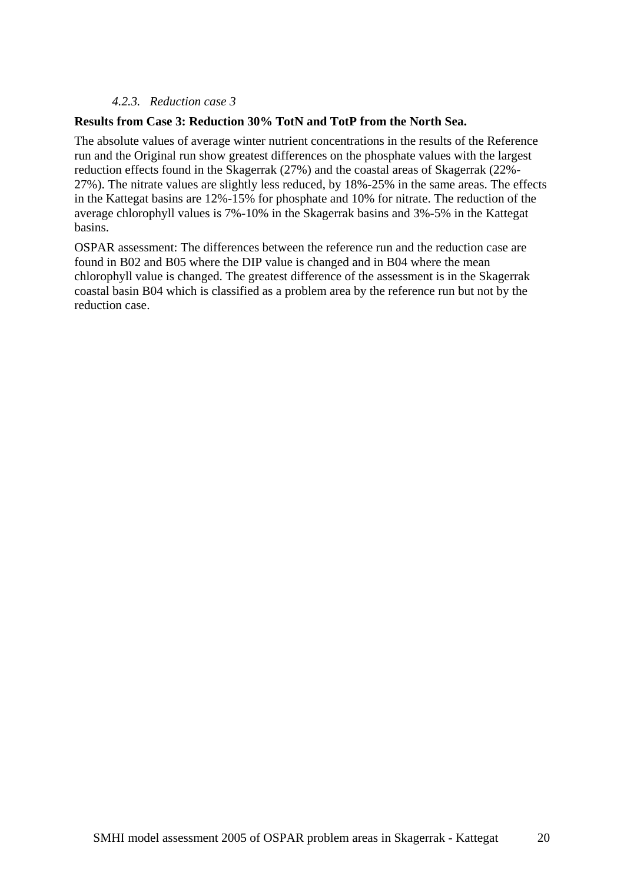### *4.2.3. Reduction case 3*

**Results from Case 3: Reduction 30% TotN and TotP from the North Sea.**

The absolute values of average winter nutrient concentrations in the results of the Reference run and the Original run show greatest differences on the phosphate values with the largest reduction effects found in the Skagerrak (27%) and the coastal areas of Skagerrak (22%-27%). The nitrate values are slightly less reduced, by 18%-25% in the same areas. The effects in the Kattegat basins are 12%-15% for phosphate and 10% for nitrate. The reduction of the average chlorophyll values is 7%-10% in the Skagerrak basins and 3%-5% in the Kattegat basins.

OSPAR assessment: The differences between the reference run and the reduction case are found in B02 and B05 where the DIP value is changed and in B04 where the mean chlorophyll value is changed. The greatest difference of the assessment is in the Skagerrak coastal basin B04 which is classified as a problem area by the reference run but not by the reduction case.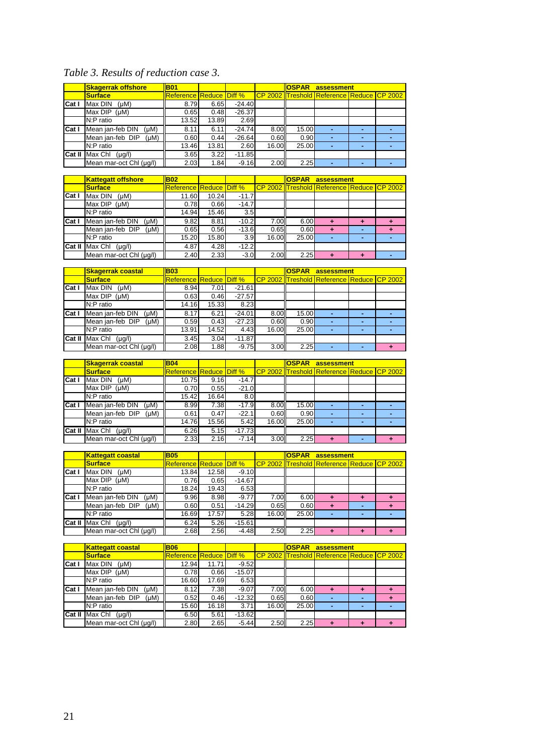*Table 3. Results of reduction case 3.*

| | Skagerrak offshore | B01 | | | | OSPAR | assessment | | |
|---|---|---|---|---|---|---|---|---|---|
| | Surface | Reference | Reduce | Diff % | CP 2002 | Treshold | Reference | Reduce | CP 2002 |
| Cat I | Max DIN (µM) | 8.79 | 6.65 | -24.40 | | | | | |
| | Max DIP (µM) | 0.65 | 0.48 | -26.37 | | | | | |
| | N:P ratio | 13.52 | 13.89 | 2.69 | | | | | |
| Cat I | Mean jan-feb DIN (µM) | 8.11 | 6.11 | -24.74 | 8.00 | 15.00 | - | - | - |
| | Mean jan-feb DIP (µM) | 0.60 | 0.44 | -26.64 | 0.60 | 0.90 | - | - | - |
| | N:P ratio | 13.46 | 13.81 | 2.60 | 16.00 | 25.00 | - | - | - |
| Cat II | Max Chl (µg/l) | 3.65 | 3.22 | -11.85 | | | | | |
| | Mean mar-oct Chl (µg/l) | 2.03 | 1.84 | -9.16 | 2.00 | 2.25 | - | - | - |

| | Kattegatt offshore | B02 | | | | OSPAR | assessment | | |
|---|---|---|---|---|---|---|---|---|---|
| | Surface | Reference | Reduce | Diff % | CP 2002 | Treshold | Reference | Reduce | CP 2002 |
| Cat I | Max DIN (µM) | 11.60 | 10.24 | -11.7 | | | | | |
| | Max DIP (µM) | 0.78 | 0.66 | -14.7 | | | | | |
| | N:P ratio | 14.94 | 15.46 | 3.5 | | | | | |
| Cat I | Mean jan-feb DIN (µM) | 9.82 | 8.81 | -10.2 | 7.00 | 6.00 | + | + | + |
| | Mean jan-feb DIP (µM) | 0.65 | 0.56 | -13.6 | 0.65 | 0.60 | + | - | + |
| | N:P ratio | 15.20 | 15.80 | 3.9 | 16.00 | 25.00 | - | - | - |
| Cat II | Max Chl (µg/l) | 4.87 | 4.28 | -12.2 | | | | | |
| | Mean mar-oct Chl (µg/l) | 2.40 | 2.33 | -3.0 | 2.00 | 2.25 | + | + | - |

| | Skagerrak coastal | B03 | | | | OSPAR | assessment | | |
|---|---|---|---|---|---|---|---|---|---|
| | Surface | Reference | Reduce | Diff % | CP 2002 | Treshold | Reference | Reduce | CP 2002 |
| Cat I | Max DIN (µM) | 8.94 | 7.01 | -21.61 | | | | | |
| | Max DIP (µM) | 0.63 | 0.46 | -27.57 | | | | | |
| | N:P ratio | 14.16 | 15.33 | 8.23 | | | | | |
| Cat I | Mean jan-feb DIN (µM) | 8.17 | 6.21 | -24.01 | 8.00 | 15.00 | - | - | - |
| | Mean jan-feb DIP (µM) | 0.59 | 0.43 | -27.23 | 0.60 | 0.90 | - | - | - |
| | N:P ratio | 13.91 | 14.52 | 4.43 | 16.00 | 25.00 | - | - | - |
| Cat II | Max Chl (µg/l) | 3.45 | 3.04 | -11.87 | | | | | |
| | Mean mar-oct Chl (µg/l) | 2.08 | 1.88 | -9.75 | 3.00 | 2.25 | - | - | + |

| | Skagerrak coastal | B04 | | | | OSPAR | assessment | | |
|---|---|---|---|---|---|---|---|---|---|
| | Surface | Reference | Reduce | Diff % | CP 2002 | Treshold | Reference | Reduce | CP 2002 |
| Cat I | Max DIN (µM) | 10.75 | 9.16 | -14.7 | | | | | |
| | Max DIP (µM) | 0.70 | 0.55 | -21.0 | | | | | |
| | N:P ratio | 15.42 | 16.64 | 8.0 | | | | | |
| Cat I | Mean jan-feb DIN (µM) | 8.99 | 7.38 | -17.9 | 8.00 | 15.00 | - | - | - |
| | Mean jan-feb DIP (µM) | 0.61 | 0.47 | -22.1 | 0.60 | 0.90 | - | - | - |
| | N:P ratio | 14.76 | 15.56 | 5.42 | 16.00 | 25.00 | - | - | - |
| Cat II | Max Chl (µg/l) | 6.26 | 5.15 | -17.73 | | | | | |
| | Mean mar-oct Chl (µg/l) | 2.33 | 2.16 | -7.14 | 3.00 | 2.25 | + | - | + |

| | Kattegatt coastal | B05 | | | | OSPAR | assessment | | |
|---|---|---|---|---|---|---|---|---|---|
| | Surface | Reference | Reduce | Diff % | CP 2002 | Treshold | Reference | Reduce | CP 2002 |
| Cat I | Max DIN (µM) | 13.84 | 12.58 | -9.10 | | | | | |
| | Max DIP (µM) | 0.76 | 0.65 | -14.67 | | | | | |
| | N:P ratio | 18.24 | 19.43 | 6.53 | | | | | |
| Cat I | Mean jan-feb DIN (µM) | 9.96 | 8.98 | -9.77 | 7.00 | 6.00 | + | + | + |
| | Mean jan-feb DIP (µM) | 0.60 | 0.51 | -14.29 | 0.65 | 0.60 | + | - | + |
| | N:P ratio | 16.69 | 17.57 | 5.28 | 16.00 | 25.00 | - | - | - |
| Cat II | Max Chl (µg/l) | 6.24 | 5.26 | -15.61 | | | | | |
| | Mean mar-oct Chl (µg/l) | 2.68 | 2.56 | -4.48 | 2.50 | 2.25 | + | + | + |

| | Kattegatt coastal | B06 | | | | OSPAR | assessment | | |
|---|---|---|---|---|---|---|---|---|---|
| | Surface | Reference | Reduce | Diff % | CP 2002 | Treshold | Reference | Reduce | CP 2002 |
| Cat I | Max DIN (µM) | 12.94 | 11.71 | -9.52 | | | | | |
| | Max DIP (µM) | 0.78 | 0.66 | -15.07 | | | | | |
| | N:P ratio | 16.60 | 17.69 | 6.53 | | | | | |
| Cat I | Mean jan-feb DIN (µM) | 8.12 | 7.38 | -9.07 | 7.00 | 6.00 | + | + | + |
| | Mean jan-feb DIP (µM) | 0.52 | 0.46 | -12.32 | 0.65 | 0.60 | - | - | + |
| | N:P ratio | 15.60 | 16.18 | 3.71 | 16.00 | 25.00 | - | - | - |
| Cat II | Max Chl (µg/l) | 6.50 | 5.61 | -13.62 | | | | | |
| | Mean mar-oct Chl (µg/l) | 2.80 | 2.65 | -5.44 | 2.50 | 2.25 | + | + | + |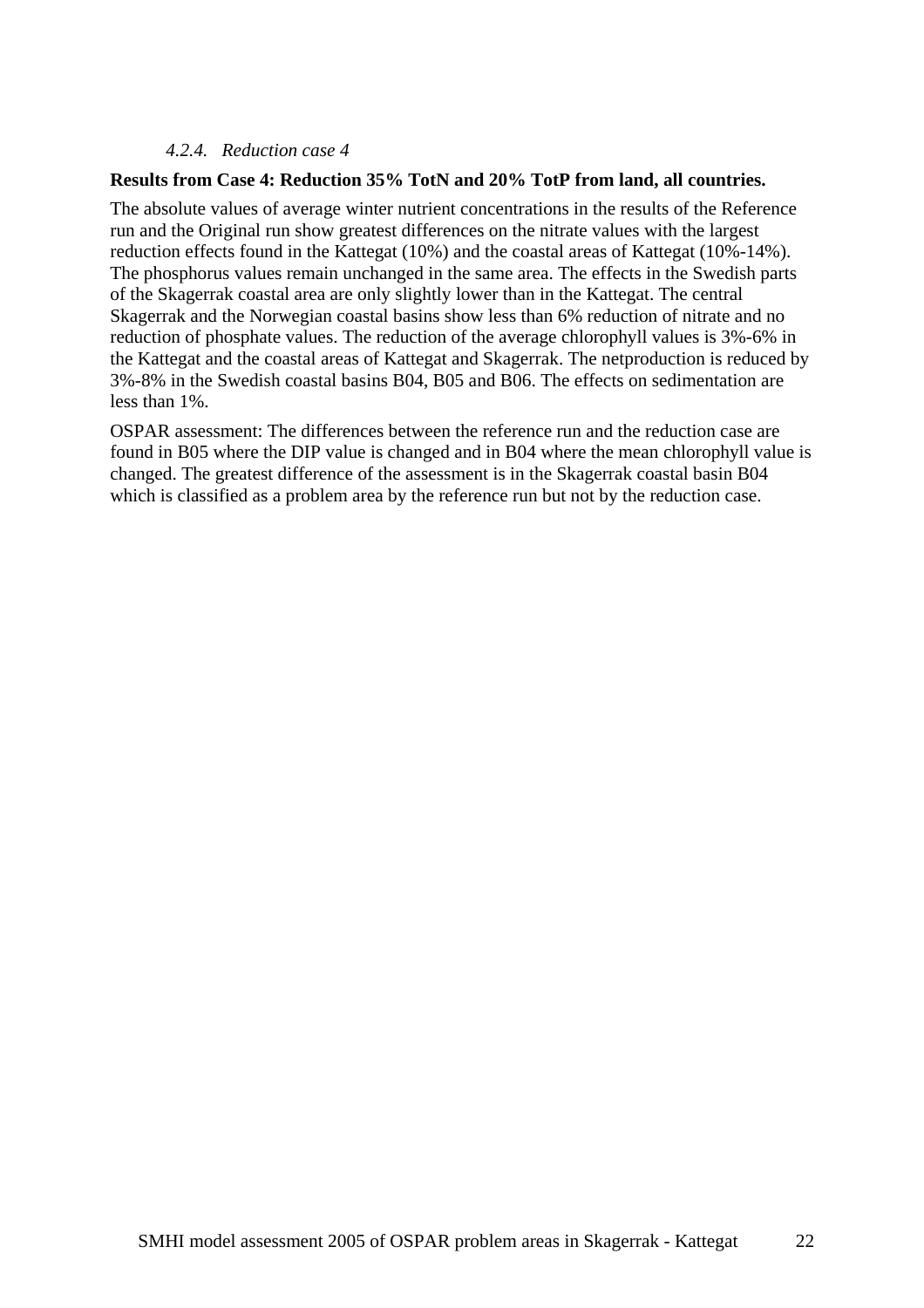#### *4.2.4. Reduction case 4*

**Results from Case 4: Reduction 35% TotN and 20% TotP from land, all countries.**

The absolute values of average winter nutrient concentrations in the results of the Reference run and the Original run show greatest differences on the nitrate values with the largest reduction effects found in the Kattegat (10%) and the coastal areas of Kattegat (10%-14%). The phosphorus values remain unchanged in the same area. The effects in the Swedish parts of the Skagerrak coastal area are only slightly lower than in the Kattegat. The central Skagerrak and the Norwegian coastal basins show less than 6% reduction of nitrate and no reduction of phosphate values. The reduction of the average chlorophyll values is 3%-6% in the Kattegat and the coastal areas of Kattegat and Skagerrak. The netproduction is reduced by 3%-8% in the Swedish coastal basins B04, B05 and B06. The effects on sedimentation are less than 1%.

OSPAR assessment: The differences between the reference run and the reduction case are found in B05 where the DIP value is changed and in B04 where the mean chlorophyll value is changed. The greatest difference of the assessment is in the Skagerrak coastal basin B04 which is classified as a problem area by the reference run but not by the reduction case.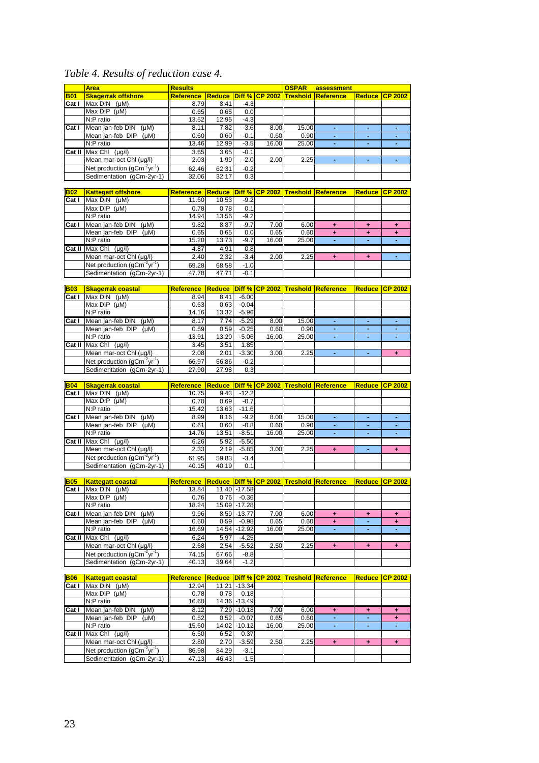*Table 4. Results of reduction case 4.*

| | Area | Results | | | | OSPAR | assessment | | |
|---|---|---|---|---|---|---|---|---|---|
| **B01** | **Skagerrak offshore** | Reference | Reduce | Diff % | CP 2002 | Treshold | Reference | Reduce | CP 2002 |
| Cat I | Max DIN (µM) | 8.79 | 8.41 | -4.3 | | | | | |
| | Max DIP (µM) | 0.65 | 0.65 | 0.0 | | | | | |
| | N:P ratio | 13.52 | 12.95 | -4.3 | | | | | |
| Cat I | Mean jan-feb DIN (µM) | 8.11 | 7.82 | -3.6 | 8.00 | 15.00 | - | - | - |
| | Mean jan-feb DIP (µM) | 0.60 | 0.60 | -0.1 | 0.60 | 0.90 | - | - | - |
| | N:P ratio | 13.46 | 12.99 | -3.5 | 16.00 | 25.00 | - | - | - |
| Cat II | Max Chl (µg/l) | 3.65 | 3.65 | -0.1 | | | | | |
| | Mean mar-oct Chl (µg/l) | 2.03 | 1.99 | -2.0 | 2.00 | 2.25 | - | - | - |
| | Net production ($gCm^{-2}yr^{-1}$) | 62.46 | 62.31 | -0.2 | | | | | |
| | Sedimentation (gCm-2yr-1) | 32.06 | 32.17 | 0.3 | | | | | |
| **B02** | **Kattegatt offshore** | Reference | Reduce | Diff % | CP 2002 | Treshold | Reference | Reduce | CP 2002 |
| Cat I | Max DIN (µM) | 11.60 | 10.53 | -9.2 | | | | | |
| | Max DIP (µM) | 0.78 | 0.78 | 0.1 | | | | | |
| | N:P ratio | 14.94 | 13.56 | -9.2 | | | | | |
| Cat I | Mean jan-feb DIN (µM) | 9.82 | 8.87 | -9.7 | 7.00 | 6.00 | + | + | + |
| | Mean jan-feb DIP (µM) | 0.65 | 0.65 | 0.0 | 0.65 | 0.60 | + | + | + |
| | N:P ratio | 15.20 | 13.73 | -9.7 | 16.00 | 25.00 | - | - | - |
| Cat II | Max Chl (µg/l) | 4.87 | 4.91 | 0.8 | | | | | |
| | Mean mar-oct Chl (µg/l) | 2.40 | 2.32 | -3.4 | 2.00 | 2.25 | + | + | - |
| | Net production ($gCm^{-2}yr^{-1}$) | 69.28 | 68.58 | -1.0 | | | | | |
| | Sedimentation (gCm-2yr-1) | 47.78 | 47.71 | -0.1 | | | | | |
| **B03** | **Skagerrak coastal** | Reference | Reduce | Diff % | CP 2002 | Treshold | Reference | Reduce | CP 2002 |
| Cat I | Max DIN (µM) | 8.94 | 8.41 | -6.00 | | | | | |
| | Max DIP (µM) | 0.63 | 0.63 | -0.04 | | | | | |
| | N:P ratio | 14.16 | 13.32 | -5.96 | | | | | |
| Cat I | Mean jan-feb DIN (µM) | 8.17 | 7.74 | -5.29 | 8.00 | 15.00 | - | - | - |
| | Mean jan-feb DIP (µM) | 0.59 | 0.59 | -0.25 | 0.60 | 0.90 | - | - | - |
| | N:P ratio | 13.91 | 13.20 | -5.06 | 16.00 | 25.00 | - | - | - |
| Cat II | Max Chl (µg/l) | 3.45 | 3.51 | 1.85 | | | | | |
| | Mean mar-oct Chl (µg/l) | 2.08 | 2.01 | -3.30 | 3.00 | 2.25 | - | - | + |
| | Net production ($gCm^{-2}yr^{-1}$) | 66.97 | 66.86 | -0.2 | | | | | |
| | Sedimentation (gCm-2yr-1) | 27.90 | 27.98 | 0.3 | | | | | |
| **B04** | **Skagerrak coastal** | Reference | Reduce | Diff % | CP 2002 | Treshold | Reference | Reduce | CP 2002 |
| Cat I | Max DIN (µM) | 10.75 | 9.43 | -12.2 | | | | | |
| | Max DIP (µM) | 0.70 | 0.69 | -0.7 | | | | | |
| | N:P ratio | 15.42 | 13.63 | -11.6 | | | | | |
| Cat I | Mean jan-feb DIN (µM) | 8.99 | 8.16 | -9.2 | 8.00 | 15.00 | - | - | - |
| | Mean jan-feb DIP (µM) | 0.61 | 0.60 | -0.8 | 0.60 | 0.90 | - | - | - |
| | N:P ratio | 14.76 | 13.51 | -8.51 | 16.00 | 25.00 | - | - | - |
| Cat II | Max Chl (µg/l) | 6.26 | 5.92 | -5.50 | | | | | |
| | Mean mar-oct Chl (µg/l) | 2.33 | 2.19 | -5.85 | 3.00 | 2.25 | + | - | + |
| | Net production ($gCm^{-2}yr^{-1}$) | 61.95 | 59.83 | -3.4 | | | | | |
| | Sedimentation (gCm-2yr-1) | 40.15 | 40.19 | 0.1 | | | | | |
| **B05** | **Kattegatt coastal** | Reference | Reduce | Diff % | CP 2002 | Treshold | Reference | Reduce | CP 2002 |
| Cat I | Max DIN (µM) | 13.84 | 11.40 | -17.58 | | | | | |
| | Max DIP (µM) | 0.76 | 0.76 | -0.36 | | | | | |
| | N:P ratio | 18.24 | 15.09 | -17.28 | | | | | |
| Cat I | Mean jan-feb DIN (µM) | 9.96 | 8.59 | -13.77 | 7.00 | 6.00 | + | + | + |
| | Mean jan-feb DIP (µM) | 0.60 | 0.59 | -0.98 | 0.65 | 0.60 | + | - | + |
| | N:P ratio | 16.69 | 14.54 | -12.92 | 16.00 | 25.00 | - | - | - |
| Cat II | Max Chl (µg/l) | 6.24 | 5.97 | -4.25 | | | | | |
| | Mean mar-oct Chl (µg/l) | 2.68 | 2.54 | -5.52 | 2.50 | 2.25 | + | + | + |
| | Net production ($gCm^{-2}yr^{-1}$) | 74.15 | 67.66 | -8.8 | | | | | |
| | Sedimentation (gCm-2yr-1) | 40.13 | 39.64 | -1.2 | | | | | |
| **B06** | **Kattegatt coastal** | Reference | Reduce | Diff % | CP 2002 | Treshold | Reference | Reduce | CP 2002 |
| Cat I | Max DIN (µM) | 12.94 | 11.21 | -13.34 | | | | | |
| | Max DIP (µM) | 0.78 | 0.78 | 0.18 | | | | | |
| | N:P ratio | 16.60 | 14.36 | -13.49 | | | | | |
| Cat I | Mean jan-feb DIN (µM) | 8.12 | 7.29 | -10.18 | 7.00 | 6.00 | + | + | + |
| | Mean jan-feb DIP (µM) | 0.52 | 0.52 | -0.07 | 0.65 | 0.60 | - | - | + |
| | N:P ratio | 15.60 | 14.02 | -10.12 | 16.00 | 25.00 | - | - | - |
| Cat II | Max Chl (µg/l) | 6.50 | 6.52 | 0.37 | | | | | |
| | Mean mar-oct Chl (µg/l) | 2.80 | 2.70 | -3.59 | 2.50 | 2.25 | + | + | + |
| | Net production ($gCm^{-2}yr^{-1}$) | 86.98 | 84.29 | -3.1 | | | | | |
| | Sedimentation (gCm-2yr-1) | 47.13 | 46.43 | -1.5 | | | | | |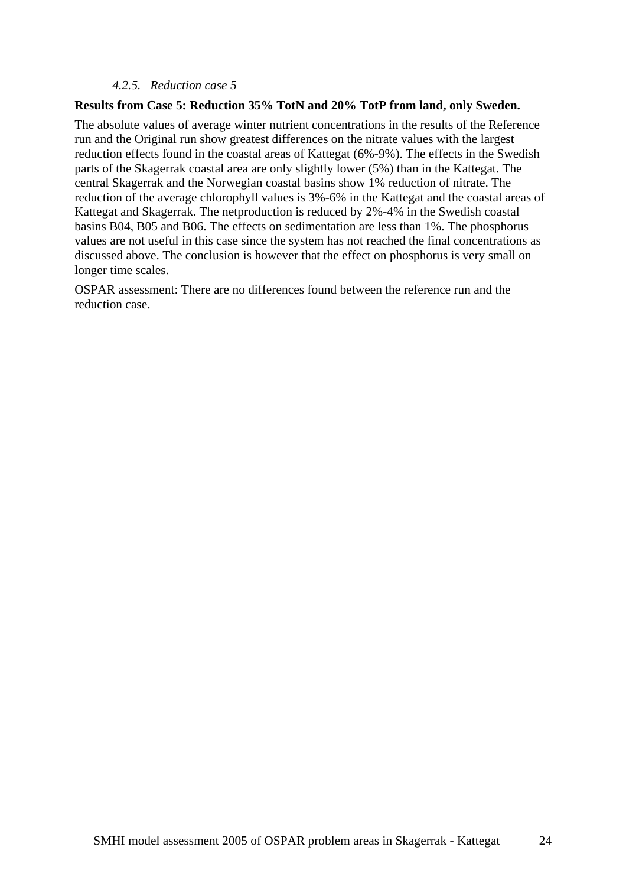#### *4.2.5. Reduction case 5*

**Results from Case 5: Reduction 35% TotN and 20% TotP from land, only Sweden.**

The absolute values of average winter nutrient concentrations in the results of the Reference run and the Original run show greatest differences on the nitrate values with the largest reduction effects found in the coastal areas of Kattegat (6%-9%). The effects in the Swedish parts of the Skagerrak coastal area are only slightly lower (5%) than in the Kattegat. The central Skagerrak and the Norwegian coastal basins show 1% reduction of nitrate. The reduction of the average chlorophyll values is 3%-6% in the Kattegat and the coastal areas of Kattegat and Skagerrak. The netproduction is reduced by 2%-4% in the Swedish coastal basins B04, B05 and B06. The effects on sedimentation are less than 1%. The phosphorus values are not useful in this case since the system has not reached the final concentrations as discussed above. The conclusion is however that the effect on phosphorus is very small on longer time scales.

OSPAR assessment: There are no differences found between the reference run and the reduction case.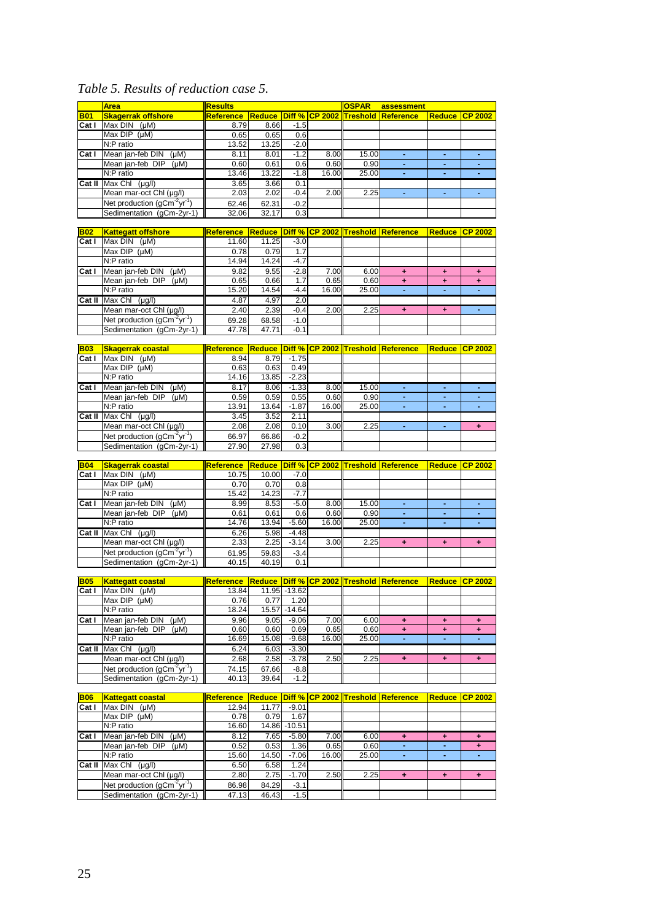*Table 5. Results of reduction case 5.*

| | Area | Results | | | | OSPAR | assessment | | |
|---|---|---|---|---|---|---|---|---|---|
| **B01** | **Skagerrak offshore** | **Reference** | **Reduce** | **Diff %** | **CP 2002** | **Treshold** | **Reference** | **Reduce** | **CP 2002** |
| **Cat I** | Max DIN (µM) | 8.79 | 8.66 | -1.5 | | | | | |
| | Max DIP (µM) | 0.65 | 0.65 | 0.6 | | | | | |
| | N:P ratio | 13.52 | 13.25 | -2.0 | | | | | |
| **Cat I** | Mean jan-feb DIN (µM) | 8.11 | 8.01 | -1.2 | 8.00 | 15.00 | - | - | - |
| | Mean jan-feb DIP (µM) | 0.60 | 0.61 | 0.6 | 0.60 | 0.90 | - | - | - |
| | N:P ratio | 13.46 | 13.22 | -1.8 | 16.00 | 25.00 | - | - | - |
| **Cat II** | Max Chl (µg/l) | 3.65 | 3.66 | 0.1 | | | | | |
| | Mean mar-oct Chl (µg/l) | 2.03 | 2.02 | -0.4 | 2.00 | 2.25 | - | - | - |
| | Net production ($gCm^{-2}yr^{-1}$) | 62.46 | 62.31 | -0.2 | | | | | |
| | Sedimentation (gCm-2yr-1) | 32.06 | 32.17 | 0.3 | | | | | |

| | Area | Reference | Reduce | Diff % | CP 2002 | Treshold | Reference | Reduce | CP 2002 |
|---|---|---|---|---|---|---|---|---|---|
| **B02** | **Kattegatt offshore** | | | | | | | | |
| **Cat I** | Max DIN (µM) | 11.60 | 11.25 | -3.0 | | | | | |
| | Max DIP (µM) | 0.78 | 0.79 | 1.7 | | | | | |
| | N:P ratio | 14.94 | 14.24 | -4.7 | | | | | |
| **Cat I** | Mean jan-feb DIN (µM) | 9.82 | 9.55 | -2.8 | 7.00 | 6.00 | + | + | + |
| | Mean jan-feb DIP (µM) | 0.65 | 0.66 | 1.7 | 0.65 | 0.60 | + | + | + |
| | N:P ratio | 15.20 | 14.54 | -4.4 | 16.00 | 25.00 | - | - | - |
| **Cat II** | Max Chl (µg/l) | 4.87 | 4.97 | 2.0 | | | | | |
| | Mean mar-oct Chl (µg/l) | 2.40 | 2.39 | -0.4 | 2.00 | 2.25 | + | + | - |
| | Net production ($gCm^{-2}yr^{-1}$) | 69.28 | 68.58 | -1.0 | | | | | |
| | Sedimentation (gCm-2yr-1) | 47.78 | 47.71 | -0.1 | | | | | |

| | Area | Reference | Reduce | Diff % | CP 2002 | Treshold | Reference | Reduce | CP 2002 |
|---|---|---|---|---|---|---|---|---|---|
| **B03** | **Skagerrak coastal** | | | | | | | | |
| **Cat I** | Max DIN (µM) | 8.94 | 8.79 | -1.75 | | | | | |
| | Max DIP (µM) | 0.63 | 0.63 | 0.49 | | | | | |
| | N:P ratio | 14.16 | 13.85 | -2.23 | | | | | |
| **Cat I** | Mean jan-feb DIN (µM) | 8.17 | 8.06 | -1.33 | 8.00 | 15.00 | - | - | - |
| | Mean jan-feb DIP (µM) | 0.59 | 0.59 | 0.55 | 0.60 | 0.90 | - | - | - |
| | N:P ratio | 13.91 | 13.64 | -1.87 | 16.00 | 25.00 | - | - | - |
| **Cat II** | Max Chl (µg/l) | 3.45 | 3.52 | 2.11 | | | | | |
| | Mean mar-oct Chl (µg/l) | 2.08 | 2.08 | 0.10 | 3.00 | 2.25 | - | - | + |
| | Net production ($gCm^{-2}yr^{-1}$) | 66.97 | 66.86 | -0.2 | | | | | |
| | Sedimentation (gCm-2yr-1) | 27.90 | 27.98 | 0.3 | | | | | |

| | Area | Reference | Reduce | Diff % | CP 2002 | Treshold | Reference | Reduce | CP 2002 |
|---|---|---|---|---|---|---|---|---|---|
| **B04** | **Skagerrak coastal** | | | | | | | | |
| **Cat I** | Max DIN (µM) | 10.75 | 10.00 | -7.0 | | | | | |
| | Max DIP (µM) | 0.70 | 0.70 | 0.8 | | | | | |
| | N:P ratio | 15.42 | 14.23 | -7.7 | | | | | |
| **Cat I** | Mean jan-feb DIN (µM) | 8.99 | 8.53 | -5.0 | 8.00 | 15.00 | - | - | - |
| | Mean jan-feb DIP (µM) | 0.61 | 0.61 | 0.6 | 0.60 | 0.90 | - | - | - |
| | N:P ratio | 14.76 | 13.94 | -5.60 | 16.00 | 25.00 | - | - | - |
| **Cat II** | Max Chl (µg/l) | 6.26 | 5.98 | -4.48 | | | | | |
| | Mean mar-oct Chl (µg/l) | 2.33 | 2.25 | -3.14 | 3.00 | 2.25 | + | + | + |
| | Net production ($gCm^{-2}yr^{-1}$) | 61.95 | 59.83 | -3.4 | | | | | |
| | Sedimentation (gCm-2yr-1) | 40.15 | 40.19 | 0.1 | | | | | |

| | Area | Reference | Reduce | Diff % | CP 2002 | Treshold | Reference | Reduce | CP 2002 |
|---|---|---|---|---|---|---|---|---|---|
| **B05** | **Kattegatt coastal** | | | | | | | | |
| **Cat I** | Max DIN (µM) | 13.84 | 11.95 | -13.62 | | | | | |
| | Max DIP (µM) | 0.76 | 0.77 | 1.20 | | | | | |
| | N:P ratio | 18.24 | 15.57 | -14.64 | | | | | |
| **Cat I** | Mean jan-feb DIN (µM) | 9.96 | 9.05 | -9.06 | 7.00 | 6.00 | + | + | + |
| | Mean jan-feb DIP (µM) | 0.60 | 0.60 | 0.69 | 0.65 | 0.60 | + | + | + |
| | N:P ratio | 16.69 | 15.08 | -9.68 | 16.00 | 25.00 | - | - | - |
| **Cat II** | Max Chl (µg/l) | 6.24 | 6.03 | -3.30 | | | | | |
| | Mean mar-oct Chl (µg/l) | 2.68 | 2.58 | -3.78 | 2.50 | 2.25 | + | + | + |
| | Net production ($gCm^{-2}yr^{-1}$) | 74.15 | 67.66 | -8.8 | | | | | |
| | Sedimentation (gCm-2yr-1) | 40.13 | 39.64 | -1.2 | | | | | |

| | Area | Reference | Reduce | Diff % | CP 2002 | Treshold | Reference | Reduce | CP 2002 |
|---|---|---|---|---|---|---|---|---|---|
| **B06** | **Kattegatt coastal** | | | | | | | | |
| **Cat I** | Max DIN (µM) | 12.94 | 11.77 | -9.01 | | | | | |
| | Max DIP (µM) | 0.78 | 0.79 | 1.67 | | | | | |
| | N:P ratio | 16.60 | 14.86 | -10.51 | | | | | |
| **Cat I** | Mean jan-feb DIN (µM) | 8.12 | 7.65 | -5.80 | 7.00 | 6.00 | + | + | + |
| | Mean jan-feb DIP (µM) | 0.52 | 0.53 | 1.36 | 0.65 | 0.60 | - | - | + |
| | N:P ratio | 15.60 | 14.50 | -7.06 | 16.00 | 25.00 | - | - | - |
| **Cat II** | Max Chl (µg/l) | 6.50 | 6.58 | 1.24 | | | | | |
| | Mean mar-oct Chl (µg/l) | 2.80 | 2.75 | -1.70 | 2.50 | 2.25 | + | + | + |
| | Net production ($gCm^{-2}yr^{-1}$) | 86.98 | 84.29 | -3.1 | | | | | |
| | Sedimentation (gCm-2yr-1) | 47.13 | 46.43 | -1.5 | | | | | |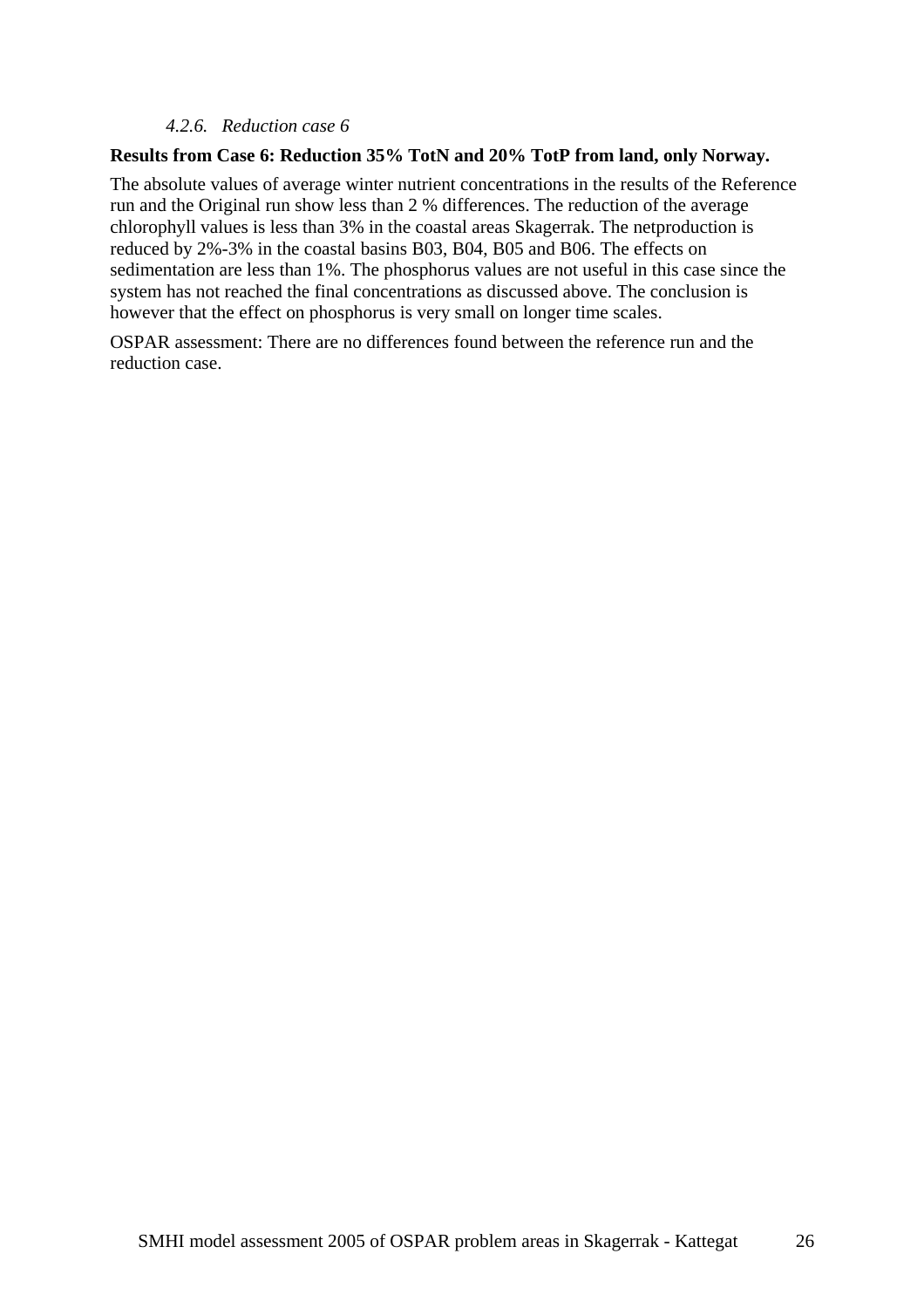#### *4.2.6. Reduction case 6*

**Results from Case 6: Reduction 35% TotN and 20% TotP from land, only Norway.**

The absolute values of average winter nutrient concentrations in the results of the Reference run and the Original run show less than 2 % differences. The reduction of the average chlorophyll values is less than 3% in the coastal areas Skagerrak. The netproduction is reduced by 2%-3% in the coastal basins B03, B04, B05 and B06. The effects on sedimentation are less than 1%. The phosphorus values are not useful in this case since the system has not reached the final concentrations as discussed above. The conclusion is however that the effect on phosphorus is very small on longer time scales.

OSPAR assessment: There are no differences found between the reference run and the reduction case.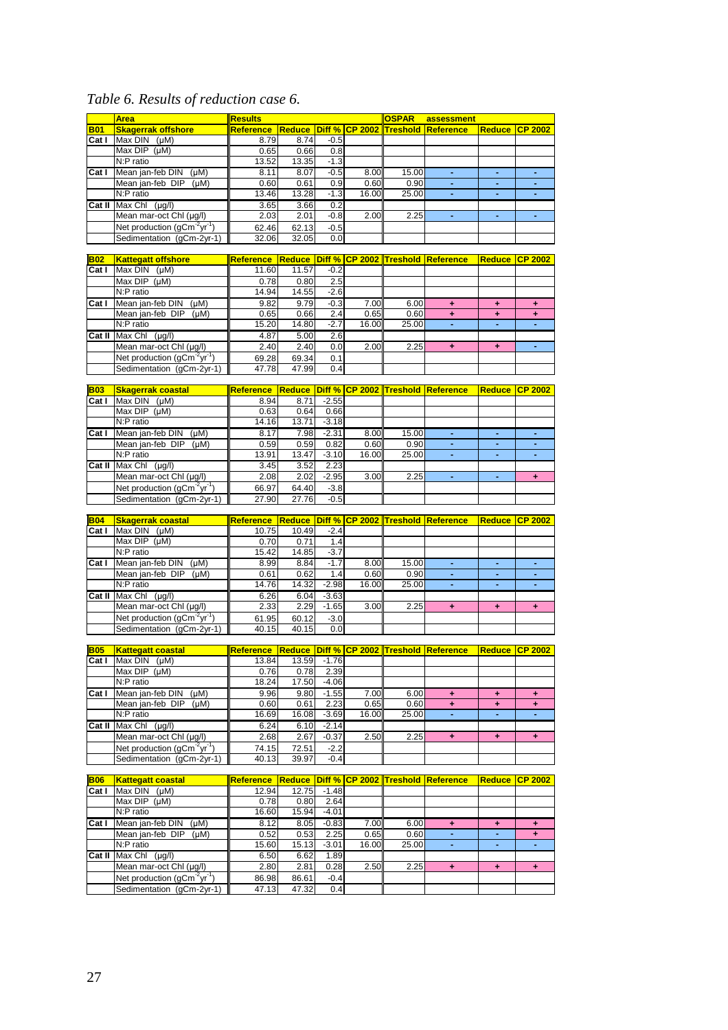*Table 6. Results of reduction case 6.*

| | Area | Results | | | | OSPAR | assessment | | |
|---|---|---|---|---|---|---|---|---|---|
| **B01** | **Skagerrak offshore** | **Reference** | **Reduce** | **Diff %** | **CP 2002** | **Treshold** | **Reference** | **Reduce** | **CP 2002** |
| Cat I | Max DIN (µM) | 8.79 | 8.74 | -0.5 | | | | | |
| | Max DIP (µM) | 0.65 | 0.66 | 0.8 | | | | | |
| | N:P ratio | 13.52 | 13.35 | -1.3 | | | | | |
| Cat I | Mean jan-feb DIN (µM) | 8.11 | 8.07 | -0.5 | 8.00 | 15.00 | - | - | - |
| | Mean jan-feb DIP (µM) | 0.60 | 0.61 | 0.9 | 0.60 | 0.90 | - | - | - |
| | N:P ratio | 13.46 | 13.28 | -1.3 | 16.00 | 25.00 | - | - | - |
| Cat II | Max Chl (µg/l) | 3.65 | 3.66 | 0.2 | | | | | |
| | Mean mar-oct Chl (µg/l) | 2.03 | 2.01 | -0.8 | 2.00 | 2.25 | - | - | - |
| | Net production ($gCm^{-2}yr^{-1}$) | 62.46 | 62.13 | -0.5 | | | | | |
| | Sedimentation (gCm-2yr-1) | 32.06 | 32.05 | 0.0 | | | | | |
| **B02** | **Kattegatt offshore** | **Reference** | **Reduce** | **Diff %** | **CP 2002** | **Treshold** | **Reference** | **Reduce** | **CP 2002** |
| Cat I | Max DIN (µM) | 11.60 | 11.57 | -0.2 | | | | | |
| | Max DIP (µM) | 0.78 | 0.80 | 2.5 | | | | | |
| | N:P ratio | 14.94 | 14.55 | -2.6 | | | | | |
| Cat I | Mean jan-feb DIN (µM) | 9.82 | 9.79 | -0.3 | 7.00 | 6.00 | + | + | + |
| | Mean jan-feb DIP (µM) | 0.65 | 0.66 | 2.4 | 0.65 | 0.60 | + | + | + |
| | N:P ratio | 15.20 | 14.80 | -2.7 | 16.00 | 25.00 | - | - | - |
| Cat II | Max Chl (µg/l) | 4.87 | 5.00 | 2.6 | | | | | |
| | Mean mar-oct Chl (µg/l) | 2.40 | 2.40 | 0.0 | 2.00 | 2.25 | + | + | - |
| | Net production ($gCm^{-2}yr^{-1}$) | 69.28 | 69.34 | 0.1 | | | | | |
| | Sedimentation (gCm-2yr-1) | 47.78 | 47.99 | 0.4 | | | | | |
| **B03** | **Skagerrak coastal** | **Reference** | **Reduce** | **Diff %** | **CP 2002** | **Treshold** | **Reference** | **Reduce** | **CP 2002** |
| Cat I | Max DIN (µM) | 8.94 | 8.71 | -2.55 | | | | | |
| | Max DIP (µM) | 0.63 | 0.64 | 0.66 | | | | | |
| | N:P ratio | 14.16 | 13.71 | -3.18 | | | | | |
| Cat I | Mean jan-feb DIN (µM) | 8.17 | 7.98 | -2.31 | 8.00 | 15.00 | - | - | - |
| | Mean jan-feb DIP (µM) | 0.59 | 0.59 | 0.82 | 0.60 | 0.90 | - | - | - |
| | N:P ratio | 13.91 | 13.47 | -3.10 | 16.00 | 25.00 | - | - | - |
| Cat II | Max Chl (µg/l) | 3.45 | 3.52 | 2.23 | | | | | |
| | Mean mar-oct Chl (µg/l) | 2.08 | 2.02 | -2.95 | 3.00 | 2.25 | - | - | + |
| | Net production ($gCm^{-2}yr^{-1}$) | 66.97 | 64.40 | -3.8 | | | | | |
| | Sedimentation (gCm-2yr-1) | 27.90 | 27.76 | -0.5 | | | | | |
| **B04** | **Skagerrak coastal** | **Reference** | **Reduce** | **Diff %** | **CP 2002** | **Treshold** | **Reference** | **Reduce** | **CP 2002** |
| Cat I | Max DIN (µM) | 10.75 | 10.49 | -2.4 | | | | | |
| | Max DIP (µM) | 0.70 | 0.71 | 1.4 | | | | | |
| | N:P ratio | 15.42 | 14.85 | -3.7 | | | | | |
| Cat I | Mean jan-feb DIN (µM) | 8.99 | 8.84 | -1.7 | 8.00 | 15.00 | - | - | - |
| | Mean jan-feb DIP (µM) | 0.61 | 0.62 | 1.4 | 0.60 | 0.90 | - | - | - |
| | N:P ratio | 14.76 | 14.32 | -2.98 | 16.00 | 25.00 | - | - | - |
| Cat II | Max Chl (µg/l) | 6.26 | 6.04 | -3.63 | | | | | |
| | Mean mar-oct Chl (µg/l) | 2.33 | 2.29 | -1.65 | 3.00 | 2.25 | + | + | + |
| | Net production ($gCm^{-2}yr^{-1}$) | 61.95 | 60.12 | -3.0 | | | | | |
| | Sedimentation (gCm-2yr-1) | 40.15 | 40.15 | 0.0 | | | | | |
| **B05** | **Kattegatt coastal** | **Reference** | **Reduce** | **Diff %** | **CP 2002** | **Treshold** | **Reference** | **Reduce** | **CP 2002** |
| Cat I | Max DIN (µM) | 13.84 | 13.59 | -1.76 | | | | | |
| | Max DIP (µM) | 0.76 | 0.78 | 2.39 | | | | | |
| | N:P ratio | 18.24 | 17.50 | -4.06 | | | | | |
| Cat I | Mean jan-feb DIN (µM) | 9.96 | 9.80 | -1.55 | 7.00 | 6.00 | + | + | + |
| | Mean jan-feb DIP (µM) | 0.60 | 0.61 | 2.23 | 0.65 | 0.60 | + | + | + |
| | N:P ratio | 16.69 | 16.08 | -3.69 | 16.00 | 25.00 | - | - | - |
| Cat II | Max Chl (µg/l) | 6.24 | 6.10 | -2.14 | | | | | |
| | Mean mar-oct Chl (µg/l) | 2.68 | 2.67 | -0.37 | 2.50 | 2.25 | + | + | + |
| | Net production ($gCm^{-2}yr^{-1}$) | 74.15 | 72.51 | -2.2 | | | | | |
| | Sedimentation (gCm-2yr-1) | 40.13 | 39.97 | -0.4 | | | | | |
| **B06** | **Kattegatt coastal** | **Reference** | **Reduce** | **Diff %** | **CP 2002** | **Treshold** | **Reference** | **Reduce** | **CP 2002** |
| Cat I | Max DIN (µM) | 12.94 | 12.75 | -1.48 | | | | | |
| | Max DIP (µM) | 0.78 | 0.80 | 2.64 | | | | | |
| | N:P ratio | 16.60 | 15.94 | -4.01 | | | | | |
| Cat I | Mean jan-feb DIN (µM) | 8.12 | 8.05 | -0.83 | 7.00 | 6.00 | + | + | + |
| | Mean jan-feb DIP (µM) | 0.52 | 0.53 | 2.25 | 0.65 | 0.60 | - | - | + |
| | N:P ratio | 15.60 | 15.13 | -3.01 | 16.00 | 25.00 | - | - | - |
| Cat II | Max Chl (µg/l) | 6.50 | 6.62 | 1.89 | | | | | |
| | Mean mar-oct Chl (µg/l) | 2.80 | 2.81 | 0.28 | 2.50 | 2.25 | + | + | + |
| | Net production ($gCm^{-2}yr^{-1}$) | 86.98 | 86.61 | -0.4 | | | | | |
| | Sedimentation (gCm-2yr-1) | 47.13 | 47.32 | 0.4 | | | | | |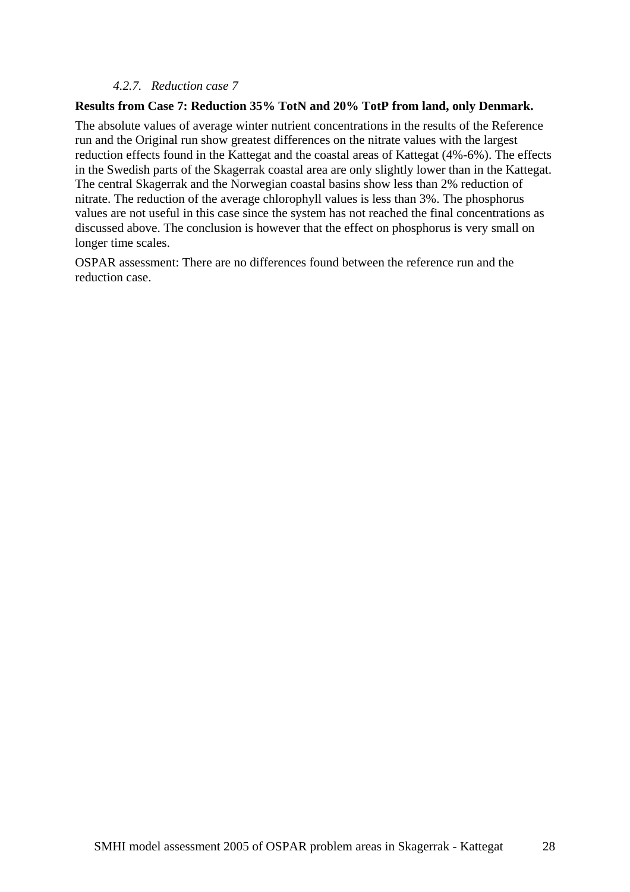#### *4.2.7. Reduction case 7*

**Results from Case 7: Reduction 35% TotN and 20% TotP from land, only Denmark.**

The absolute values of average winter nutrient concentrations in the results of the Reference run and the Original run show greatest differences on the nitrate values with the largest reduction effects found in the Kattegat and the coastal areas of Kattegat (4%-6%). The effects in the Swedish parts of the Skagerrak coastal area are only slightly lower than in the Kattegat. The central Skagerrak and the Norwegian coastal basins show less than 2% reduction of nitrate. The reduction of the average chlorophyll values is less than 3%. The phosphorus values are not useful in this case since the system has not reached the final concentrations as discussed above. The conclusion is however that the effect on phosphorus is very small on longer time scales.

OSPAR assessment: There are no differences found between the reference run and the reduction case.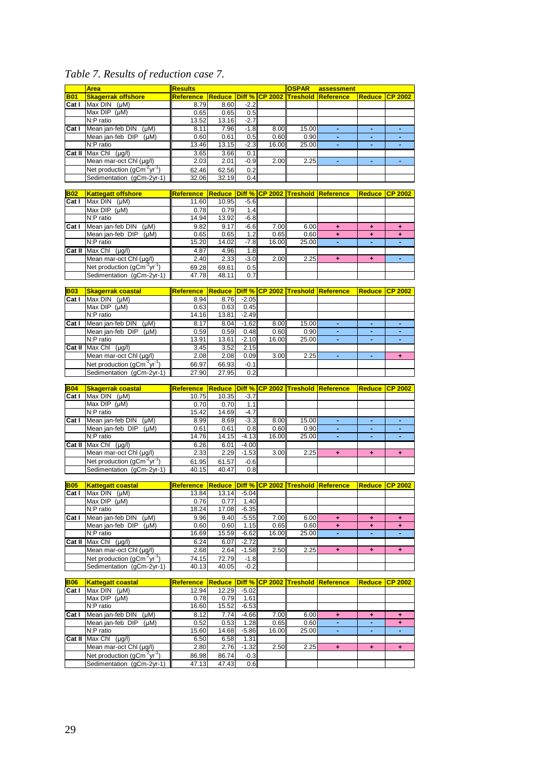*Table 7. Results of reduction case 7.*

| | Area | Results | | | | OSPAR | assessment | | |
|---|---|---|---|---|---|---|---|---|---|
| **B01** | **Skagerrak offshore** | **Reference** | **Reduce** | **Diff %** | **CP 2002** | **Treshold** | **Reference** | **Reduce** | **CP 2002** |
| **Cat I** | Max DIN (µM) | 8.79 | 8.60 | -2.2 | | | | | |
| | Max DIP (µM) | 0.65 | 0.65 | 0.5 | | | | | |
| | N:P ratio | 13.52 | 13.16 | -2.7 | | | | | |
| **Cat I** | Mean jan-feb DIN (µM) | 8.11 | 7.96 | -1.8 | 8.00 | 15.00 | - | - | - |
| | Mean jan-feb DIP (µM) | 0.60 | 0.61 | 0.5 | 0.60 | 0.90 | - | - | - |
| | N:P ratio | 13.46 | 13.15 | -2.3 | 16.00 | 25.00 | - | - | - |
| **Cat II** | Max Chl (µg/l) | 3.65 | 3.66 | 0.1 | | | | | |
| | Mean mar-oct Chl (µg/l) | 2.03 | 2.01 | -0.9 | 2.00 | 2.25 | - | - | - |
| | Net production ($gCm^{-2}yr^{-1}$) | 62.46 | 62.56 | 0.2 | | | | | |
| | Sedimentation (gCm-2yr-1) | 32.06 | 32.19 | 0.4 | | | | | |

| **B02** | **Kattegatt offshore** | **Reference** | **Reduce** | **Diff %** | **CP 2002** | **Treshold** | **Reference** | **Reduce** | **CP 2002** |
|---|---|---|---|---|---|---|---|---|---|
| **Cat I** | Max DIN (µM) | 11.60 | 10.95 | -5.6 | | | | | |
| | Max DIP (µM) | 0.78 | 0.79 | 1.4 | | | | | |
| | N:P ratio | 14.94 | 13.92 | -6.8 | | | | | |
| **Cat I** | Mean jan-feb DIN (µM) | 9.82 | 9.17 | -6.6 | 7.00 | 6.00 | + | + | + |
| | Mean jan-feb DIP (µM) | 0.65 | 0.65 | 1.2 | 0.65 | 0.60 | + | + | + |
| | N:P ratio | 15.20 | 14.02 | -7.8 | 16.00 | 25.00 | - | - | - |
| **Cat II** | Max Chl (µg/l) | 4.87 | 4.96 | 1.8 | | | | | |
| | Mean mar-oct Chl (µg/l) | 2.40 | 2.33 | -3.0 | 2.00 | 2.25 | + | + | - |
| | Net production ($gCm^{-2}yr^{-1}$) | 69.28 | 69.61 | 0.5 | | | | | |
| | Sedimentation (gCm-2yr-1) | 47.78 | 48.11 | 0.7 | | | | | |

| **B03** | **Skagerrak coastal** | **Reference** | **Reduce** | **Diff %** | **CP 2002** | **Treshold** | **Reference** | **Reduce** | **CP 2002** |
|---|---|---|---|---|---|---|---|---|---|
| **Cat I** | Max DIN (µM) | 8.94 | 8.76 | -2.05 | | | | | |
| | Max DIP (µM) | 0.63 | 0.63 | 0.45 | | | | | |
| | N:P ratio | 14.16 | 13.81 | -2.49 | | | | | |
| **Cat I** | Mean jan-feb DIN (µM) | 8.17 | 8.04 | -1.62 | 8.00 | 15.00 | - | - | - |
| | Mean jan-feb DIP (µM) | 0.59 | 0.59 | 0.48 | 0.60 | 0.90 | - | - | - |
| | N:P ratio | 13.91 | 13.61 | -2.10 | 16.00 | 25.00 | - | - | - |
| **Cat II** | Max Chl (µg/l) | 3.45 | 3.52 | 2.15 | | | | | |
| | Mean mar-oct Chl (µg/l) | 2.08 | 2.08 | 0.09 | 3.00 | 2.25 | - | - | + |
| | Net production ($gCm^{-2}yr^{-1}$) | 66.97 | 66.93 | -0.1 | | | | | |
| | Sedimentation (gCm-2yr-1) | 27.90 | 27.95 | 0.2 | | | | | |

| **B04** | **Skagerrak coastal** | **Reference** | **Reduce** | **Diff %** | **CP 2002** | **Treshold** | **Reference** | **Reduce** | **CP 2002** |
|---|---|---|---|---|---|---|---|---|---|
| **Cat I** | Max DIN (µM) | 10.75 | 10.35 | -3.7 | | | | | |
| | Max DIP (µM) | 0.70 | 0.70 | 1.1 | | | | | |
| | N:P ratio | 15.42 | 14.69 | -4.7 | | | | | |
| **Cat I** | Mean jan-feb DIN (µM) | 8.99 | 8.69 | -3.3 | 8.00 | 15.00 | - | - | - |
| | Mean jan-feb DIP (µM) | 0.61 | 0.61 | 0.8 | 0.60 | 0.90 | - | - | - |
| | N:P ratio | 14.76 | 14.15 | -4.13 | 16.00 | 25.00 | - | - | - |
| **Cat II** | Max Chl (µg/l) | 6.26 | 6.01 | -4.00 | | | | | |
| | Mean mar-oct Chl (µg/l) | 2.33 | 2.29 | -1.53 | 3.00 | 2.25 | + | + | + |
| | Net production ($gCm^{-2}yr^{-1}$) | 61.95 | 61.57 | -0.6 | | | | | |
| | Sedimentation (gCm-2yr-1) | 40.15 | 40.47 | 0.8 | | | | | |

| **B05** | **Kattegatt coastal** | **Reference** | **Reduce** | **Diff %** | **CP 2002** | **Treshold** | **Reference** | **Reduce** | **CP 2002** |
|---|---|---|---|---|---|---|---|---|---|
| **Cat I** | Max DIN (µM) | 13.84 | 13.14 | -5.04 | | | | | |
| | Max DIP (µM) | 0.76 | 0.77 | 1.40 | | | | | |
| | N:P ratio | 18.24 | 17.08 | -6.35 | | | | | |
| **Cat I** | Mean jan-feb DIN (µM) | 9.96 | 9.40 | -5.55 | 7.00 | 6.00 | + | + | + |
| | Mean jan-feb DIP (µM) | 0.60 | 0.60 | 1.15 | 0.65 | 0.60 | + | + | + |
| | N:P ratio | 16.69 | 15.59 | -6.62 | 16.00 | 25.00 | - | - | - |
| **Cat II** | Max Chl (µg/l) | 6.24 | 6.07 | -2.72 | | | | | |
| | Mean mar-oct Chl (µg/l) | 2.68 | 2.64 | -1.58 | 2.50 | 2.25 | + | + | + |
| | Net production ($gCm^{-2}yr^{-1}$) | 74.15 | 72.79 | -1.8 | | | | | |
| | Sedimentation (gCm-2yr-1) | 40.13 | 40.05 | -0.2 | | | | | |

| **B06** | **Kattegatt coastal** | **Reference** | **Reduce** | **Diff %** | **CP 2002** | **Treshold** | **Reference** | **Reduce** | **CP 2002** |
|---|---|---|---|---|---|---|---|---|---|
| **Cat I** | Max DIN (µM) | 12.94 | 12.29 | -5.02 | | | | | |
| | Max DIP (µM) | 0.78 | 0.79 | 1.61 | | | | | |
| | N:P ratio | 16.60 | 15.52 | -6.53 | | | | | |
| **Cat I** | Mean jan-feb DIN (µM) | 8.12 | 7.74 | -4.66 | 7.00 | 6.00 | + | + | + |
| | Mean jan-feb DIP (µM) | 0.52 | 0.53 | 1.28 | 0.65 | 0.60 | - | - | + |
| | N:P ratio | 15.60 | 14.68 | -5.86 | 16.00 | 25.00 | - | - | - |
| **Cat II** | Max Chl (µg/l) | 6.50 | 6.58 | 1.31 | | | | | |
| | Mean mar-oct Chl (µg/l) | 2.80 | 2.76 | -1.32 | 2.50 | 2.25 | + | + | + |
| | Net production ($gCm^{-2}yr^{-1}$) | 86.98 | 86.74 | -0.3 | | | | | |
| | Sedimentation (gCm-2yr-1) | 47.13 | 47.43 | 0.6 | | | | | |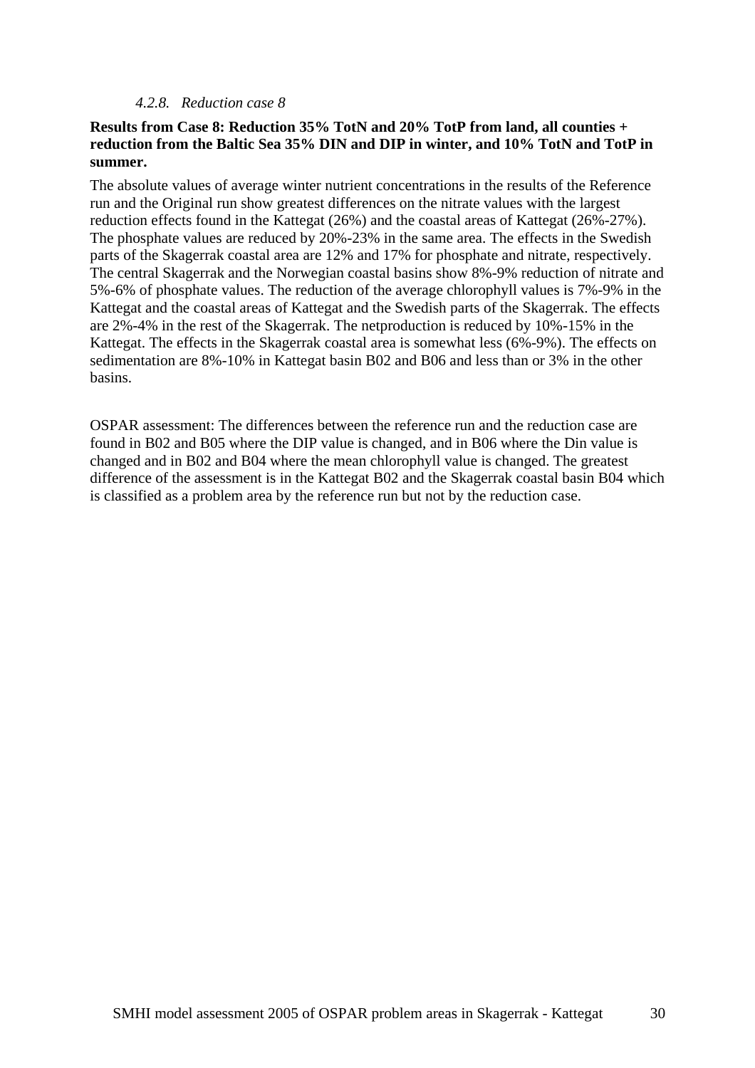#### *4.2.8. Reduction case 8*

**Results from Case 8: Reduction 35% TotN and 20% TotP from land, all counties + reduction from the Baltic Sea 35% DIN and DIP in winter, and 10% TotN and TotP in summer.**

The absolute values of average winter nutrient concentrations in the results of the Reference run and the Original run show greatest differences on the nitrate values with the largest reduction effects found in the Kattegat (26%) and the coastal areas of Kattegat (26%-27%). The phosphate values are reduced by 20%-23% in the same area. The effects in the Swedish parts of the Skagerrak coastal area are 12% and 17% for phosphate and nitrate, respectively. The central Skagerrak and the Norwegian coastal basins show 8%-9% reduction of nitrate and 5%-6% of phosphate values. The reduction of the average chlorophyll values is 7%-9% in the Kattegat and the coastal areas of Kattegat and the Swedish parts of the Skagerrak. The effects are 2%-4% in the rest of the Skagerrak. The netproduction is reduced by 10%-15% in the Kattegat. The effects in the Skagerrak coastal area is somewhat less (6%-9%). The effects on sedimentation are 8%-10% in Kattegat basin B02 and B06 and less than or 3% in the other basins.

OSPAR assessment: The differences between the reference run and the reduction case are found in B02 and B05 where the DIP value is changed, and in B06 where the Din value is changed and in B02 and B04 where the mean chlorophyll value is changed. The greatest difference of the assessment is in the Kattegat B02 and the Skagerrak coastal basin B04 which is classified as a problem area by the reference run but not by the reduction case.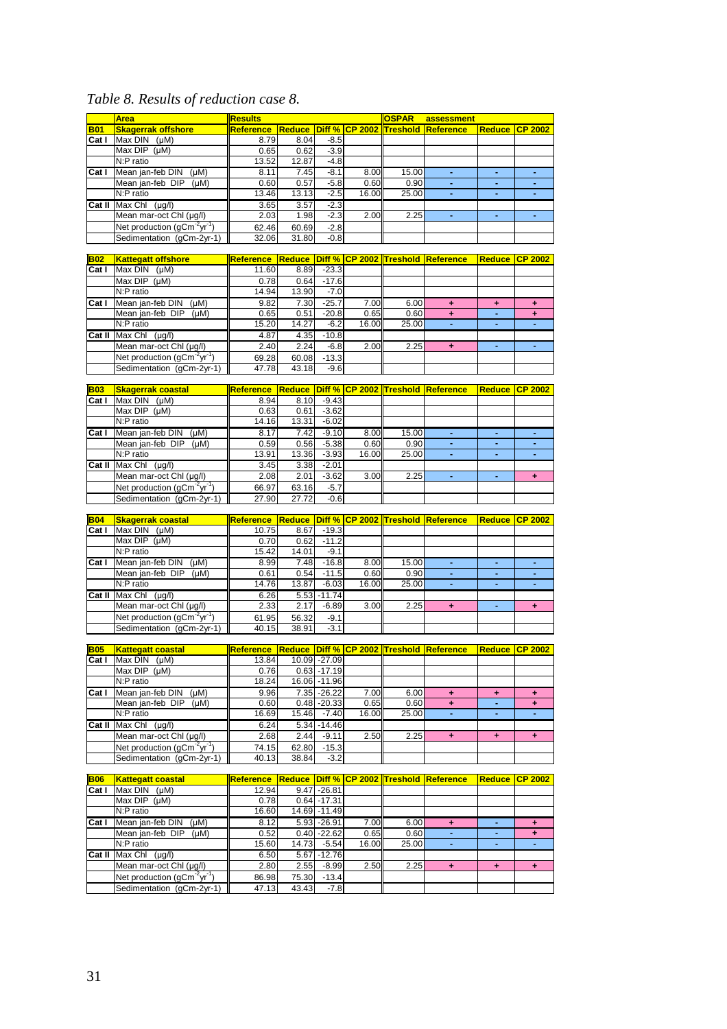*Table 8. Results of reduction case 8.*

| | Area | Results | | | | OSPAR | assessment | | |
|---|---|---|---|---|---|---|---|---|---|
| **B01** | **Skagerrak offshore** | **Reference** | **Reduce** | **Diff %** | **CP 2002** | **Treshold** | **Reference** | **Reduce** | **CP 2002** |
| Cat I | Max DIN (µM) | 8.79 | 8.04 | -8.5 | | | | | |
| | Max DIP (µM) | 0.65 | 0.62 | -3.9 | | | | | |
| | N:P ratio | 13.52 | 12.87 | -4.8 | | | | | |
| Cat I | Mean jan-feb DIN (µM) | 8.11 | 7.45 | -8.1 | 8.00 | 15.00 | - | - | - |
| | Mean jan-feb DIP (µM) | 0.60 | 0.57 | -5.8 | 0.60 | 0.90 | - | - | - |
| | N:P ratio | 13.46 | 13.13 | -2.5 | 16.00 | 25.00 | - | - | - |
| Cat II | Max Chl (µg/l) | 3.65 | 3.57 | -2.3 | | | | | |
| | Mean mar-oct Chl (µg/l) | 2.03 | 1.98 | -2.3 | 2.00 | 2.25 | - | - | - |
| | Net production ($gCm^{-2}yr^{-1}$) | 62.46 | 60.69 | -2.8 | | | | | |
| | Sedimentation (gCm-2yr-1) | 32.06 | 31.80 | -0.8 | | | | | |
| **B02** | **Kattegatt offshore** | **Reference** | **Reduce** | **Diff %** | **CP 2002** | **Treshold** | **Reference** | **Reduce** | **CP 2002** |
| Cat I | Max DIN (µM) | 11.60 | 8.89 | -23.3 | | | | | |
| | Max DIP (µM) | 0.78 | 0.64 | -17.6 | | | | | |
| | N:P ratio | 14.94 | 13.90 | -7.0 | | | | | |
| Cat I | Mean jan-feb DIN (µM) | 9.82 | 7.30 | -25.7 | 7.00 | 6.00 | + | + | + |
| | Mean jan-feb DIP (µM) | 0.65 | 0.51 | -20.8 | 0.65 | 0.60 | + | - | + |
| | N:P ratio | 15.20 | 14.27 | -6.2 | 16.00 | 25.00 | - | - | - |
| Cat II | Max Chl (µg/l) | 4.87 | 4.35 | -10.8 | | | | | |
| | Mean mar-oct Chl (µg/l) | 2.40 | 2.24 | -6.8 | 2.00 | 2.25 | + | - | - |
| | Net production ($gCm^{-2}yr^{-1}$) | 69.28 | 60.08 | -13.3 | | | | | |
| | Sedimentation (gCm-2yr-1) | 47.78 | 43.18 | -9.6 | | | | | |
| **B03** | **Skagerrak coastal** | **Reference** | **Reduce** | **Diff %** | **CP 2002** | **Treshold** | **Reference** | **Reduce** | **CP 2002** |
| Cat I | Max DIN (µM) | 8.94 | 8.10 | -9.43 | | | | | |
| | Max DIP (µM) | 0.63 | 0.61 | -3.62 | | | | | |
| | N:P ratio | 14.16 | 13.31 | -6.02 | | | | | |
| Cat I | Mean jan-feb DIN (µM) | 8.17 | 7.42 | -9.10 | 8.00 | 15.00 | - | - | - |
| | Mean jan-feb DIP (µM) | 0.59 | 0.56 | -5.38 | 0.60 | 0.90 | - | - | - |
| | N:P ratio | 13.91 | 13.36 | -3.93 | 16.00 | 25.00 | - | - | - |
| Cat II | Max Chl (µg/l) | 3.45 | 3.38 | -2.01 | | | | | |
| | Mean mar-oct Chl (µg/l) | 2.08 | 2.01 | -3.62 | 3.00 | 2.25 | - | - | + |
| | Net production ($gCm^{-2}yr^{-1}$) | 66.97 | 63.16 | -5.7 | | | | | |
| | Sedimentation (gCm-2yr-1) | 27.90 | 27.72 | -0.6 | | | | | |
| **B04** | **Skagerrak coastal** | **Reference** | **Reduce** | **Diff %** | **CP 2002** | **Treshold** | **Reference** | **Reduce** | **CP 2002** |
| Cat I | Max DIN (µM) | 10.75 | 8.67 | -19.3 | | | | | |
| | Max DIP (µM) | 0.70 | 0.62 | -11.2 | | | | | |
| | N:P ratio | 15.42 | 14.01 | -9.1 | | | | | |
| Cat I | Mean jan-feb DIN (µM) | 8.99 | 7.48 | -16.8 | 8.00 | 15.00 | - | - | - |
| | Mean jan-feb DIP (µM) | 0.61 | 0.54 | -11.5 | 0.60 | 0.90 | - | - | - |
| | N:P ratio | 14.76 | 13.87 | -6.03 | 16.00 | 25.00 | - | - | - |
| Cat II | Max Chl (µg/l) | 6.26 | 5.53 | -11.74 | | | | | |
| | Mean mar-oct Chl (µg/l) | 2.33 | 2.17 | -6.89 | 3.00 | 2.25 | + | - | + |
| | Net production ($gCm^{-2}yr^{-1}$) | 61.95 | 56.32 | -9.1 | | | | | |
| | Sedimentation (gCm-2yr-1) | 40.15 | 38.91 | -3.1 | | | | | |
| **B05** | **Kattegatt coastal** | **Reference** | **Reduce** | **Diff %** | **CP 2002** | **Treshold** | **Reference** | **Reduce** | **CP 2002** |
| Cat I | Max DIN (µM) | 13.84 | 10.09 | -27.09 | | | | | |
| | Max DIP (µM) | 0.76 | 0.63 | -17.19 | | | | | |
| | N:P ratio | 18.24 | 16.06 | -11.96 | | | | | |
| Cat I | Mean jan-feb DIN (µM) | 9.96 | 7.35 | -26.22 | 7.00 | 6.00 | + | + | + |
| | Mean jan-feb DIP (µM) | 0.60 | 0.48 | -20.33 | 0.65 | 0.60 | + | - | + |
| | N:P ratio | 16.69 | 15.46 | -7.40 | 16.00 | 25.00 | - | - | - |
| Cat II | Max Chl (µg/l) | 6.24 | 5.34 | -14.46 | | | | | |
| | Mean mar-oct Chl (µg/l) | 2.68 | 2.44 | -9.11 | 2.50 | 2.25 | + | + | + |
| | Net production ($gCm^{-2}yr^{-1}$) | 74.15 | 62.80 | -15.3 | | | | | |
| | Sedimentation (gCm-2yr-1) | 40.13 | 38.84 | -3.2 | | | | | |
| **B06** | **Kattegatt coastal** | **Reference** | **Reduce** | **Diff %** | **CP 2002** | **Treshold** | **Reference** | **Reduce** | **CP 2002** |
| Cat I | Max DIN (µM) | 12.94 | 9.47 | -26.81 | | | | | |
| | Max DIP (µM) | 0.78 | 0.64 | -17.31 | | | | | |
| | N:P ratio | 16.60 | 14.69 | -11.49 | | | | | |
| Cat I | Mean jan-feb DIN (µM) | 8.12 | 5.93 | -26.91 | 7.00 | 6.00 | + | - | + |
| | Mean jan-feb DIP (µM) | 0.52 | 0.40 | -22.62 | 0.65 | 0.60 | - | - | + |
| | N:P ratio | 15.60 | 14.73 | -5.54 | 16.00 | 25.00 | - | - | - |
| Cat II | Max Chl (µg/l) | 6.50 | 5.67 | -12.76 | | | | | |
| | Mean mar-oct Chl (µg/l) | 2.80 | 2.55 | -8.99 | 2.50 | 2.25 | + | + | + |
| | Net production ($gCm^{-2}yr^{-1}$) | 86.98 | 75.30 | -13.4 | | | | | |
| | Sedimentation (gCm-2yr-1) | 47.13 | 43.43 | -7.8 | | | | | |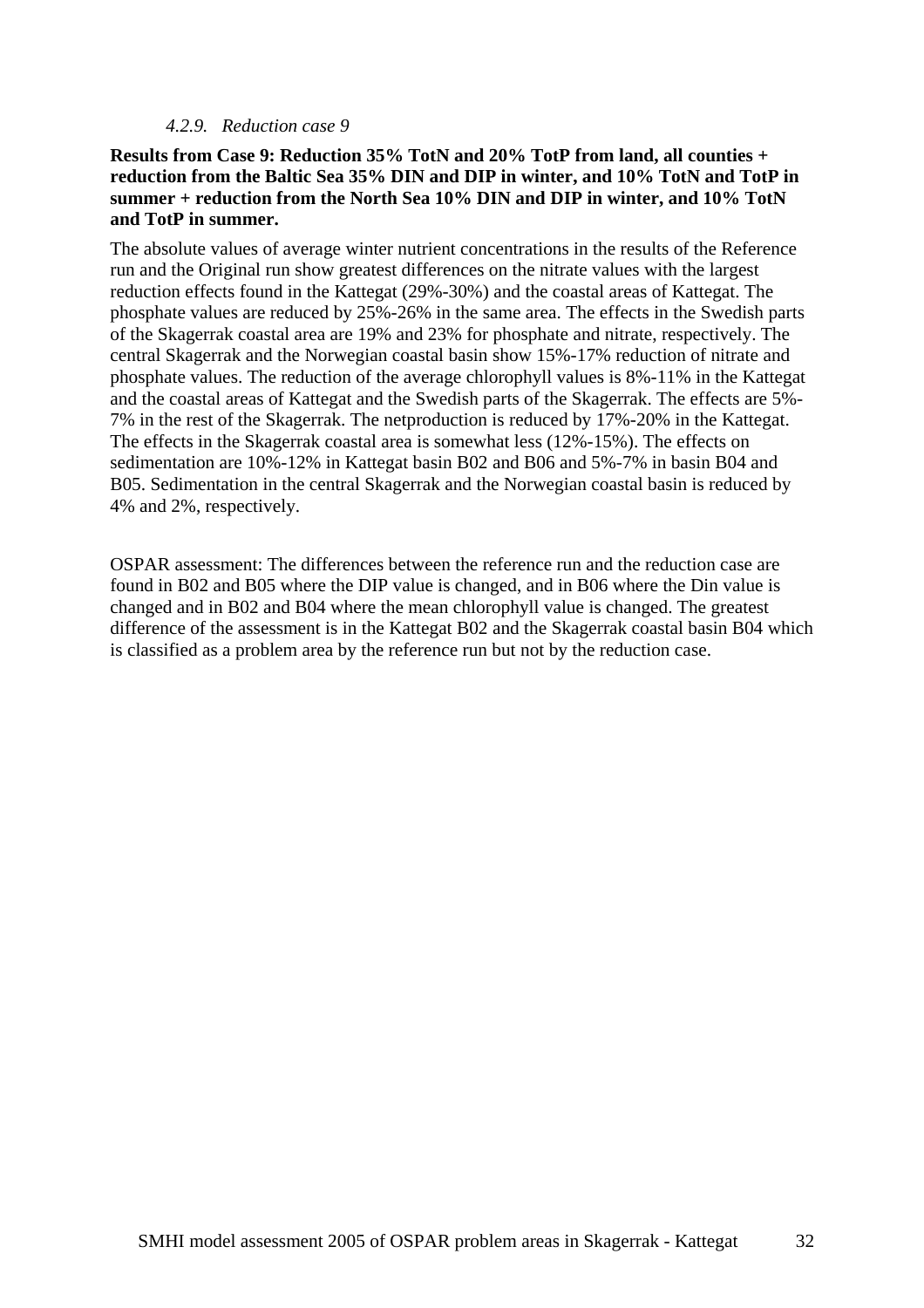#### *4.2.9. Reduction case 9*

**Results from Case 9: Reduction 35% TotN and 20% TotP from land, all counties + reduction from the Baltic Sea 35% DIN and DIP in winter, and 10% TotN and TotP in summer + reduction from the North Sea 10% DIN and DIP in winter, and 10% TotN and TotP in summer.**

The absolute values of average winter nutrient concentrations in the results of the Reference run and the Original run show greatest differences on the nitrate values with the largest reduction effects found in the Kattegat (29%-30%) and the coastal areas of Kattegat. The phosphate values are reduced by 25%-26% in the same area. The effects in the Swedish parts of the Skagerrak coastal area are 19% and 23% for phosphate and nitrate, respectively. The central Skagerrak and the Norwegian coastal basin show 15%-17% reduction of nitrate and phosphate values. The reduction of the average chlorophyll values is 8%-11% in the Kattegat and the coastal areas of Kattegat and the Swedish parts of the Skagerrak. The effects are 5%-7% in the rest of the Skagerrak. The netproduction is reduced by 17%-20% in the Kattegat. The effects in the Skagerrak coastal area is somewhat less (12%-15%). The effects on sedimentation are 10%-12% in Kattegat basin B02 and B06 and 5%-7% in basin B04 and B05. Sedimentation in the central Skagerrak and the Norwegian coastal basin is reduced by 4% and 2%, respectively.

OSPAR assessment: The differences between the reference run and the reduction case are found in B02 and B05 where the DIP value is changed, and in B06 where the Din value is changed and in B02 and B04 where the mean chlorophyll value is changed. The greatest difference of the assessment is in the Kattegat B02 and the Skagerrak coastal basin B04 which is classified as a problem area by the reference run but not by the reduction case.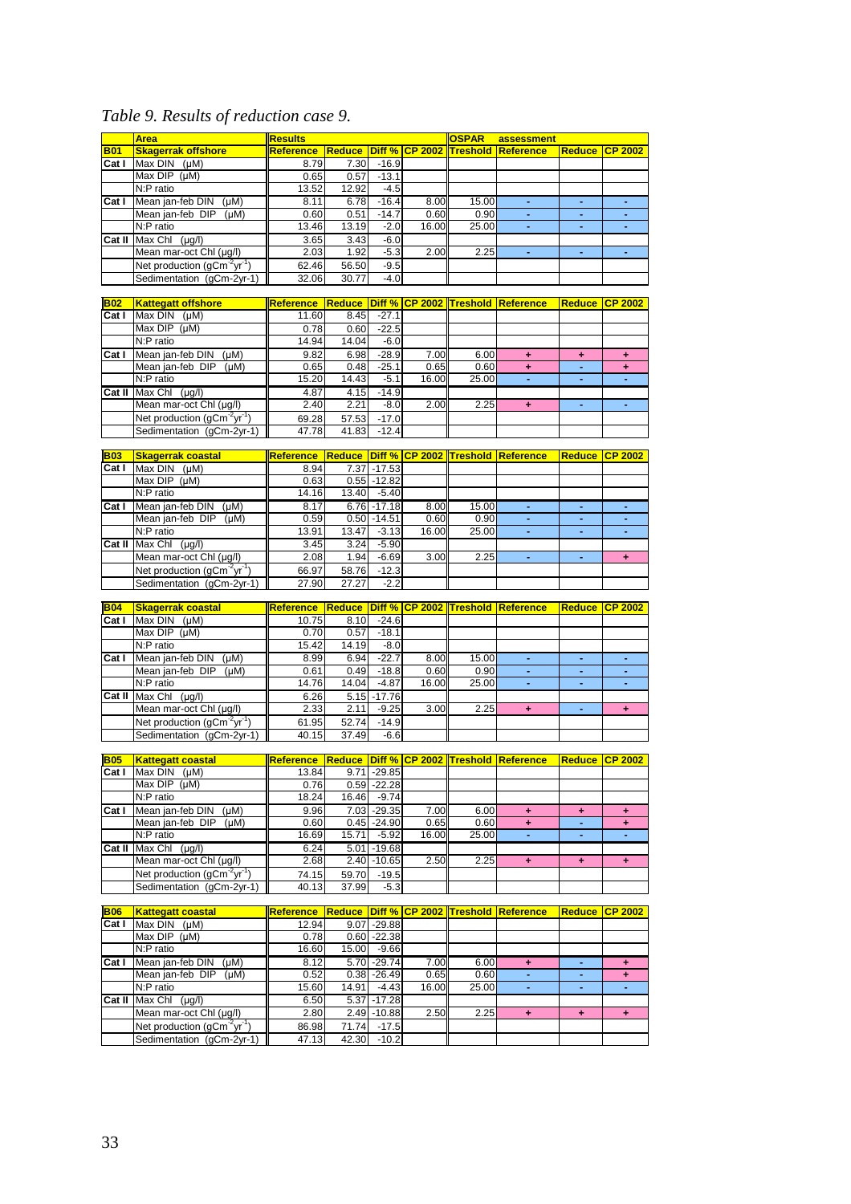*Table 9. Results of reduction case 9.*

| | Area | Results | | | | OSPAR | assessment | | |
|---|---|---|---|---|---|---|---|---|---|
| **B01** | **Skagerrak offshore** | **Reference** | **Reduce** | **Diff %** | **CP 2002** | **Treshold** | **Reference** | **Reduce** | **CP 2002** |
| Cat I | Max DIN (µM) | 8.79 | 7.30 | -16.9 | | | | | |
| | Max DIP (µM) | 0.65 | 0.57 | -13.1 | | | | | |
| | N:P ratio | 13.52 | 12.92 | -4.5 | | | | | |
| Cat I | Mean jan-feb DIN (µM) | 8.11 | 6.78 | -16.4 | 8.00 | 15.00 | - | - | - |
| | Mean jan-feb DIP (µM) | 0.60 | 0.51 | -14.7 | 0.60 | 0.90 | - | - | - |
| | N:P ratio | 13.46 | 13.19 | -2.0 | 16.00 | 25.00 | - | - | - |
| Cat II | Max Chl (µg/l) | 3.65 | 3.43 | -6.0 | | | | | |
| | Mean mar-oct Chl (µg/l) | 2.03 | 1.92 | -5.3 | 2.00 | 2.25 | - | - | - |
| | Net production ($gCm^{-2}yr^{-1}$) | 62.46 | 56.50 | -9.5 | | | | | |
| | Sedimentation (gCm-2yr-1) | 32.06 | 30.77 | -4.0 | | | | | |
| **B02** | **Kattegatt offshore** | **Reference** | **Reduce** | **Diff %** | **CP 2002** | **Treshold** | **Reference** | **Reduce** | **CP 2002** |
| Cat I | Max DIN (µM) | 11.60 | 8.45 | -27.1 | | | | | |
| | Max DIP (µM) | 0.78 | 0.60 | -22.5 | | | | | |
| | N:P ratio | 14.94 | 14.04 | -6.0 | | | | | |
| Cat I | Mean jan-feb DIN (µM) | 9.82 | 6.98 | -28.9 | 7.00 | 6.00 | + | + | + |
| | Mean jan-feb DIP (µM) | 0.65 | 0.48 | -25.1 | 0.65 | 0.60 | + | - | + |
| | N:P ratio | 15.20 | 14.43 | -5.1 | 16.00 | 25.00 | - | - | - |
| Cat II | Max Chl (µg/l) | 4.87 | 4.15 | -14.9 | | | | | |
| | Mean mar-oct Chl (µg/l) | 2.40 | 2.21 | -8.0 | 2.00 | 2.25 | + | - | - |
| | Net production ($gCm^{-2}yr^{-1}$) | 69.28 | 57.53 | -17.0 | | | | | |
| | Sedimentation (gCm-2yr-1) | 47.78 | 41.83 | -12.4 | | | | | |
| **B03** | **Skagerrak coastal** | **Reference** | **Reduce** | **Diff %** | **CP 2002** | **Treshold** | **Reference** | **Reduce** | **CP 2002** |
| Cat I | Max DIN (µM) | 8.94 | 7.37 | -17.53 | | | | | |
| | Max DIP (µM) | 0.63 | 0.55 | -12.82 | | | | | |
| | N:P ratio | 14.16 | 13.40 | -5.40 | | | | | |
| Cat I | Mean jan-feb DIN (µM) | 8.17 | 6.76 | -17.18 | 8.00 | 15.00 | - | - | - |
| | Mean jan-feb DIP (µM) | 0.59 | 0.50 | -14.51 | 0.60 | 0.90 | - | - | - |
| | N:P ratio | 13.91 | 13.47 | -3.13 | 16.00 | 25.00 | - | - | - |
| Cat II | Max Chl (µg/l) | 3.45 | 3.24 | -5.90 | | | | | |
| | Mean mar-oct Chl (µg/l) | 2.08 | 1.94 | -6.69 | 3.00 | 2.25 | - | - | + |
| | Net production ($gCm^{-2}yr^{-1}$) | 66.97 | 58.76 | -12.3 | | | | | |
| | Sedimentation (gCm-2yr-1) | 27.90 | 27.27 | -2.2 | | | | | |
| **B04** | **Skagerrak coastal** | **Reference** | **Reduce** | **Diff %** | **CP 2002** | **Treshold** | **Reference** | **Reduce** | **CP 2002** |
| Cat I | Max DIN (µM) | 10.75 | 8.10 | -24.6 | | | | | |
| | Max DIP (µM) | 0.70 | 0.57 | -18.1 | | | | | |
| | N:P ratio | 15.42 | 14.19 | -8.0 | | | | | |
| Cat I | Mean jan-feb DIN (µM) | 8.99 | 6.94 | -22.7 | 8.00 | 15.00 | - | - | - |
| | Mean jan-feb DIP (µM) | 0.61 | 0.49 | -18.8 | 0.60 | 0.90 | - | - | - |
| | N:P ratio | 14.76 | 14.04 | -4.87 | 16.00 | 25.00 | - | - | - |
| Cat II | Max Chl (µg/l) | 6.26 | 5.15 | -17.76 | | | | | |
| | Mean mar-oct Chl (µg/l) | 2.33 | 2.11 | -9.25 | 3.00 | 2.25 | + | - | + |
| | Net production ($gCm^{-2}yr^{-1}$) | 61.95 | 52.74 | -14.9 | | | | | |
| | Sedimentation (gCm-2yr-1) | 40.15 | 37.49 | -6.6 | | | | | |
| **B05** | **Kattegatt coastal** | **Reference** | **Reduce** | **Diff %** | **CP 2002** | **Treshold** | **Reference** | **Reduce** | **CP 2002** |
| Cat I | Max DIN (µM) | 13.84 | 9.71 | -29.85 | | | | | |
| | Max DIP (µM) | 0.76 | 0.59 | -22.28 | | | | | |
| | N:P ratio | 18.24 | 16.46 | -9.74 | | | | | |
| Cat I | Mean jan-feb DIN (µM) | 9.96 | 7.03 | -29.35 | 7.00 | 6.00 | + | + | + |
| | Mean jan-feb DIP (µM) | 0.60 | 0.45 | -24.90 | 0.65 | 0.60 | + | - | + |
| | N:P ratio | 16.69 | 15.71 | -5.92 | 16.00 | 25.00 | - | - | - |
| Cat II | Max Chl (µg/l) | 6.24 | 5.01 | -19.68 | | | | | |
| | Mean mar-oct Chl (µg/l) | 2.68 | 2.40 | -10.65 | 2.50 | 2.25 | + | + | + |
| | Net production ($gCm^{-2}yr^{-1}$) | 74.15 | 59.70 | -19.5 | | | | | |
| | Sedimentation (gCm-2yr-1) | 40.13 | 37.99 | -5.3 | | | | | |
| **B06** | **Kattegatt coastal** | **Reference** | **Reduce** | **Diff %** | **CP 2002** | **Treshold** | **Reference** | **Reduce** | **CP 2002** |
| Cat I | Max DIN (µM) | 12.94 | 9.07 | -29.88 | | | | | |
| | Max DIP (µM) | 0.78 | 0.60 | -22.38 | | | | | |
| | N:P ratio | 16.60 | 15.00 | -9.66 | | | | | |
| Cat I | Mean jan-feb DIN (µM) | 8.12 | 5.70 | -29.74 | 7.00 | 6.00 | + | - | + |
| | Mean jan-feb DIP (µM) | 0.52 | 0.38 | -26.49 | 0.65 | 0.60 | - | - | + |
| | N:P ratio | 15.60 | 14.91 | -4.43 | 16.00 | 25.00 | - | - | - |
| Cat II | Max Chl (µg/l) | 6.50 | 5.37 | -17.28 | | | | | |
| | Mean mar-oct Chl (µg/l) | 2.80 | 2.49 | -10.88 | 2.50 | 2.25 | + | + | + |
| | Net production ($gCm^{-2}yr^{-1}$) | 86.98 | 71.74 | -17.5 | | | | | |
| | Sedimentation (gCm-2yr-1) | 47.13 | 42.30 | -10.2 | | | | | |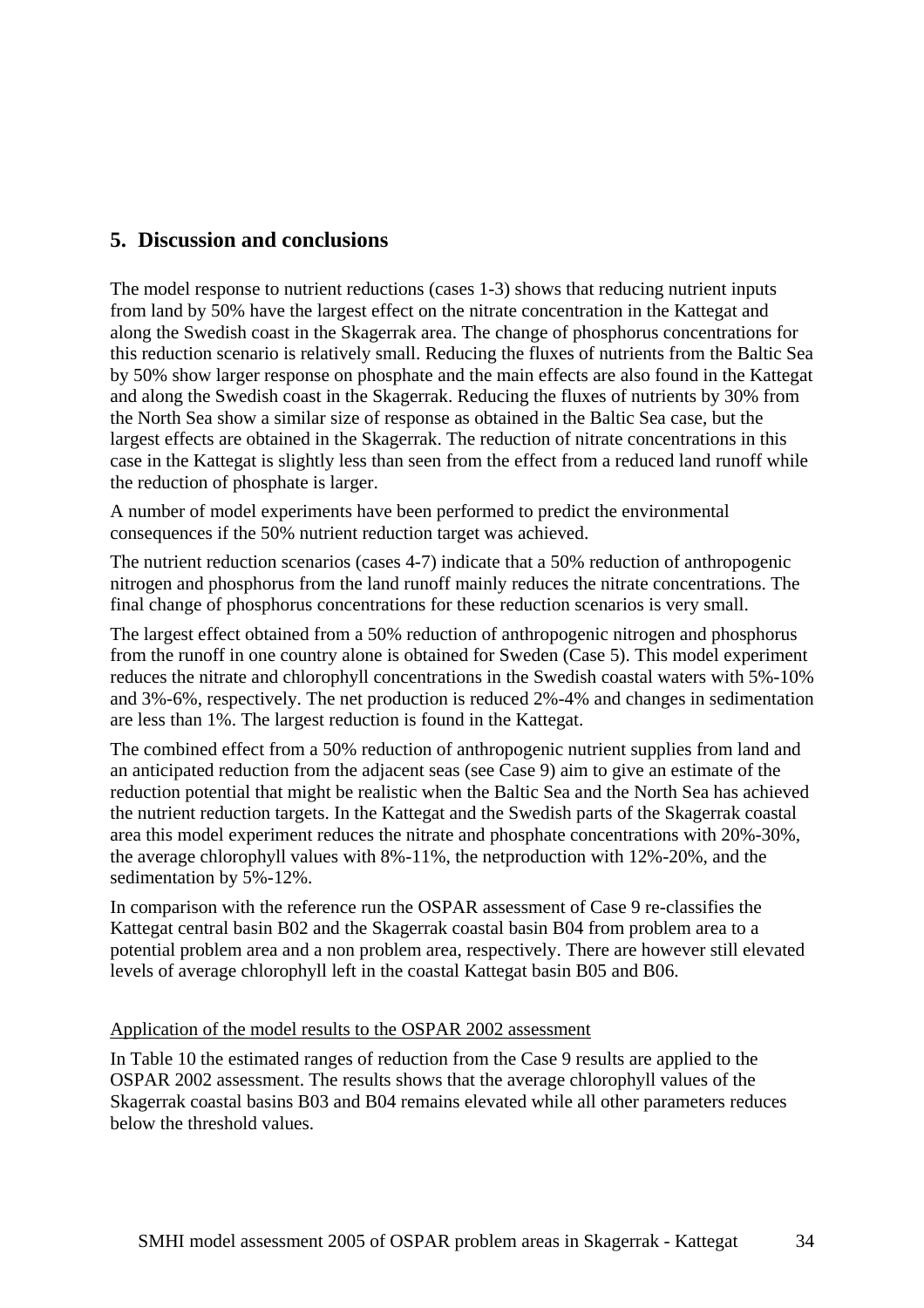## 5. Discussion and conclusions

The model response to nutrient reductions (cases 1-3) shows that reducing nutrient inputs from land by 50% have the largest effect on the nitrate concentration in the Kattegat and along the Swedish coast in the Skagerrak area. The change of phosphorus concentrations for this reduction scenario is relatively small. Reducing the fluxes of nutrients from the Baltic Sea by 50% show larger response on phosphate and the main effects are also found in the Kattegat and along the Swedish coast in the Skagerrak. Reducing the fluxes of nutrients by 30% from the North Sea show a similar size of response as obtained in the Baltic Sea case, but the largest effects are obtained in the Skagerrak. The reduction of nitrate concentrations in this case in the Kattegat is slightly less than seen from the effect from a reduced land runoff while the reduction of phosphate is larger.

A number of model experiments have been performed to predict the environmental consequences if the 50% nutrient reduction target was achieved.

The nutrient reduction scenarios (cases 4-7) indicate that a 50% reduction of anthropogenic nitrogen and phosphorus from the land runoff mainly reduces the nitrate concentrations. The final change of phosphorus concentrations for these reduction scenarios is very small.

The largest effect obtained from a 50% reduction of anthropogenic nitrogen and phosphorus from the runoff in one country alone is obtained for Sweden (Case 5). This model experiment reduces the nitrate and chlorophyll concentrations in the Swedish coastal waters with 5%-10% and 3%-6%, respectively. The net production is reduced 2%-4% and changes in sedimentation are less than 1%. The largest reduction is found in the Kattegat.

The combined effect from a 50% reduction of anthropogenic nutrient supplies from land and an anticipated reduction from the adjacent seas (see Case 9) aim to give an estimate of the reduction potential that might be realistic when the Baltic Sea and the North Sea has achieved the nutrient reduction targets. In the Kattegat and the Swedish parts of the Skagerrak coastal area this model experiment reduces the nitrate and phosphate concentrations with 20%-30%, the average chlorophyll values with 8%-11%, the netproduction with 12%-20%, and the sedimentation by 5%-12%.

In comparison with the reference run the OSPAR assessment of Case 9 re-classifies the Kattegat central basin B02 and the Skagerrak coastal basin B04 from problem area to a potential problem area and a non problem area, respectively. There are however still elevated levels of average chlorophyll left in the coastal Kattegat basin B05 and B06.

Application of the model results to the OSPAR 2002 assessment

In Table 10 the estimated ranges of reduction from the Case 9 results are applied to the OSPAR 2002 assessment. The results shows that the average chlorophyll values of the Skagerrak coastal basins B03 and B04 remains elevated while all other parameters reduces below the threshold values.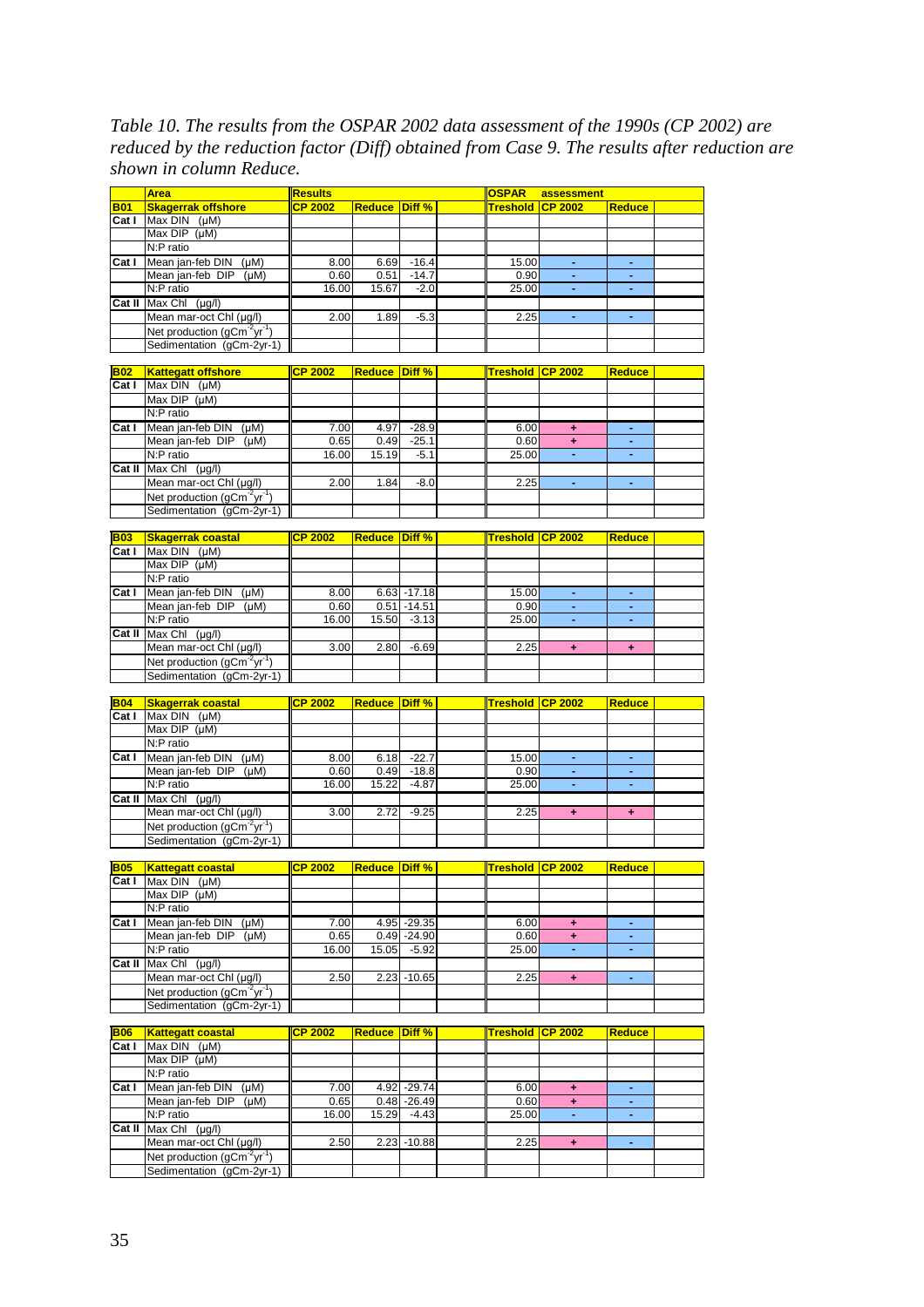*Table 10. The results from the OSPAR 2002 data assessment of the 1990s (CP 2002) are reduced by the reduction factor (Diff) obtained from Case 9. The results after reduction are shown in column Reduce.*

| | Area | Results | | | | OSPAR assessment | | | |
|---|---|---|---|---|---|---|---|---|---|
| **B01** | **Skagerrak offshore** | **CP 2002** | **Reduce** | **Diff %** | | **Treshold** | **CP 2002** | **Reduce** | |
| Cat I | Max DIN (µM) | | | | | | | | |
| | Max DIP (µM) | | | | | | | | |
| | N:P ratio | | | | | | | | |
| Cat I | Mean jan-feb DIN (µM) | 8.00 | 6.69 | -16.4 | | 15.00 | - | - | |
| | Mean jan-feb DIP (µM) | 0.60 | 0.51 | -14.7 | | 0.90 | - | - | |
| | N:P ratio | 16.00 | 15.67 | -2.0 | | 25.00 | - | - | |
| Cat II | Max Chl (µg/l) | | | | | | | | |
| | Mean mar-oct Chl (µg/l) | 2.00 | 1.89 | -5.3 | | 2.25 | - | - | |
| | Net production ($gCm^{-2}yr^{-1}$) | | | | | | | | |
| | Sedimentation (gCm-2yr-1) | | | | | | | | |
| **B02** | **Kattegatt offshore** | **CP 2002** | **Reduce** | **Diff %** | | **Treshold** | **CP 2002** | **Reduce** | |
| Cat I | Max DIN (µM) | | | | | | | | |
| | Max DIP (µM) | | | | | | | | |
| | N:P ratio | | | | | | | | |
| Cat I | Mean jan-feb DIN (µM) | 7.00 | 4.97 | -28.9 | | 6.00 | + | - | |
| | Mean jan-feb DIP (µM) | 0.65 | 0.49 | -25.1 | | 0.60 | + | - | |
| | N:P ratio | 16.00 | 15.19 | -5.1 | | 25.00 | - | - | |
| Cat II | Max Chl (µg/l) | | | | | | | | |
| | Mean mar-oct Chl (µg/l) | 2.00 | 1.84 | -8.0 | | 2.25 | - | - | |
| | Net production ($gCm^{-2}yr^{-1}$) | | | | | | | | |
| | Sedimentation (gCm-2yr-1) | | | | | | | | |
| **B03** | **Skagerrak coastal** | **CP 2002** | **Reduce** | **Diff %** | | **Treshold** | **CP 2002** | **Reduce** | |
| Cat I | Max DIN (µM) | | | | | | | | |
| | Max DIP (µM) | | | | | | | | |
| | N:P ratio | | | | | | | | |
| Cat I | Mean jan-feb DIN (µM) | 8.00 | 6.63 | -17.18 | | 15.00 | - | - | |
| | Mean jan-feb DIP (µM) | 0.60 | 0.51 | -14.51 | | 0.90 | - | - | |
| | N:P ratio | 16.00 | 15.50 | -3.13 | | 25.00 | - | - | |
| Cat II | Max Chl (µg/l) | | | | | | | | |
| | Mean mar-oct Chl (µg/l) | 3.00 | 2.80 | -6.69 | | 2.25 | + | + | |
| | Net production ($gCm^{-2}yr^{-1}$) | | | | | | | | |
| | Sedimentation (gCm-2yr-1) | | | | | | | | |
| **B04** | **Skagerrak coastal** | **CP 2002** | **Reduce** | **Diff %** | | **Treshold** | **CP 2002** | **Reduce** | |
| Cat I | Max DIN (µM) | | | | | | | | |
| | Max DIP (µM) | | | | | | | | |
| | N:P ratio | | | | | | | | |
| Cat I | Mean jan-feb DIN (µM) | 8.00 | 6.18 | -22.7 | | 15.00 | - | - | |
| | Mean jan-feb DIP (µM) | 0.60 | 0.49 | -18.8 | | 0.90 | - | - | |
| | N:P ratio | 16.00 | 15.22 | -4.87 | | 25.00 | - | - | |
| Cat II | Max Chl (µg/l) | | | | | | | | |
| | Mean mar-oct Chl (µg/l) | 3.00 | 2.72 | -9.25 | | 2.25 | + | + | |
| | Net production ($gCm^{-2}yr^{-1}$) | | | | | | | | |
| | Sedimentation (gCm-2yr-1) | | | | | | | | |
| **B05** | **Kattegatt coastal** | **CP 2002** | **Reduce** | **Diff %** | | **Treshold** | **CP 2002** | **Reduce** | |
| Cat I | Max DIN (µM) | | | | | | | | |
| | Max DIP (µM) | | | | | | | | |
| | N:P ratio | | | | | | | | |
| Cat I | Mean jan-feb DIN (µM) | 7.00 | 4.95 | -29.35 | | 6.00 | + | - | |
| | Mean jan-feb DIP (µM) | 0.65 | 0.49 | -24.90 | | 0.60 | + | - | |
| | N:P ratio | 16.00 | 15.05 | -5.92 | | 25.00 | - | - | |
| Cat II | Max Chl (µg/l) | | | | | | | | |
| | Mean mar-oct Chl (µg/l) | 2.50 | 2.23 | -10.65 | | 2.25 | + | - | |
| | Net production ($gCm^{-2}yr^{-1}$) | | | | | | | | |
| | Sedimentation (gCm-2yr-1) | | | | | | | | |
| **B06** | **Kattegatt coastal** | **CP 2002** | **Reduce** | **Diff %** | | **Treshold** | **CP 2002** | **Reduce** | |
| Cat I | Max DIN (µM) | | | | | | | | |
| | Max DIP (µM) | | | | | | | | |
| | N:P ratio | | | | | | | | |
| Cat I | Mean jan-feb DIN (µM) | 7.00 | 4.92 | -29.74 | | 6.00 | + | - | |
| | Mean jan-feb DIP (µM) | 0.65 | 0.48 | -26.49 | | 0.60 | + | - | |
| | N:P ratio | 16.00 | 15.29 | -4.43 | | 25.00 | - | - | |
| Cat II | Max Chl (µg/l) | | | | | | | | |
| | Mean mar-oct Chl (µg/l) | 2.50 | 2.23 | -10.88 | | 2.25 | + | - | |
| | Net production ($gCm^{-2}yr^{-1}$) | | | | | | | | |
| | Sedimentation (gCm-2yr-1) | | | | | | | | |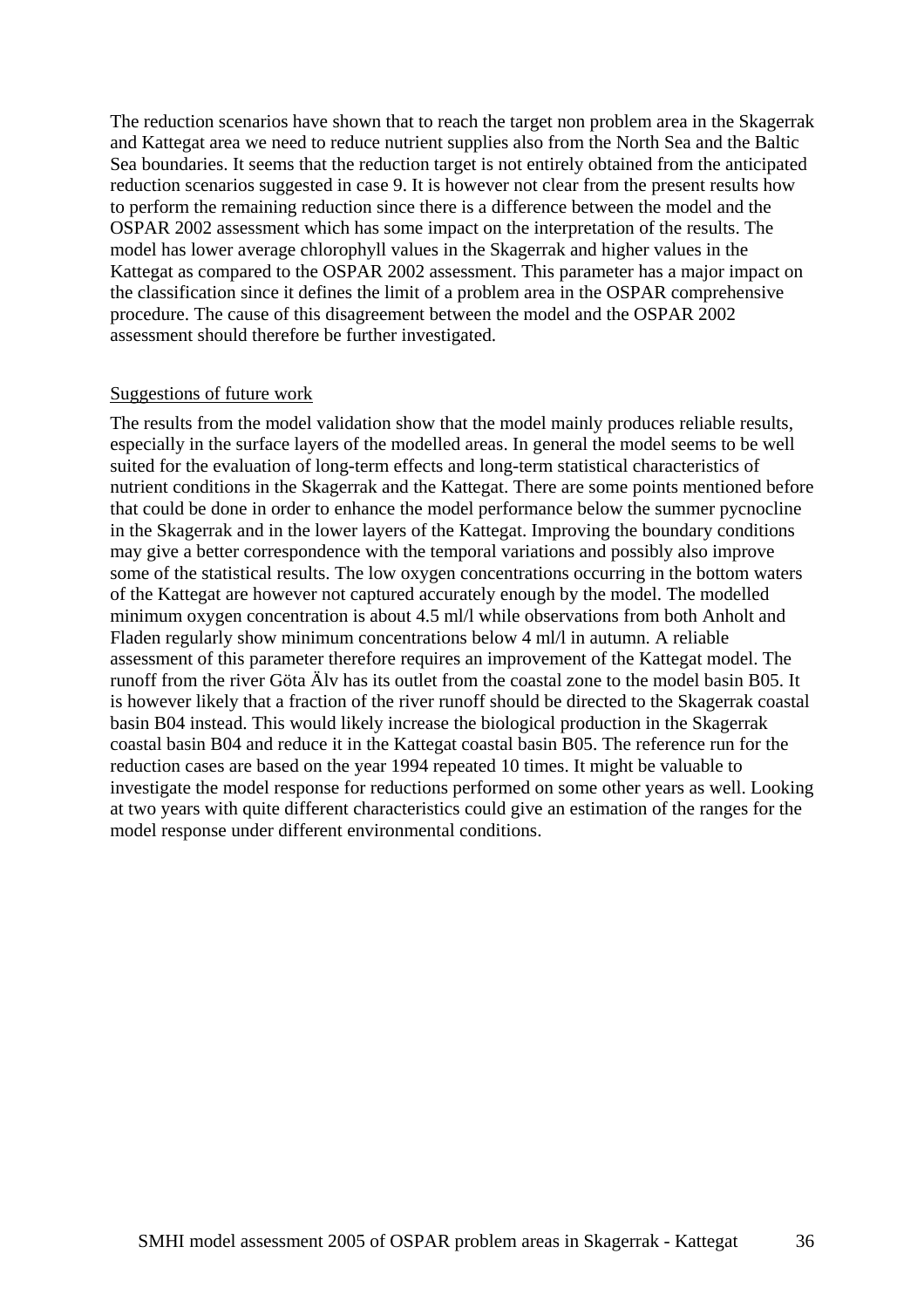The reduction scenarios have shown that to reach the target non problem area in the Skagerrak and Kattegat area we need to reduce nutrient supplies also from the North Sea and the Baltic Sea boundaries. It seems that the reduction target is not entirely obtained from the anticipated reduction scenarios suggested in case 9. It is however not clear from the present results how to perform the remaining reduction since there is a difference between the model and the OSPAR 2002 assessment which has some impact on the interpretation of the results. The model has lower average chlorophyll values in the Skagerrak and higher values in the Kattegat as compared to the OSPAR 2002 assessment. This parameter has a major impact on the classification since it defines the limit of a problem area in the OSPAR comprehensive procedure. The cause of this disagreement between the model and the OSPAR 2002 assessment should therefore be further investigated.

<u>Suggestions of future work</u>

The results from the model validation show that the model mainly produces reliable results, especially in the surface layers of the modelled areas. In general the model seems to be well suited for the evaluation of long-term effects and long-term statistical characteristics of nutrient conditions in the Skagerrak and the Kattegat. There are some points mentioned before that could be done in order to enhance the model performance below the summer pycnocline in the Skagerrak and in the lower layers of the Kattegat. Improving the boundary conditions may give a better correspondence with the temporal variations and possibly also improve some of the statistical results. The low oxygen concentrations occurring in the bottom waters of the Kattegat are however not captured accurately enough by the model. The modelled minimum oxygen concentration is about 4.5 ml/l while observations from both Anholt and Fladen regularly show minimum concentrations below 4 ml/l in autumn. A reliable assessment of this parameter therefore requires an improvement of the Kattegat model. The runoff from the river Göta Älv has its outlet from the coastal zone to the model basin B05. It is however likely that a fraction of the river runoff should be directed to the Skagerrak coastal basin B04 instead. This would likely increase the biological production in the Skagerrak coastal basin B04 and reduce it in the Kattegat coastal basin B05. The reference run for the reduction cases are based on the year 1994 repeated 10 times. It might be valuable to investigate the model response for reductions performed on some other years as well. Looking at two years with quite different characteristics could give an estimation of the ranges for the model response under different environmental conditions.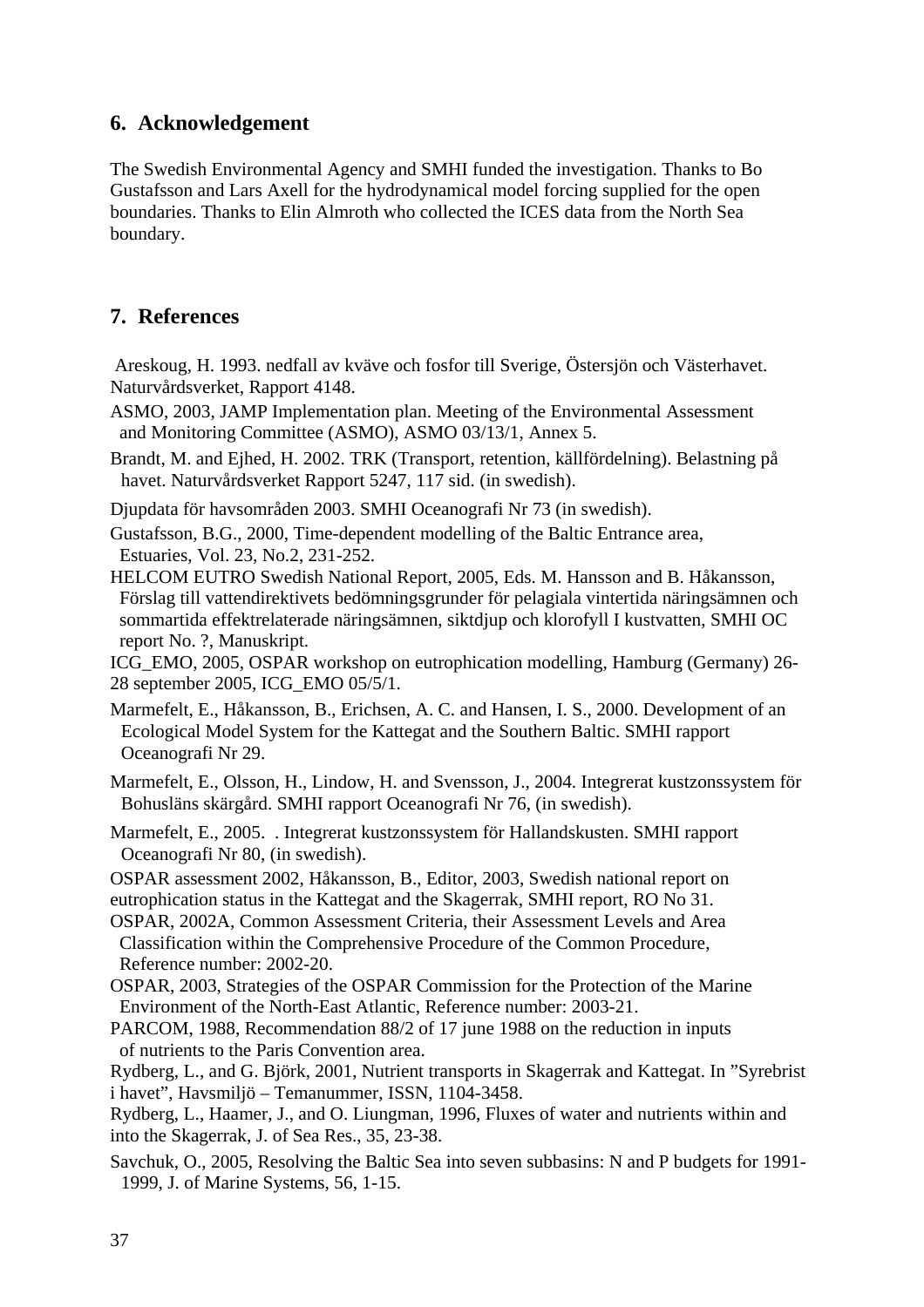## 6. Acknowledgement

The Swedish Environmental Agency and SMHI funded the investigation. Thanks to Bo Gustafsson and Lars Axell for the hydrodynamical model forcing supplied for the open boundaries. Thanks to Elin Almroth who collected the ICES data from the North Sea boundary.

## 7. References

Areskoug, H. 1993. nedfall av kväve och fosfor till Sverige, Östersjön och Västerhavet. Naturvårdsverket, Rapport 4148.

ASMO, 2003, JAMP Implementation plan. Meeting of the Environmental Assessment and Monitoring Committee (ASMO), ASMO 03/13/1, Annex 5.

Brandt, M. and Ejhed, H. 2002. TRK (Transport, retention, källfördelning). Belastning på havet. Naturvårdsverket Rapport 5247, 117 sid. (in swedish).

Djupdata för havsområden 2003. SMHI Oceanografi Nr 73 (in swedish).

Gustafsson, B.G., 2000, Time-dependent modelling of the Baltic Entrance area, Estuaries, Vol. 23, No.2, 231-252.

HELCOM EUTRO Swedish National Report, 2005, Eds. M. Hansson and B. Håkansson, Förslag till vattendirektivets bedömningsgrunder för pelagiala vintertida näringsämnen och sommartida effektrelaterade näringsämnen, siktdjup och klorofyll I kustvatten, SMHI OC report No. ?, Manuskript.

ICG_EMO, 2005, OSPAR workshop on eutrophication modelling, Hamburg (Germany) 26-28 september 2005, ICG_EMO 05/5/1.

Marmefelt, E., Håkansson, B., Erichsen, A. C. and Hansen, I. S., 2000. Development of an Ecological Model System for the Kattegat and the Southern Baltic. SMHI rapport Oceanografi Nr 29.

Marmefelt, E., Olsson, H., Lindow, H. and Svensson, J., 2004. Integrerat kustzonssystem för Bohusläns skärgård. SMHI rapport Oceanografi Nr 76, (in swedish).

Marmefelt, E., 2005. . Integrerat kustzonssystem för Hallandskusten. SMHI rapport Oceanografi Nr 80, (in swedish).

OSPAR assessment 2002, Håkansson, B., Editor, 2003, Swedish national report on eutrophication status in the Kattegat and the Skagerrak, SMHI report, RO No 31.

OSPAR, 2002A, Common Assessment Criteria, their Assessment Levels and Area Classification within the Comprehensive Procedure of the Common Procedure, Reference number: 2002-20.

OSPAR, 2003, Strategies of the OSPAR Commission for the Protection of the Marine Environment of the North-East Atlantic, Reference number: 2003-21.

PARCOM, 1988, Recommendation 88/2 of 17 june 1988 on the reduction in inputs of nutrients to the Paris Convention area.

Rydberg, L., and G. Björk, 2001, Nutrient transports in Skagerrak and Kattegat. In "Syrebrist i havet", Havsmiljö – Temanummer, ISSN, 1104-3458.

Rydberg, L., Haamer, J., and O. Liungman, 1996, Fluxes of water and nutrients within and into the Skagerrak, J. of Sea Res., 35, 23-38.

Savchuk, O., 2005, Resolving the Baltic Sea into seven subbasins: N and P budgets for 1991-1999, J. of Marine Systems, 56, 1-15.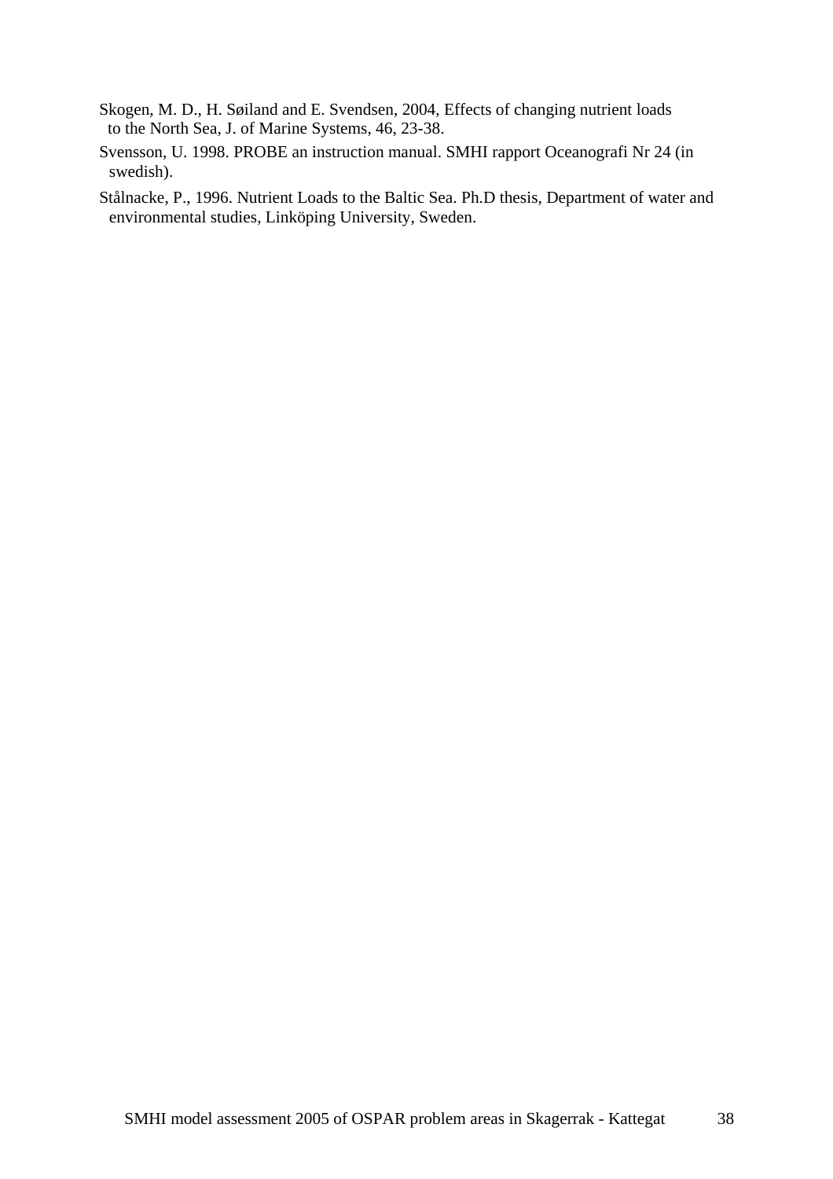Skogen, M. D., H. Søiland and E. Svendsen, 2004, Effects of changing nutrient loads to the North Sea, J. of Marine Systems, 46, 23-38.

Svensson, U. 1998. PROBE an instruction manual. SMHI rapport Oceanografi Nr 24 (in swedish).

Stålnacke, P., 1996. Nutrient Loads to the Baltic Sea. Ph.D thesis, Department of water and environmental studies, Linköping University, Sweden.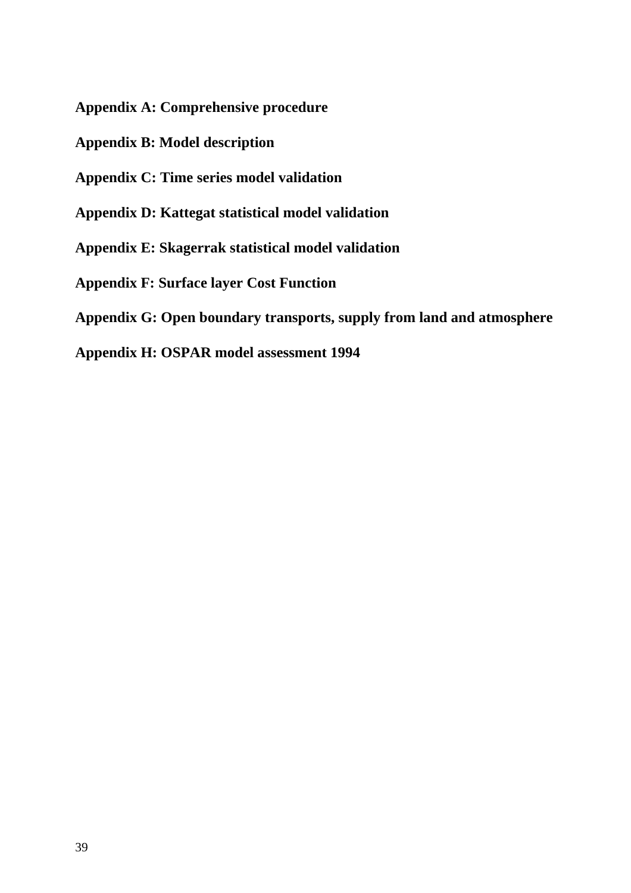**Appendix A: Comprehensive procedure**

**Appendix B: Model description**

**Appendix C: Time series model validation**

**Appendix D: Kattegat statistical model validation**

**Appendix E: Skagerrak statistical model validation**

**Appendix F: Surface layer Cost Function**

**Appendix G: Open boundary transports, supply from land and atmosphere**

**Appendix H: OSPAR model assessment 1994**